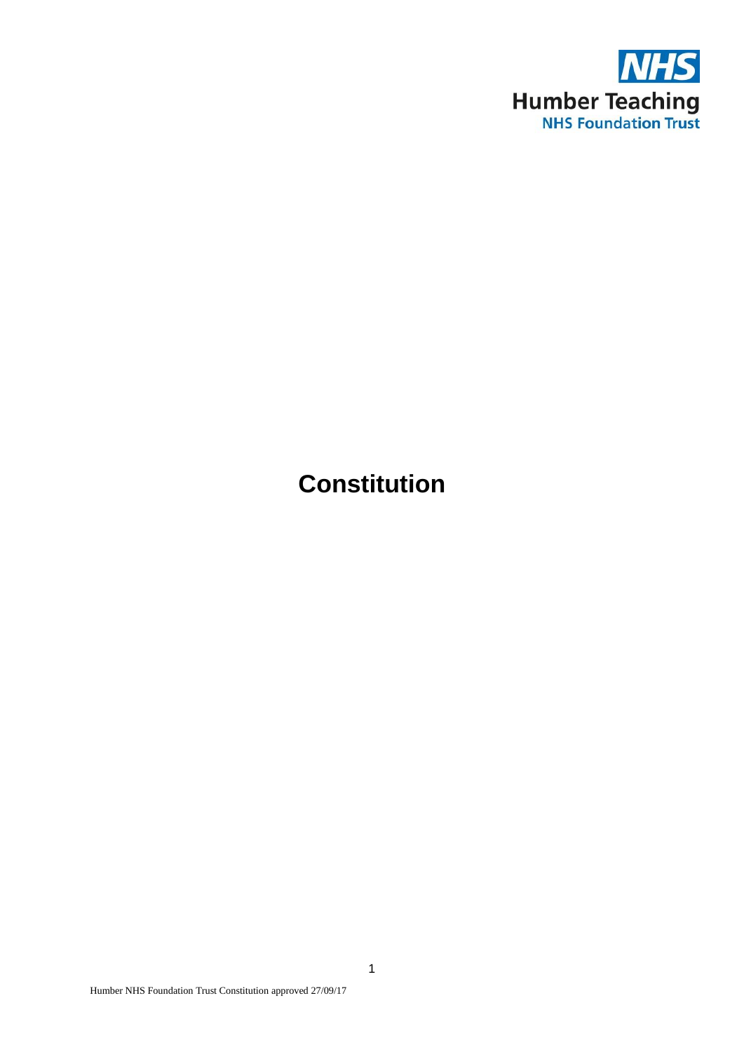NHS

Humber Teaching
NHS Foundation Trust

# Constitution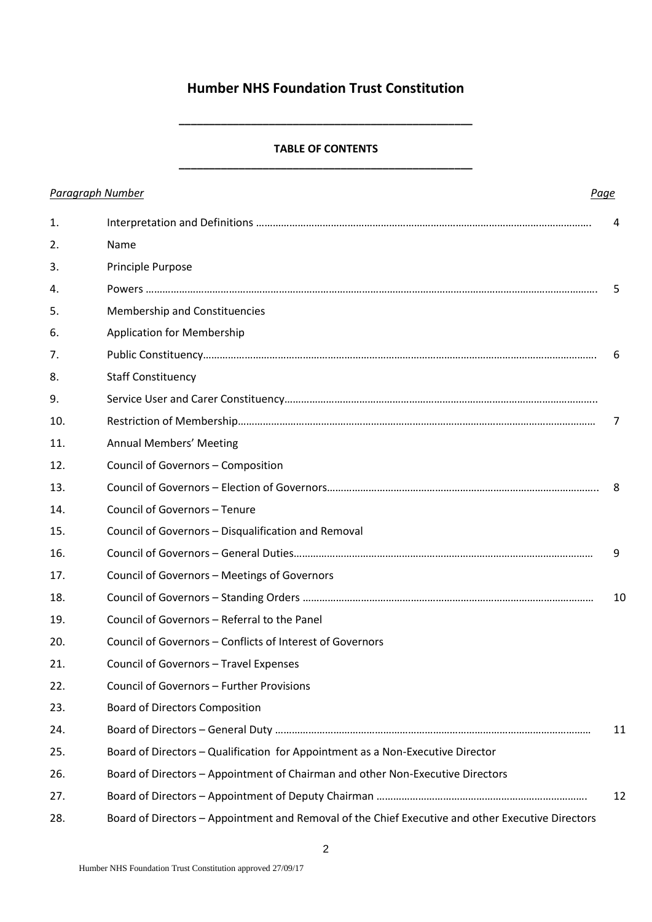# Humber NHS Foundation Trust Constitution

**TABLE OF CONTENTS**

| *Paragraph Number* | | *Page* |
|---|---|---|
| 1. | Interpretation and Definitions | 4 |
| 2. | Name | |
| 3. | Principle Purpose | |
| 4. | Powers | 5 |
| 5. | Membership and Constituencies | |
| 6. | Application for Membership | |
| 7. | Public Constituency | 6 |
| 8. | Staff Constituency | |
| 9. | Service User and Carer Constituency | |
| 10. | Restriction of Membership | 7 |
| 11. | Annual Members' Meeting | |
| 12. | Council of Governors – Composition | |
| 13. | Council of Governors – Election of Governors | 8 |
| 14. | Council of Governors – Tenure | |
| 15. | Council of Governors – Disqualification and Removal | |
| 16. | Council of Governors – General Duties | 9 |
| 17. | Council of Governors – Meetings of Governors | |
| 18. | Council of Governors – Standing Orders | 10 |
| 19. | Council of Governors – Referral to the Panel | |
| 20. | Council of Governors – Conflicts of Interest of Governors | |
| 21. | Council of Governors – Travel Expenses | |
| 22. | Council of Governors – Further Provisions | |
| 23. | Board of Directors Composition | |
| 24. | Board of Directors – General Duty | 11 |
| 25. | Board of Directors – Qualification for Appointment as a Non-Executive Director | |
| 26. | Board of Directors – Appointment of Chairman and other Non-Executive Directors | |
| 27. | Board of Directors – Appointment of Deputy Chairman | 12 |
| 28. | Board of Directors – Appointment and Removal of the Chief Executive and other Executive Directors | |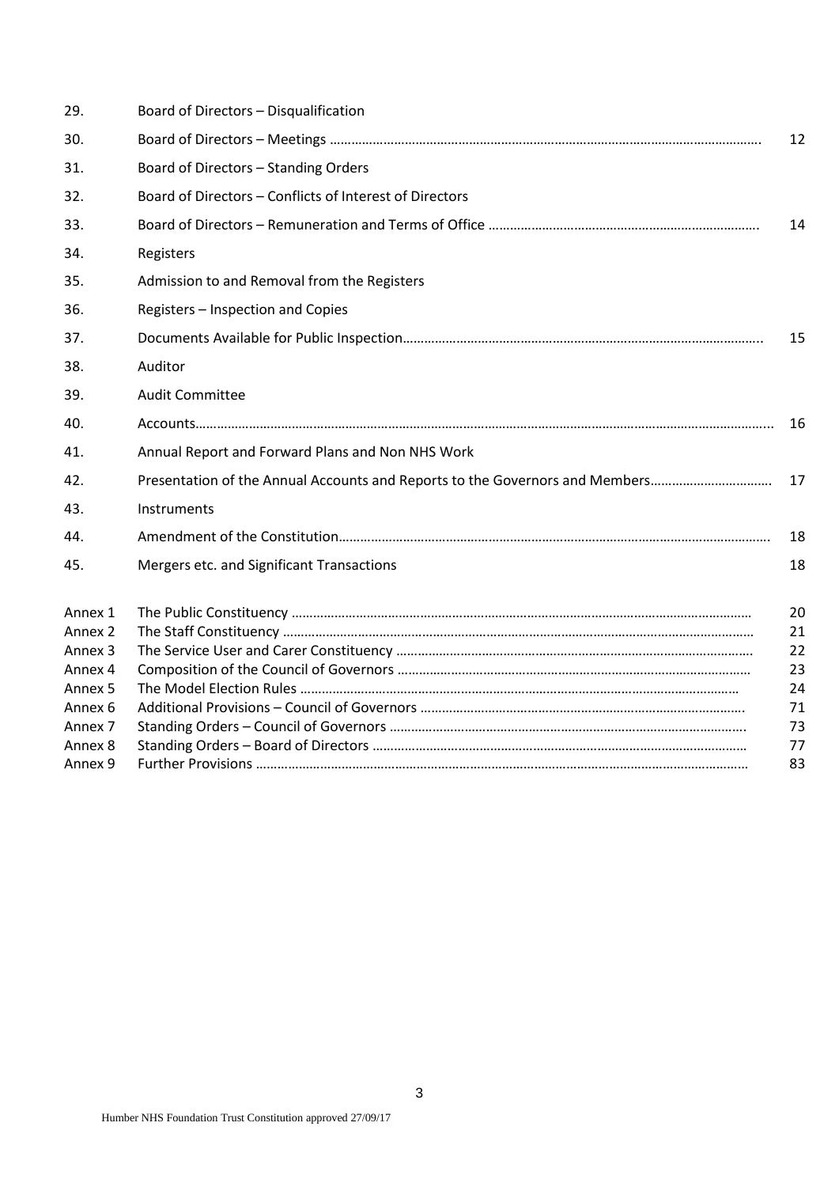| | | |
|---|---|---|
| 29. | Board of Directors – Disqualification | |
| 30. | Board of Directors – Meetings | 12 |
| 31. | Board of Directors – Standing Orders | |
| 32. | Board of Directors – Conflicts of Interest of Directors | |
| 33. | Board of Directors – Remuneration and Terms of Office | 14 |
| 34. | Registers | |
| 35. | Admission to and Removal from the Registers | |
| 36. | Registers – Inspection and Copies | |
| 37. | Documents Available for Public Inspection | 15 |
| 38. | Auditor | |
| 39. | Audit Committee | |
| 40. | Accounts | 16 |
| 41. | Annual Report and Forward Plans and Non NHS Work | |
| 42. | Presentation of the Annual Accounts and Reports to the Governors and Members | 17 |
| 43. | Instruments | |
| 44. | Amendment of the Constitution | 18 |
| 45. | Mergers etc. and Significant Transactions | 18 |
| Annex 1 | The Public Constituency | 20 |
| Annex 2 | The Staff Constituency | 21 |
| Annex 3 | The Service User and Carer Constituency | 22 |
| Annex 4 | Composition of the Council of Governors | 23 |
| Annex 5 | The Model Election Rules | 24 |
| Annex 6 | Additional Provisions – Council of Governors | 71 |
| Annex 7 | Standing Orders – Council of Governors | 73 |
| Annex 8 | Standing Orders – Board of Directors | 77 |
| Annex 9 | Further Provisions | 83 |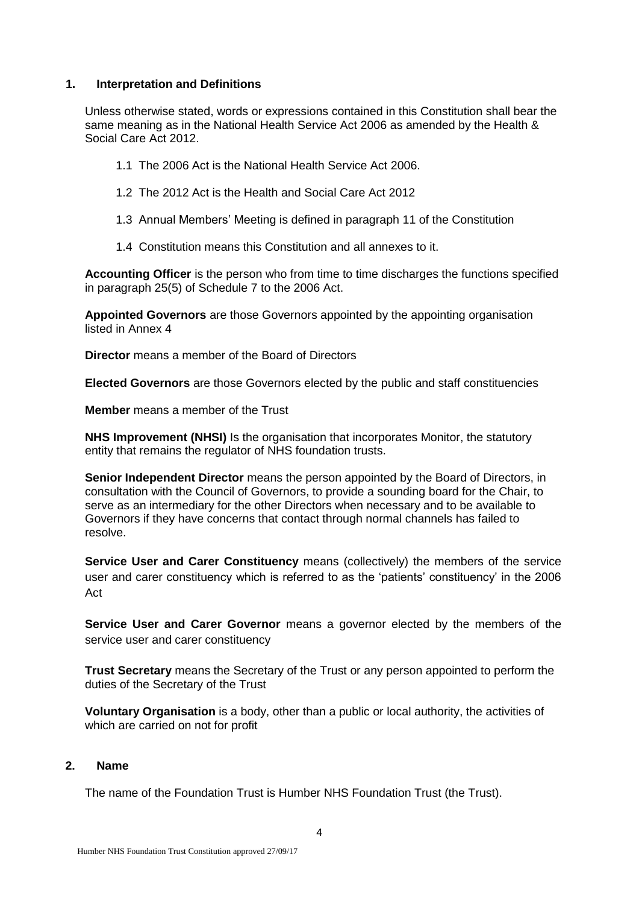## 1. Interpretation and Definitions

Unless otherwise stated, words or expressions contained in this Constitution shall bear the same meaning as in the National Health Service Act 2006 as amended by the Health & Social Care Act 2012.

1.1 The 2006 Act is the National Health Service Act 2006.

1.2 The 2012 Act is the Health and Social Care Act 2012

1.3 Annual Members' Meeting is defined in paragraph 11 of the Constitution

1.4 Constitution means this Constitution and all annexes to it.

**Accounting Officer** is the person who from time to time discharges the functions specified in paragraph 25(5) of Schedule 7 to the 2006 Act.

**Appointed Governors** are those Governors appointed by the appointing organisation listed in Annex 4

**Director** means a member of the Board of Directors

**Elected Governors** are those Governors elected by the public and staff constituencies

**Member** means a member of the Trust

**NHS Improvement (NHSI)** Is the organisation that incorporates Monitor, the statutory entity that remains the regulator of NHS foundation trusts.

**Senior Independent Director** means the person appointed by the Board of Directors, in consultation with the Council of Governors, to provide a sounding board for the Chair, to serve as an intermediary for the other Directors when necessary and to be available to Governors if they have concerns that contact through normal channels has failed to resolve.

**Service User and Carer Constituency** means (collectively) the members of the service user and carer constituency which is referred to as the 'patients' constituency' in the 2006 Act

**Service User and Carer Governor** means a governor elected by the members of the service user and carer constituency

**Trust Secretary** means the Secretary of the Trust or any person appointed to perform the duties of the Secretary of the Trust

**Voluntary Organisation** is a body, other than a public or local authority, the activities of which are carried on not for profit

## 2. Name

The name of the Foundation Trust is Humber NHS Foundation Trust (the Trust).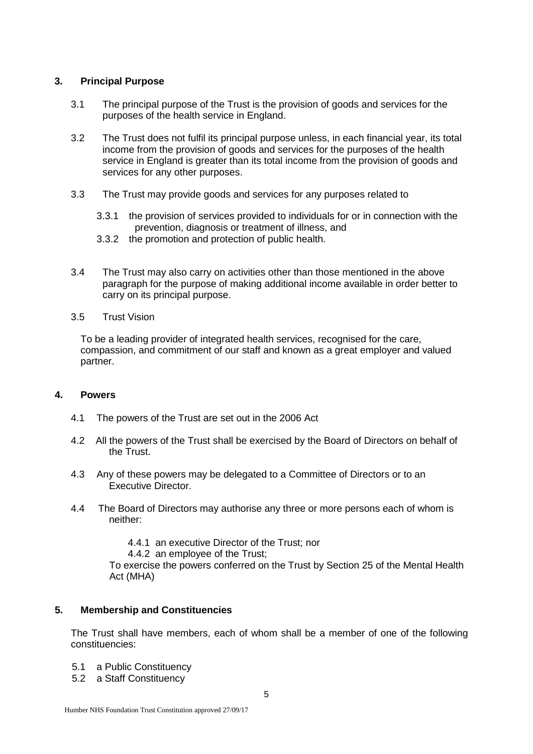## 3. Principal Purpose

3.1 The principal purpose of the Trust is the provision of goods and services for the purposes of the health service in England.

3.2 The Trust does not fulfil its principal purpose unless, in each financial year, its total income from the provision of goods and services for the purposes of the health service in England is greater than its total income from the provision of goods and services for any other purposes.

3.3 The Trust may provide goods and services for any purposes related to

3.3.1 the provision of services provided to individuals for or in connection with the prevention, diagnosis or treatment of illness, and

3.3.2 the promotion and protection of public health.

3.4 The Trust may also carry on activities other than those mentioned in the above paragraph for the purpose of making additional income available in order better to carry on its principal purpose.

3.5 Trust Vision

To be a leading provider of integrated health services, recognised for the care, compassion, and commitment of our staff and known as a great employer and valued partner.

## 4. Powers

4.1 The powers of the Trust are set out in the 2006 Act

4.2 All the powers of the Trust shall be exercised by the Board of Directors on behalf of the Trust.

4.3 Any of these powers may be delegated to a Committee of Directors or to an Executive Director.

4.4 The Board of Directors may authorise any three or more persons each of whom is neither:

4.4.1 an executive Director of the Trust; nor

4.4.2 an employee of the Trust;

To exercise the powers conferred on the Trust by Section 25 of the Mental Health Act (MHA)

## 5. Membership and Constituencies

The Trust shall have members, each of whom shall be a member of one of the following constituencies:

5.1 a Public Constituency

5.2 a Staff Constituency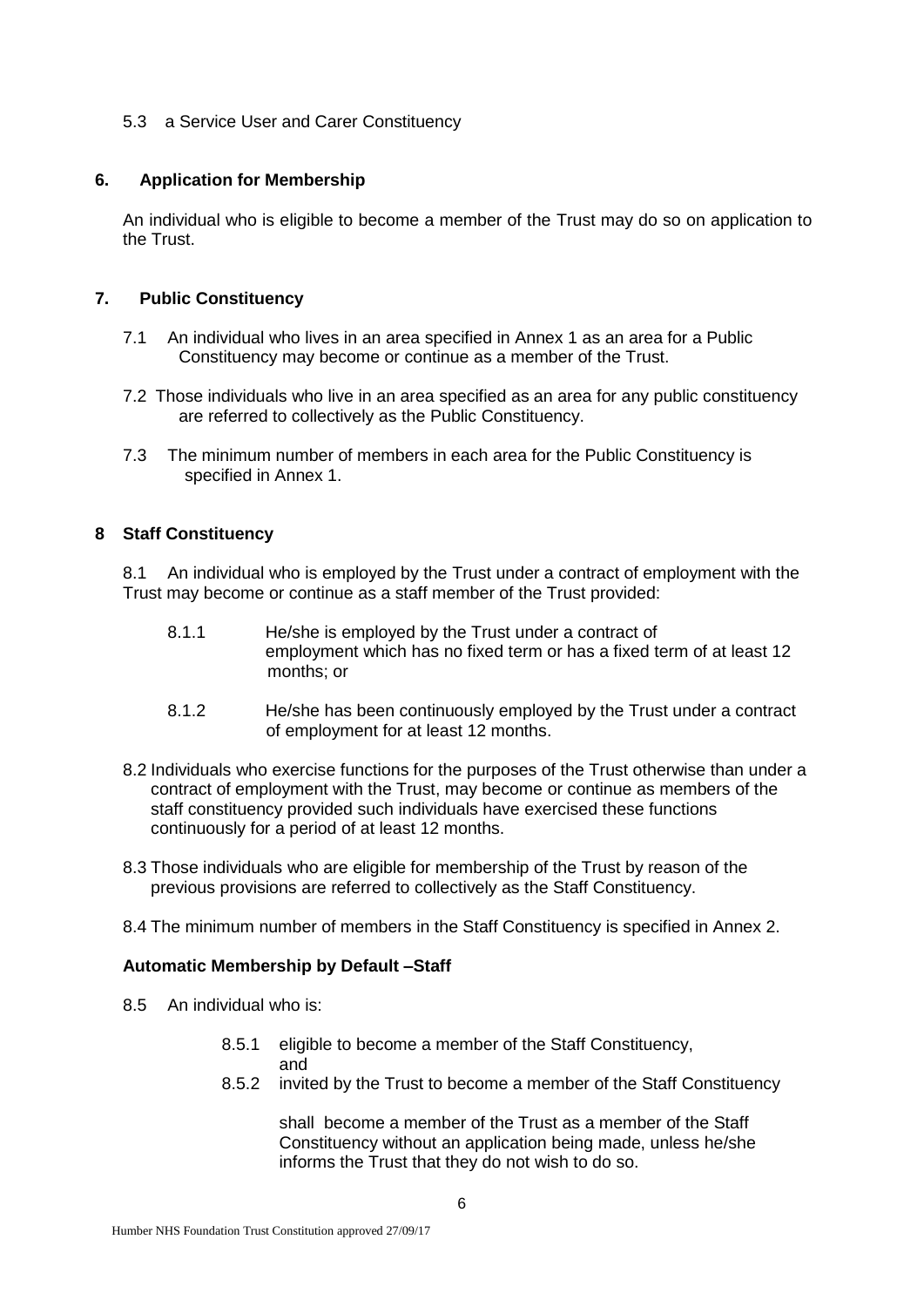5.3 a Service User and Carer Constituency

## 6. Application for Membership

An individual who is eligible to become a member of the Trust may do so on application to the Trust.

## 7. Public Constituency

7.1 An individual who lives in an area specified in Annex 1 as an area for a Public Constituency may become or continue as a member of the Trust.

7.2 Those individuals who live in an area specified as an area for any public constituency are referred to collectively as the Public Constituency.

7.3 The minimum number of members in each area for the Public Constituency is specified in Annex 1.

## 8 Staff Constituency

8.1 An individual who is employed by the Trust under a contract of employment with the Trust may become or continue as a staff member of the Trust provided:

- 8.1.1 He/she is employed by the Trust under a contract of employment which has no fixed term or has a fixed term of at least 12 months; or
- 8.1.2 He/she has been continuously employed by the Trust under a contract of employment for at least 12 months.

8.2 Individuals who exercise functions for the purposes of the Trust otherwise than under a contract of employment with the Trust, may become or continue as members of the staff constituency provided such individuals have exercised these functions continuously for a period of at least 12 months.

8.3 Those individuals who are eligible for membership of the Trust by reason of the previous provisions are referred to collectively as the Staff Constituency.

8.4 The minimum number of members in the Staff Constituency is specified in Annex 2.

### Automatic Membership by Default –Staff

8.5 An individual who is:

- 8.5.1 eligible to become a member of the Staff Constituency, and
- 8.5.2 invited by the Trust to become a member of the Staff Constituency

shall become a member of the Trust as a member of the Staff Constituency without an application being made, unless he/she informs the Trust that they do not wish to do so.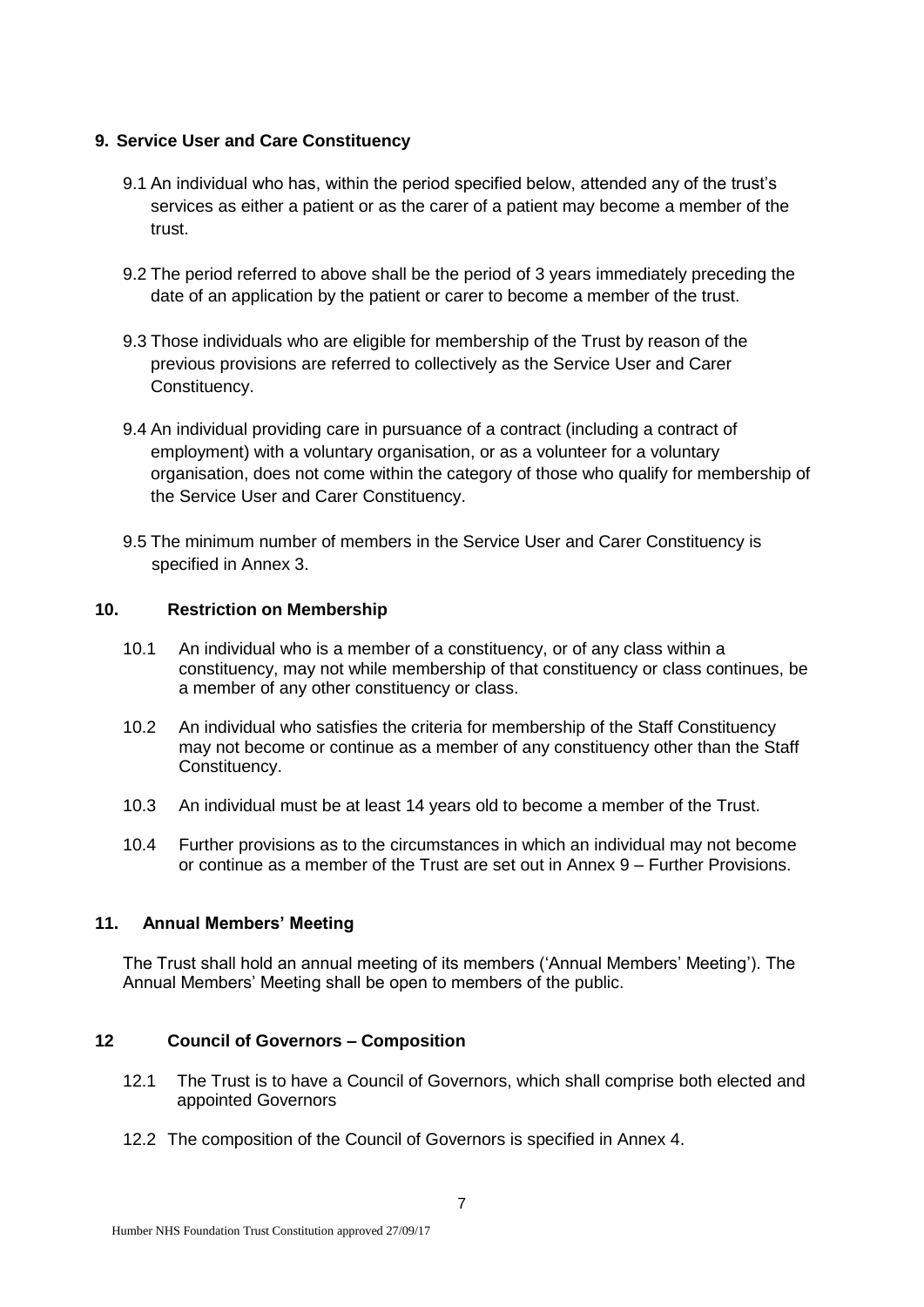## 9. Service User and Care Constituency

9.1 An individual who has, within the period specified below, attended any of the trust's services as either a patient or as the carer of a patient may become a member of the trust.

9.2 The period referred to above shall be the period of 3 years immediately preceding the date of an application by the patient or carer to become a member of the trust.

9.3 Those individuals who are eligible for membership of the Trust by reason of the previous provisions are referred to collectively as the Service User and Carer Constituency.

9.4 An individual providing care in pursuance of a contract (including a contract of employment) with a voluntary organisation, or as a volunteer for a voluntary organisation, does not come within the category of those who qualify for membership of the Service User and Carer Constituency.

9.5 The minimum number of members in the Service User and Carer Constituency is specified in Annex 3.

## 10. Restriction on Membership

10.1 An individual who is a member of a constituency, or of any class within a constituency, may not while membership of that constituency or class continues, be a member of any other constituency or class.

10.2 An individual who satisfies the criteria for membership of the Staff Constituency may not become or continue as a member of any constituency other than the Staff Constituency.

10.3 An individual must be at least 14 years old to become a member of the Trust.

10.4 Further provisions as to the circumstances in which an individual may not become or continue as a member of the Trust are set out in Annex 9 – Further Provisions.

## 11. Annual Members' Meeting

The Trust shall hold an annual meeting of its members ('Annual Members' Meeting'). The Annual Members' Meeting shall be open to members of the public.

## 12 Council of Governors – Composition

12.1 The Trust is to have a Council of Governors, which shall comprise both elected and appointed Governors

12.2 The composition of the Council of Governors is specified in Annex 4.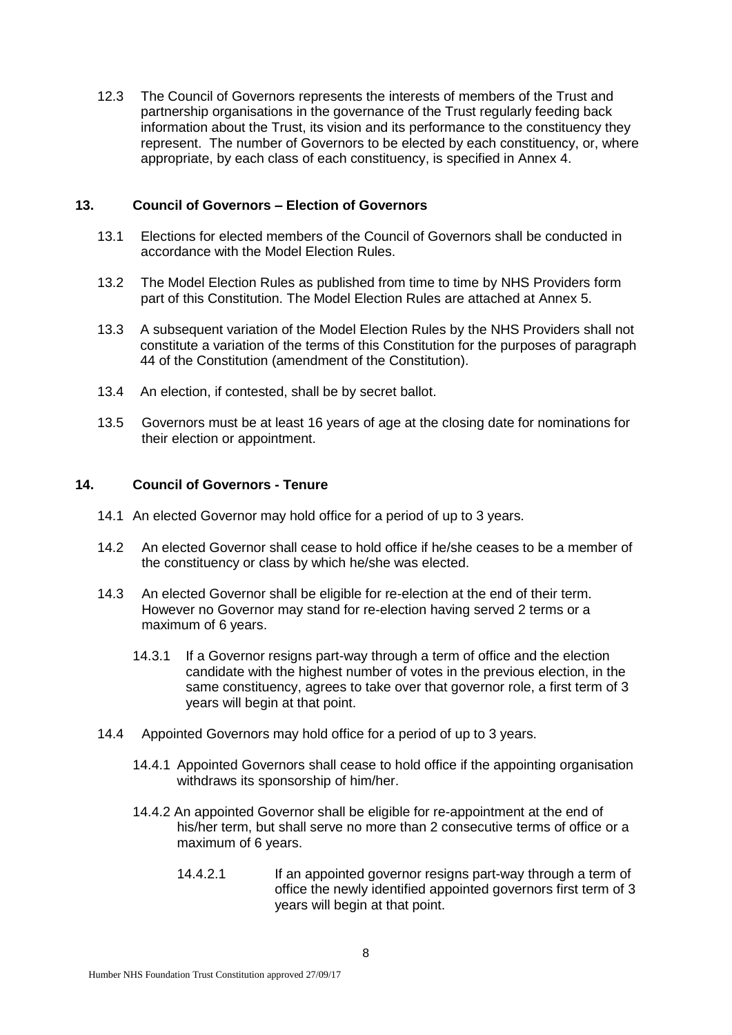12.3 The Council of Governors represents the interests of members of the Trust and partnership organisations in the governance of the Trust regularly feeding back information about the Trust, its vision and its performance to the constituency they represent. The number of Governors to be elected by each constituency, or, where appropriate, by each class of each constituency, is specified in Annex 4.

## 13. Council of Governors – Election of Governors

13.1 Elections for elected members of the Council of Governors shall be conducted in accordance with the Model Election Rules.

13.2 The Model Election Rules as published from time to time by NHS Providers form part of this Constitution. The Model Election Rules are attached at Annex 5.

13.3 A subsequent variation of the Model Election Rules by the NHS Providers shall not constitute a variation of the terms of this Constitution for the purposes of paragraph 44 of the Constitution (amendment of the Constitution).

13.4 An election, if contested, shall be by secret ballot.

13.5 Governors must be at least 16 years of age at the closing date for nominations for their election or appointment.

## 14. Council of Governors - Tenure

14.1 An elected Governor may hold office for a period of up to 3 years.

14.2 An elected Governor shall cease to hold office if he/she ceases to be a member of the constituency or class by which he/she was elected.

14.3 An elected Governor shall be eligible for re-election at the end of their term. However no Governor may stand for re-election having served 2 terms or a maximum of 6 years.

14.3.1 If a Governor resigns part-way through a term of office and the election candidate with the highest number of votes in the previous election, in the same constituency, agrees to take over that governor role, a first term of 3 years will begin at that point.

14.4 Appointed Governors may hold office for a period of up to 3 years.

14.4.1 Appointed Governors shall cease to hold office if the appointing organisation withdraws its sponsorship of him/her.

14.4.2 An appointed Governor shall be eligible for re-appointment at the end of his/her term, but shall serve no more than 2 consecutive terms of office or a maximum of 6 years.

14.4.2.1 If an appointed governor resigns part-way through a term of office the newly identified appointed governors first term of 3 years will begin at that point.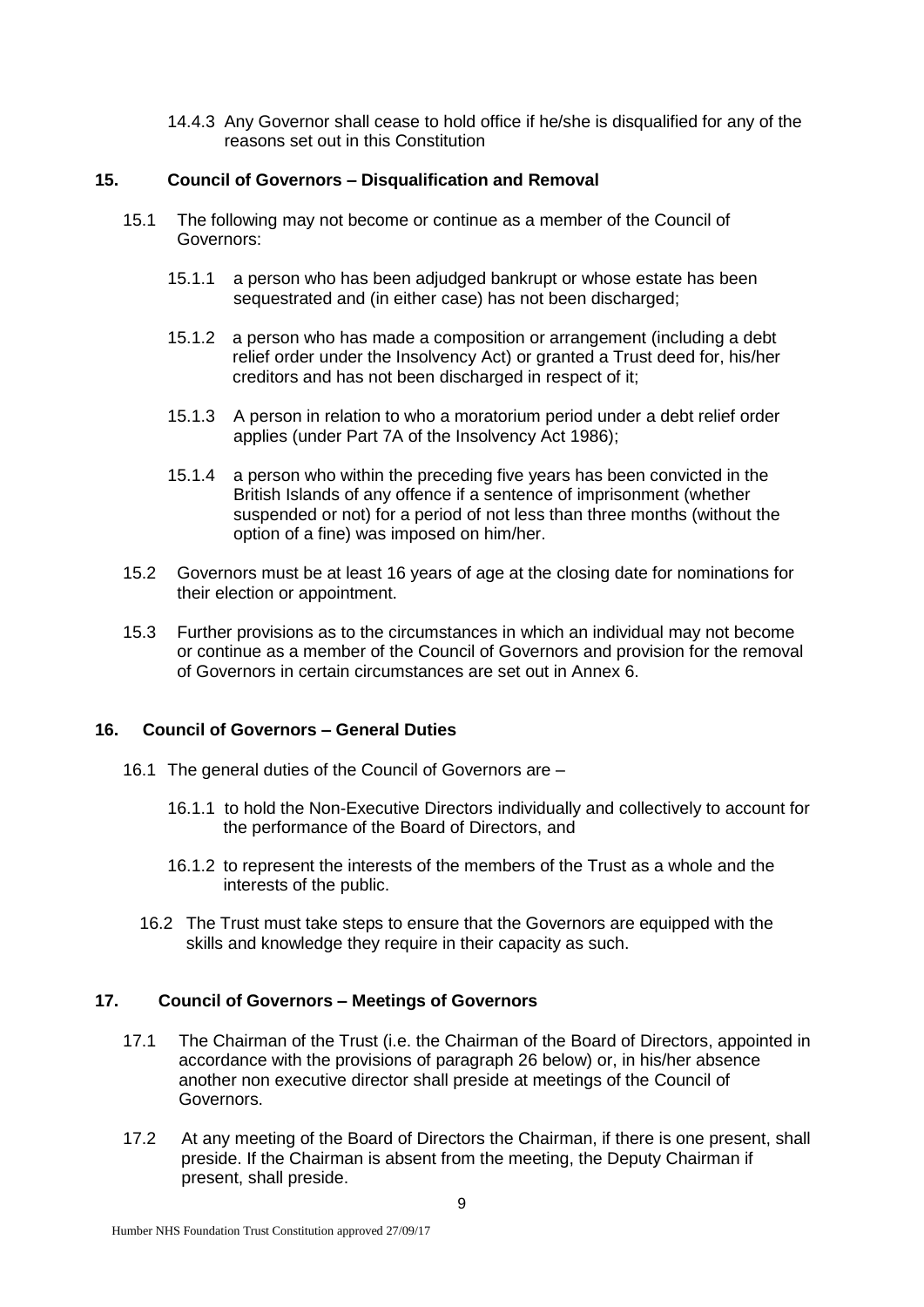14.4.3 Any Governor shall cease to hold office if he/she is disqualified for any of the reasons set out in this Constitution

## 15. Council of Governors – Disqualification and Removal

15.1 The following may not become or continue as a member of the Council of Governors:

15.1.1 a person who has been adjudged bankrupt or whose estate has been sequestrated and (in either case) has not been discharged;

15.1.2 a person who has made a composition or arrangement (including a debt relief order under the Insolvency Act) or granted a Trust deed for, his/her creditors and has not been discharged in respect of it;

15.1.3 A person in relation to who a moratorium period under a debt relief order applies (under Part 7A of the Insolvency Act 1986);

15.1.4 a person who within the preceding five years has been convicted in the British Islands of any offence if a sentence of imprisonment (whether suspended or not) for a period of not less than three months (without the option of a fine) was imposed on him/her.

15.2 Governors must be at least 16 years of age at the closing date for nominations for their election or appointment.

15.3 Further provisions as to the circumstances in which an individual may not become or continue as a member of the Council of Governors and provision for the removal of Governors in certain circumstances are set out in Annex 6.

## 16. Council of Governors – General Duties

16.1 The general duties of the Council of Governors are –

16.1.1 to hold the Non-Executive Directors individually and collectively to account for the performance of the Board of Directors, and

16.1.2 to represent the interests of the members of the Trust as a whole and the interests of the public.

16.2 The Trust must take steps to ensure that the Governors are equipped with the skills and knowledge they require in their capacity as such.

## 17. Council of Governors – Meetings of Governors

17.1 The Chairman of the Trust (i.e. the Chairman of the Board of Directors, appointed in accordance with the provisions of paragraph 26 below) or, in his/her absence another non executive director shall preside at meetings of the Council of Governors.

17.2 At any meeting of the Board of Directors the Chairman, if there is one present, shall preside. If the Chairman is absent from the meeting, the Deputy Chairman if present, shall preside.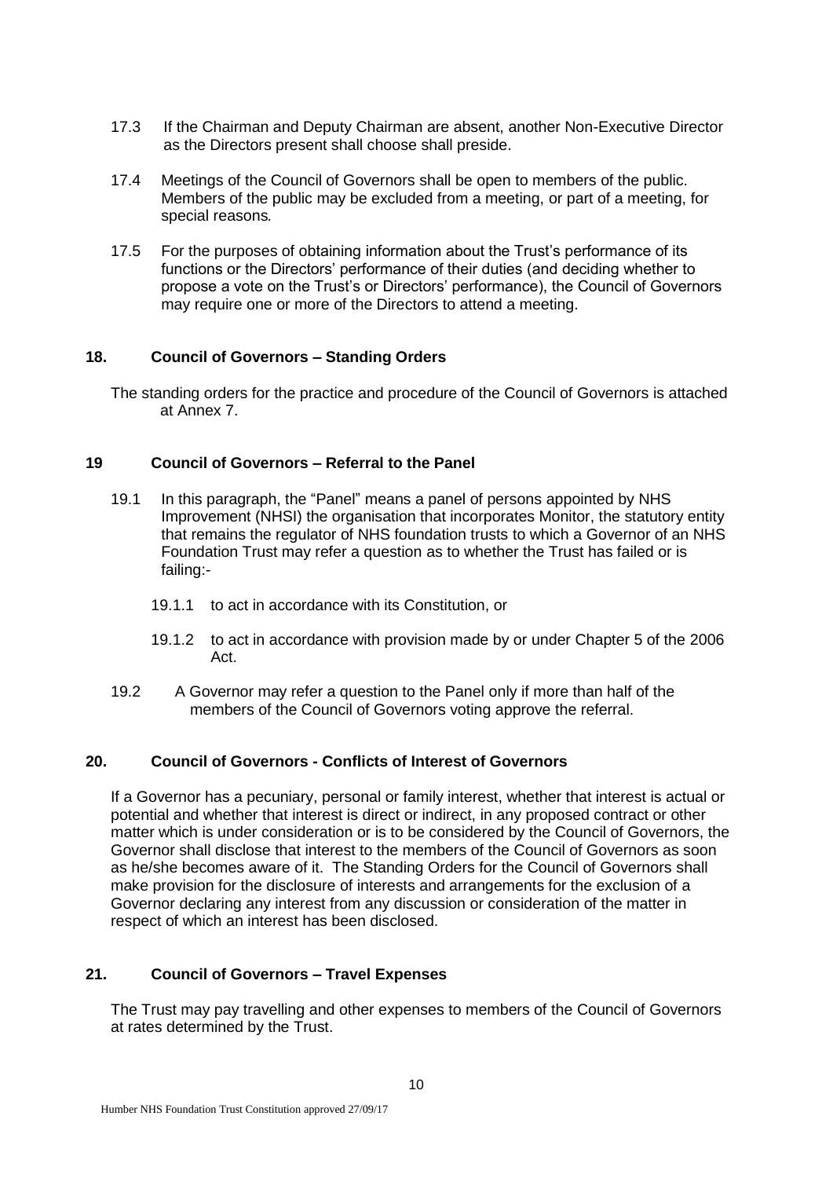17.3 If the Chairman and Deputy Chairman are absent, another Non-Executive Director as the Directors present shall choose shall preside.

17.4 Meetings of the Council of Governors shall be open to members of the public. Members of the public may be excluded from a meeting, or part of a meeting, for special reasons.

17.5 For the purposes of obtaining information about the Trust's performance of its functions or the Directors' performance of their duties (and deciding whether to propose a vote on the Trust's or Directors' performance), the Council of Governors may require one or more of the Directors to attend a meeting.

## 18. Council of Governors – Standing Orders

The standing orders for the practice and procedure of the Council of Governors is attached at Annex 7.

## 19 Council of Governors – Referral to the Panel

19.1 In this paragraph, the "Panel" means a panel of persons appointed by NHS Improvement (NHSI) the organisation that incorporates Monitor, the statutory entity that remains the regulator of NHS foundation trusts to which a Governor of an NHS Foundation Trust may refer a question as to whether the Trust has failed or is failing:-

19.1.1 to act in accordance with its Constitution, or

19.1.2 to act in accordance with provision made by or under Chapter 5 of the 2006 Act.

19.2 A Governor may refer a question to the Panel only if more than half of the members of the Council of Governors voting approve the referral.

## 20. Council of Governors - Conflicts of Interest of Governors

If a Governor has a pecuniary, personal or family interest, whether that interest is actual or potential and whether that interest is direct or indirect, in any proposed contract or other matter which is under consideration or is to be considered by the Council of Governors, the Governor shall disclose that interest to the members of the Council of Governors as soon as he/she becomes aware of it. The Standing Orders for the Council of Governors shall make provision for the disclosure of interests and arrangements for the exclusion of a Governor declaring any interest from any discussion or consideration of the matter in respect of which an interest has been disclosed.

## 21. Council of Governors – Travel Expenses

The Trust may pay travelling and other expenses to members of the Council of Governors at rates determined by the Trust.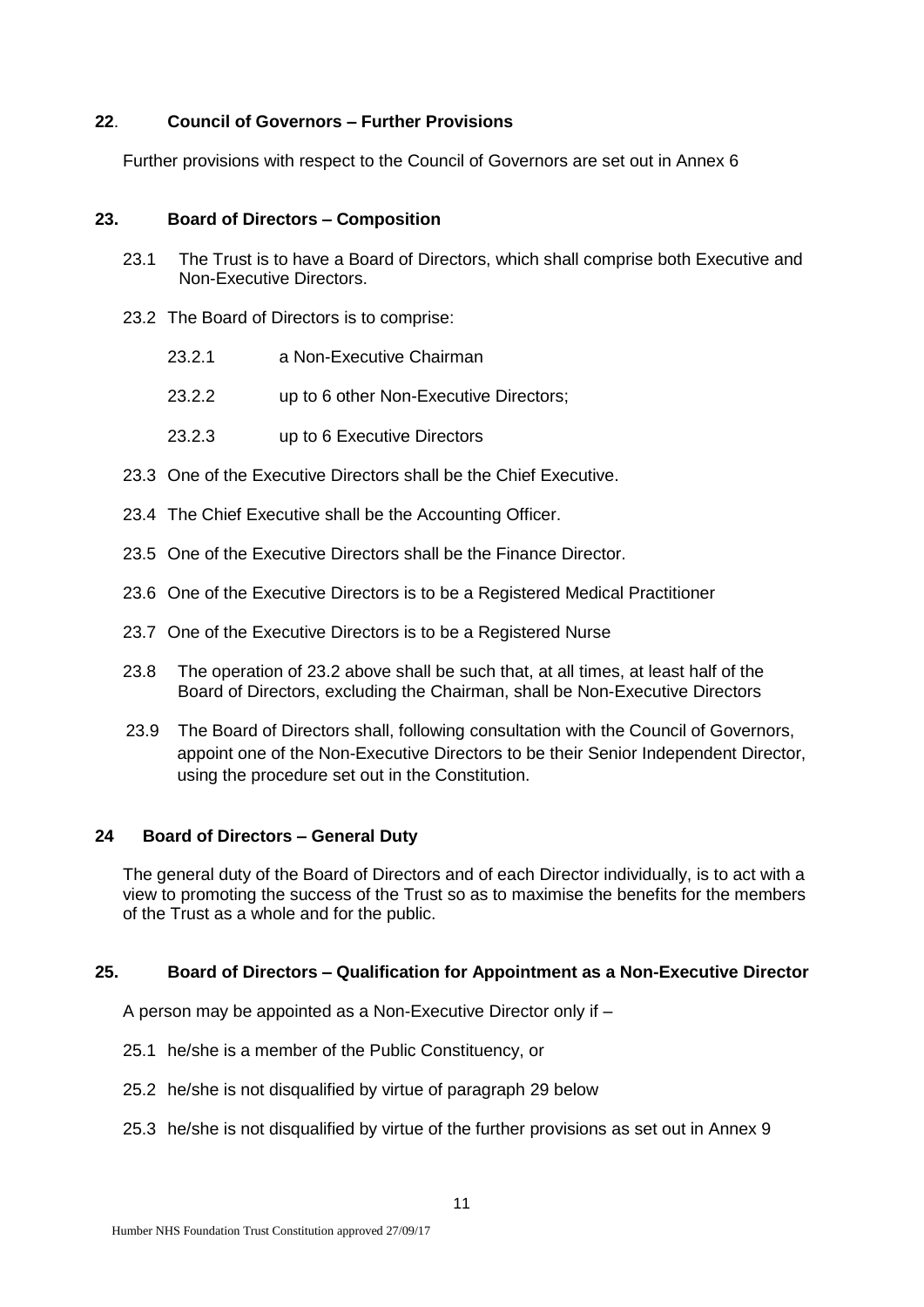## 22. Council of Governors – Further Provisions

Further provisions with respect to the Council of Governors are set out in Annex 6

## 23. Board of Directors – Composition

23.1 The Trust is to have a Board of Directors, which shall comprise both Executive and Non-Executive Directors.

23.2 The Board of Directors is to comprise:

23.2.1 a Non-Executive Chairman

23.2.2 up to 6 other Non-Executive Directors;

23.2.3 up to 6 Executive Directors

23.3 One of the Executive Directors shall be the Chief Executive.

23.4 The Chief Executive shall be the Accounting Officer.

23.5 One of the Executive Directors shall be the Finance Director.

23.6 One of the Executive Directors is to be a Registered Medical Practitioner

23.7 One of the Executive Directors is to be a Registered Nurse

23.8 The operation of 23.2 above shall be such that, at all times, at least half of the Board of Directors, excluding the Chairman, shall be Non-Executive Directors

23.9 The Board of Directors shall, following consultation with the Council of Governors, appoint one of the Non-Executive Directors to be their Senior Independent Director, using the procedure set out in the Constitution.

## 24 Board of Directors – General Duty

The general duty of the Board of Directors and of each Director individually, is to act with a view to promoting the success of the Trust so as to maximise the benefits for the members of the Trust as a whole and for the public.

## 25. Board of Directors – Qualification for Appointment as a Non-Executive Director

A person may be appointed as a Non-Executive Director only if –

25.1 he/she is a member of the Public Constituency, or

25.2 he/she is not disqualified by virtue of paragraph 29 below

25.3 he/she is not disqualified by virtue of the further provisions as set out in Annex 9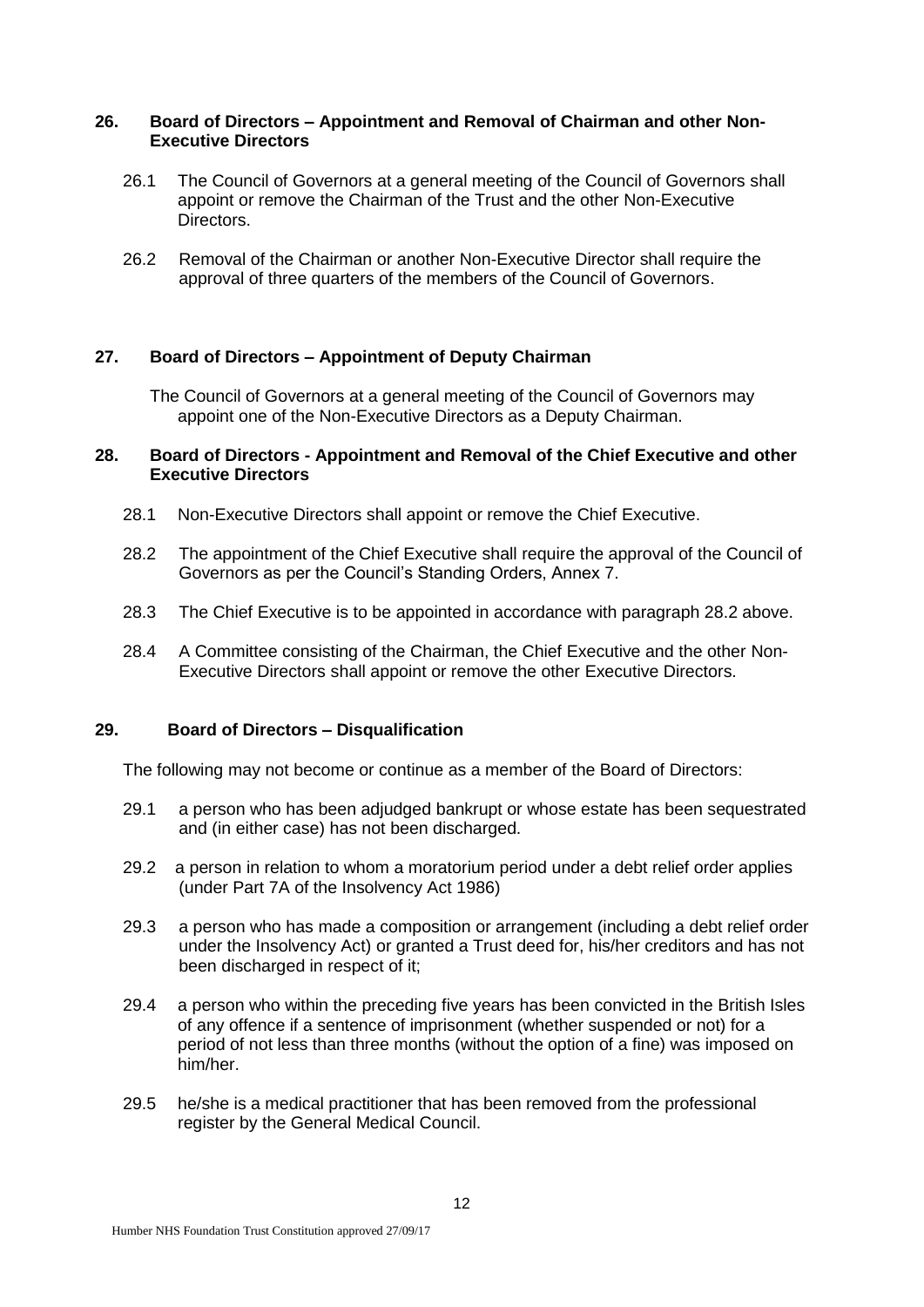## 26. Board of Directors – Appointment and Removal of Chairman and other Non-Executive Directors

26.1 The Council of Governors at a general meeting of the Council of Governors shall appoint or remove the Chairman of the Trust and the other Non-Executive Directors.

26.2 Removal of the Chairman or another Non-Executive Director shall require the approval of three quarters of the members of the Council of Governors.

## 27. Board of Directors – Appointment of Deputy Chairman

The Council of Governors at a general meeting of the Council of Governors may appoint one of the Non-Executive Directors as a Deputy Chairman.

## 28. Board of Directors - Appointment and Removal of the Chief Executive and other Executive Directors

28.1 Non-Executive Directors shall appoint or remove the Chief Executive.

28.2 The appointment of the Chief Executive shall require the approval of the Council of Governors as per the Council's Standing Orders, Annex 7.

28.3 The Chief Executive is to be appointed in accordance with paragraph 28.2 above.

28.4 A Committee consisting of the Chairman, the Chief Executive and the other Non-Executive Directors shall appoint or remove the other Executive Directors.

## 29. Board of Directors – Disqualification

The following may not become or continue as a member of the Board of Directors:

29.1 a person who has been adjudged bankrupt or whose estate has been sequestrated and (in either case) has not been discharged.

29.2 a person in relation to whom a moratorium period under a debt relief order applies (under Part 7A of the Insolvency Act 1986)

29.3 a person who has made a composition or arrangement (including a debt relief order under the Insolvency Act) or granted a Trust deed for, his/her creditors and has not been discharged in respect of it;

29.4 a person who within the preceding five years has been convicted in the British Isles of any offence if a sentence of imprisonment (whether suspended or not) for a period of not less than three months (without the option of a fine) was imposed on him/her.

29.5 he/she is a medical practitioner that has been removed from the professional register by the General Medical Council.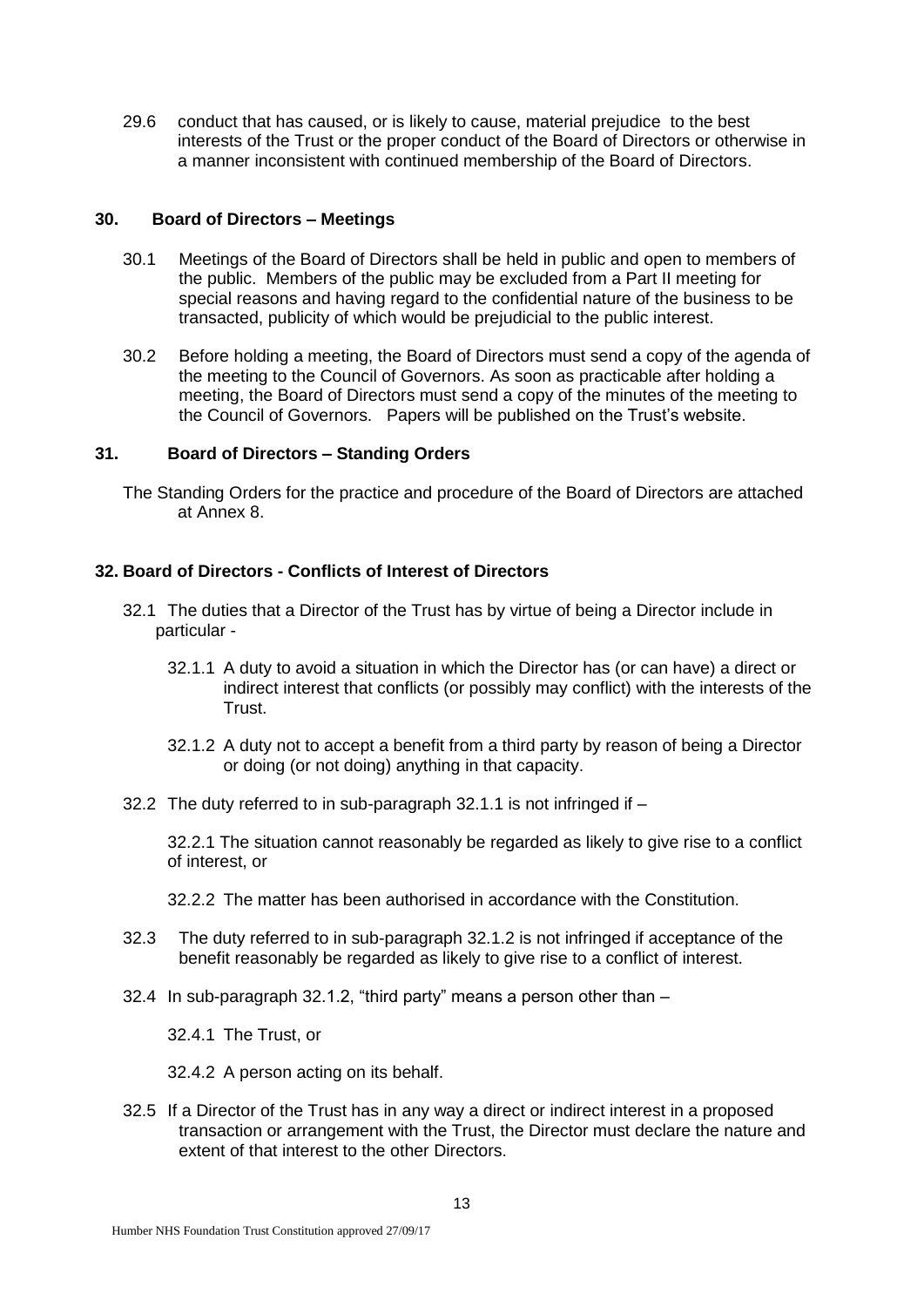29.6 conduct that has caused, or is likely to cause, material prejudice to the best interests of the Trust or the proper conduct of the Board of Directors or otherwise in a manner inconsistent with continued membership of the Board of Directors.

## 30. Board of Directors – Meetings

30.1 Meetings of the Board of Directors shall be held in public and open to members of the public. Members of the public may be excluded from a Part II meeting for special reasons and having regard to the confidential nature of the business to be transacted, publicity of which would be prejudicial to the public interest.

30.2 Before holding a meeting, the Board of Directors must send a copy of the agenda of the meeting to the Council of Governors. As soon as practicable after holding a meeting, the Board of Directors must send a copy of the minutes of the meeting to the Council of Governors. Papers will be published on the Trust's website.

## 31. Board of Directors – Standing Orders

The Standing Orders for the practice and procedure of the Board of Directors are attached at Annex 8.

## 32. Board of Directors - Conflicts of Interest of Directors

32.1 The duties that a Director of the Trust has by virtue of being a Director include in particular -

32.1.1 A duty to avoid a situation in which the Director has (or can have) a direct or indirect interest that conflicts (or possibly may conflict) with the interests of the Trust.

32.1.2 A duty not to accept a benefit from a third party by reason of being a Director or doing (or not doing) anything in that capacity.

32.2 The duty referred to in sub-paragraph 32.1.1 is not infringed if –

32.2.1 The situation cannot reasonably be regarded as likely to give rise to a conflict of interest, or

32.2.2 The matter has been authorised in accordance with the Constitution.

32.3 The duty referred to in sub-paragraph 32.1.2 is not infringed if acceptance of the benefit reasonably be regarded as likely to give rise to a conflict of interest.

32.4 In sub-paragraph 32.1.2, "third party" means a person other than –

32.4.1 The Trust, or

32.4.2 A person acting on its behalf.

32.5 If a Director of the Trust has in any way a direct or indirect interest in a proposed transaction or arrangement with the Trust, the Director must declare the nature and extent of that interest to the other Directors.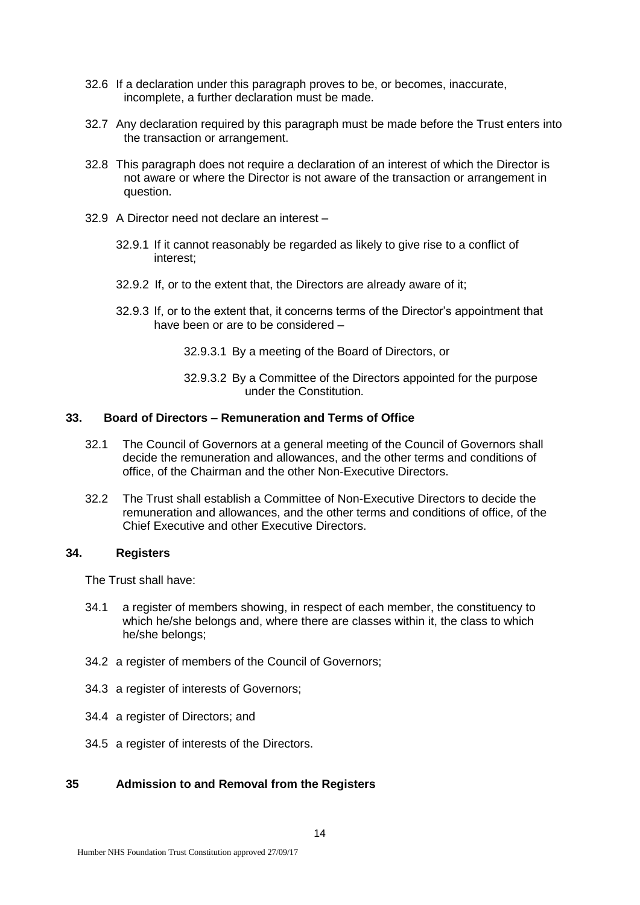32.6 If a declaration under this paragraph proves to be, or becomes, inaccurate, incomplete, a further declaration must be made.

32.7 Any declaration required by this paragraph must be made before the Trust enters into the transaction or arrangement.

32.8 This paragraph does not require a declaration of an interest of which the Director is not aware or where the Director is not aware of the transaction or arrangement in question.

32.9 A Director need not declare an interest –

32.9.1 If it cannot reasonably be regarded as likely to give rise to a conflict of interest;

32.9.2 If, or to the extent that, the Directors are already aware of it;

32.9.3 If, or to the extent that, it concerns terms of the Director's appointment that have been or are to be considered –

32.9.3.1 By a meeting of the Board of Directors, or

32.9.3.2 By a Committee of the Directors appointed for the purpose under the Constitution.

## 33. Board of Directors – Remuneration and Terms of Office

32.1 The Council of Governors at a general meeting of the Council of Governors shall decide the remuneration and allowances, and the other terms and conditions of office, of the Chairman and the other Non-Executive Directors.

32.2 The Trust shall establish a Committee of Non-Executive Directors to decide the remuneration and allowances, and the other terms and conditions of office, of the Chief Executive and other Executive Directors.

## 34. Registers

The Trust shall have:

34.1 a register of members showing, in respect of each member, the constituency to which he/she belongs and, where there are classes within it, the class to which he/she belongs;

34.2 a register of members of the Council of Governors;

34.3 a register of interests of Governors;

34.4 a register of Directors; and

34.5 a register of interests of the Directors.

## 35 Admission to and Removal from the Registers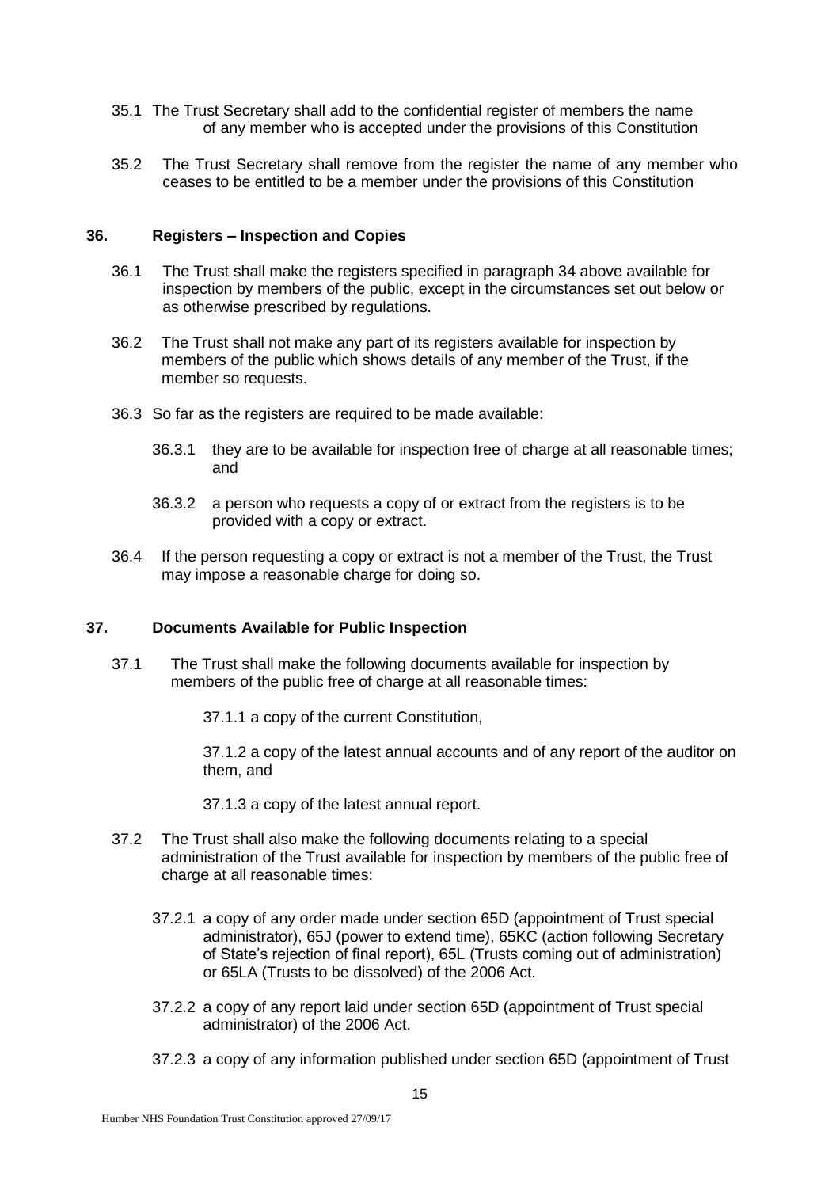35.1 The Trust Secretary shall add to the confidential register of members the name of any member who is accepted under the provisions of this Constitution

35.2 The Trust Secretary shall remove from the register the name of any member who ceases to be entitled to be a member under the provisions of this Constitution

## 36. Registers – Inspection and Copies

36.1 The Trust shall make the registers specified in paragraph 34 above available for inspection by members of the public, except in the circumstances set out below or as otherwise prescribed by regulations.

36.2 The Trust shall not make any part of its registers available for inspection by members of the public which shows details of any member of the Trust, if the member so requests.

36.3 So far as the registers are required to be made available:

36.3.1 they are to be available for inspection free of charge at all reasonable times; and

36.3.2 a person who requests a copy of or extract from the registers is to be provided with a copy or extract.

36.4 If the person requesting a copy or extract is not a member of the Trust, the Trust may impose a reasonable charge for doing so.

## 37. Documents Available for Public Inspection

37.1 The Trust shall make the following documents available for inspection by members of the public free of charge at all reasonable times:

37.1.1 a copy of the current Constitution,

37.1.2 a copy of the latest annual accounts and of any report of the auditor on them, and

37.1.3 a copy of the latest annual report.

37.2 The Trust shall also make the following documents relating to a special administration of the Trust available for inspection by members of the public free of charge at all reasonable times:

37.2.1 a copy of any order made under section 65D (appointment of Trust special administrator), 65J (power to extend time), 65KC (action following Secretary of State's rejection of final report), 65L (Trusts coming out of administration) or 65LA (Trusts to be dissolved) of the 2006 Act.

37.2.2 a copy of any report laid under section 65D (appointment of Trust special administrator) of the 2006 Act.

37.2.3 a copy of any information published under section 65D (appointment of Trust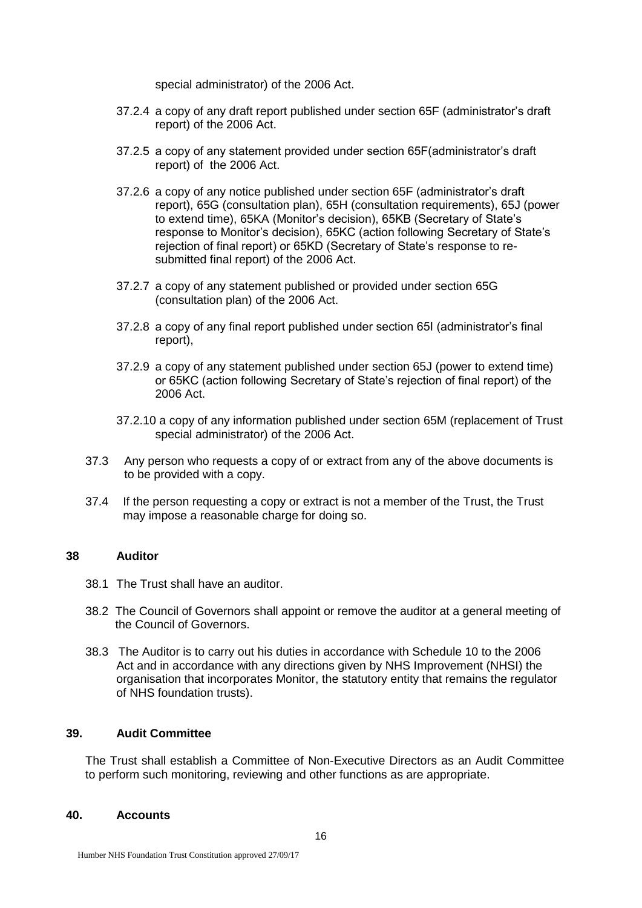special administrator) of the 2006 Act.

37.2.4 a copy of any draft report published under section 65F (administrator's draft report) of the 2006 Act.

37.2.5 a copy of any statement provided under section 65F(administrator's draft report) of the 2006 Act.

37.2.6 a copy of any notice published under section 65F (administrator's draft report), 65G (consultation plan), 65H (consultation requirements), 65J (power to extend time), 65KA (Monitor's decision), 65KB (Secretary of State's response to Monitor's decision), 65KC (action following Secretary of State's rejection of final report) or 65KD (Secretary of State's response to re-submitted final report) of the 2006 Act.

37.2.7 a copy of any statement published or provided under section 65G (consultation plan) of the 2006 Act.

37.2.8 a copy of any final report published under section 65I (administrator's final report),

37.2.9 a copy of any statement published under section 65J (power to extend time) or 65KC (action following Secretary of State's rejection of final report) of the 2006 Act.

37.2.10 a copy of any information published under section 65M (replacement of Trust special administrator) of the 2006 Act.

37.3 Any person who requests a copy of or extract from any of the above documents is to be provided with a copy.

37.4 If the person requesting a copy or extract is not a member of the Trust, the Trust may impose a reasonable charge for doing so.

## 38 Auditor

38.1 The Trust shall have an auditor.

38.2 The Council of Governors shall appoint or remove the auditor at a general meeting of the Council of Governors.

38.3 The Auditor is to carry out his duties in accordance with Schedule 10 to the 2006 Act and in accordance with any directions given by NHS Improvement (NHSI) the organisation that incorporates Monitor, the statutory entity that remains the regulator of NHS foundation trusts).

## 39. Audit Committee

The Trust shall establish a Committee of Non-Executive Directors as an Audit Committee to perform such monitoring, reviewing and other functions as are appropriate.

## 40. Accounts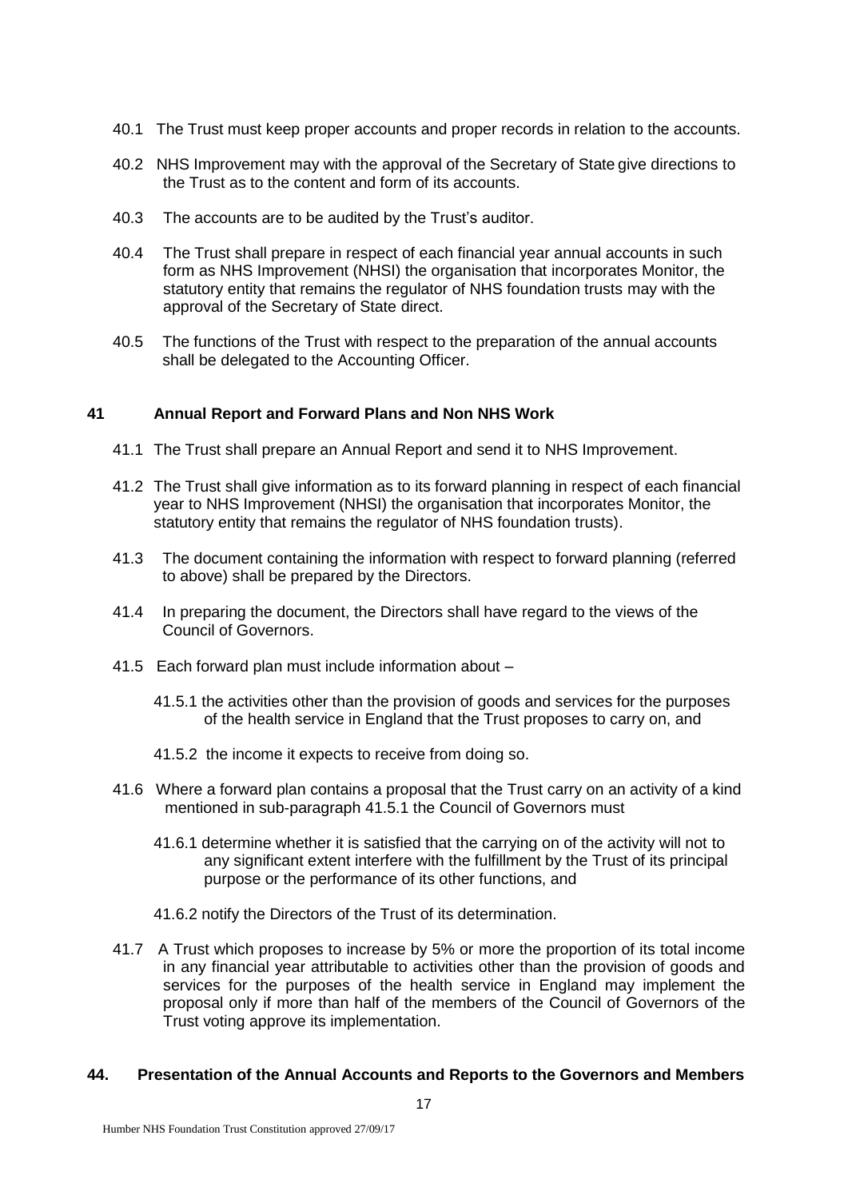40.1 The Trust must keep proper accounts and proper records in relation to the accounts.

40.2 NHS Improvement may with the approval of the Secretary of State give directions to the Trust as to the content and form of its accounts.

40.3 The accounts are to be audited by the Trust's auditor.

40.4 The Trust shall prepare in respect of each financial year annual accounts in such form as NHS Improvement (NHSI) the organisation that incorporates Monitor, the statutory entity that remains the regulator of NHS foundation trusts may with the approval of the Secretary of State direct.

40.5 The functions of the Trust with respect to the preparation of the annual accounts shall be delegated to the Accounting Officer.

## 41 Annual Report and Forward Plans and Non NHS Work

41.1 The Trust shall prepare an Annual Report and send it to NHS Improvement.

41.2 The Trust shall give information as to its forward planning in respect of each financial year to NHS Improvement (NHSI) the organisation that incorporates Monitor, the statutory entity that remains the regulator of NHS foundation trusts).

41.3 The document containing the information with respect to forward planning (referred to above) shall be prepared by the Directors.

41.4 In preparing the document, the Directors shall have regard to the views of the Council of Governors.

41.5 Each forward plan must include information about –

41.5.1 the activities other than the provision of goods and services for the purposes of the health service in England that the Trust proposes to carry on, and

41.5.2 the income it expects to receive from doing so.

41.6 Where a forward plan contains a proposal that the Trust carry on an activity of a kind mentioned in sub-paragraph 41.5.1 the Council of Governors must

41.6.1 determine whether it is satisfied that the carrying on of the activity will not to any significant extent interfere with the fulfillment by the Trust of its principal purpose or the performance of its other functions, and

41.6.2 notify the Directors of the Trust of its determination.

41.7 A Trust which proposes to increase by 5% or more the proportion of its total income in any financial year attributable to activities other than the provision of goods and services for the purposes of the health service in England may implement the proposal only if more than half of the members of the Council of Governors of the Trust voting approve its implementation.

## 44. Presentation of the Annual Accounts and Reports to the Governors and Members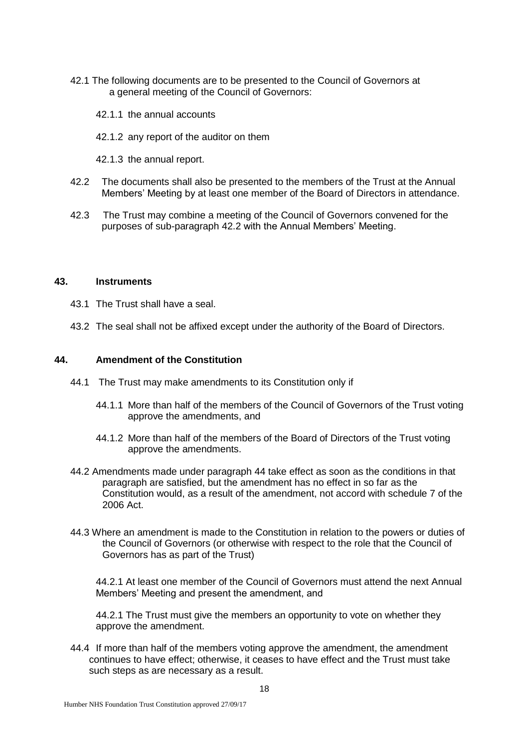42.1 The following documents are to be presented to the Council of Governors at a general meeting of the Council of Governors:

42.1.1 the annual accounts

42.1.2 any report of the auditor on them

42.1.3 the annual report.

42.2 The documents shall also be presented to the members of the Trust at the Annual Members' Meeting by at least one member of the Board of Directors in attendance.

42.3 The Trust may combine a meeting of the Council of Governors convened for the purposes of sub-paragraph 42.2 with the Annual Members' Meeting.

## 43. Instruments

43.1 The Trust shall have a seal.

43.2 The seal shall not be affixed except under the authority of the Board of Directors.

## 44. Amendment of the Constitution

44.1 The Trust may make amendments to its Constitution only if

44.1.1 More than half of the members of the Council of Governors of the Trust voting approve the amendments, and

44.1.2 More than half of the members of the Board of Directors of the Trust voting approve the amendments.

44.2 Amendments made under paragraph 44 take effect as soon as the conditions in that paragraph are satisfied, but the amendment has no effect in so far as the Constitution would, as a result of the amendment, not accord with schedule 7 of the 2006 Act.

44.3 Where an amendment is made to the Constitution in relation to the powers or duties of the Council of Governors (or otherwise with respect to the role that the Council of Governors has as part of the Trust)

44.2.1 At least one member of the Council of Governors must attend the next Annual Members' Meeting and present the amendment, and

44.2.1 The Trust must give the members an opportunity to vote on whether they approve the amendment.

44.4 If more than half of the members voting approve the amendment, the amendment continues to have effect; otherwise, it ceases to have effect and the Trust must take such steps as are necessary as a result.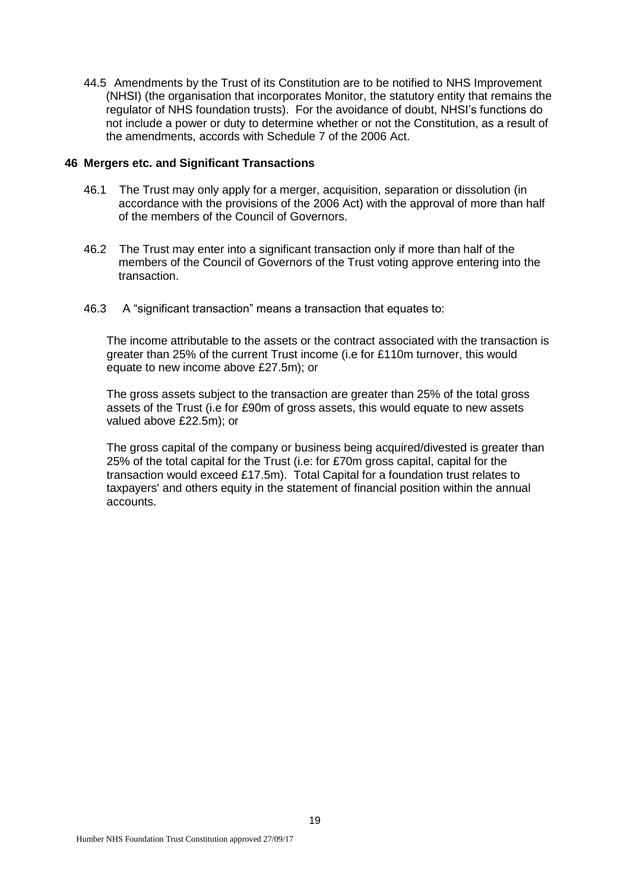44.5 Amendments by the Trust of its Constitution are to be notified to NHS Improvement (NHSI) (the organisation that incorporates Monitor, the statutory entity that remains the regulator of NHS foundation trusts). For the avoidance of doubt, NHSI's functions do not include a power or duty to determine whether or not the Constitution, as a result of the amendments, accords with Schedule 7 of the 2006 Act.

## 46 Mergers etc. and Significant Transactions

46.1 The Trust may only apply for a merger, acquisition, separation or dissolution (in accordance with the provisions of the 2006 Act) with the approval of more than half of the members of the Council of Governors.

46.2 The Trust may enter into a significant transaction only if more than half of the members of the Council of Governors of the Trust voting approve entering into the transaction.

46.3 A "significant transaction" means a transaction that equates to:

The income attributable to the assets or the contract associated with the transaction is greater than 25% of the current Trust income (i.e for £110m turnover, this would equate to new income above £27.5m); or

The gross assets subject to the transaction are greater than 25% of the total gross assets of the Trust (i.e for £90m of gross assets, this would equate to new assets valued above £22.5m); or

The gross capital of the company or business being acquired/divested is greater than 25% of the total capital for the Trust (i.e: for £70m gross capital, capital for the transaction would exceed £17.5m). Total Capital for a foundation trust relates to taxpayers' and others equity in the statement of financial position within the annual accounts.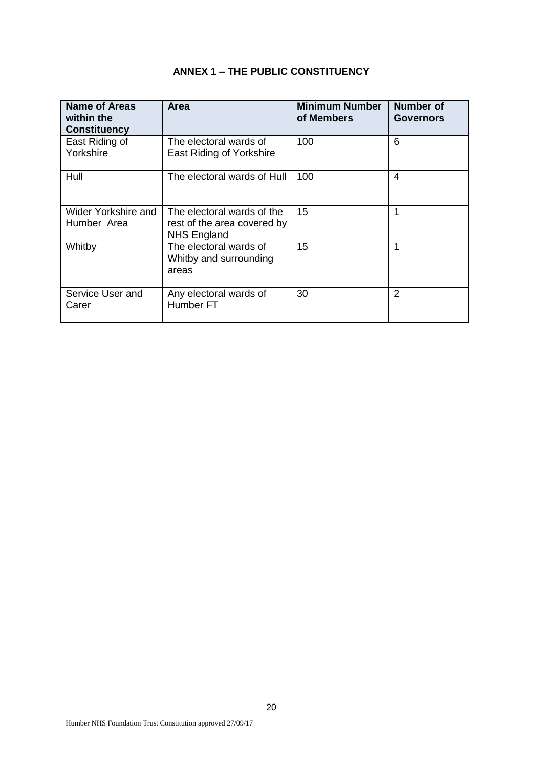**ANNEX 1 – THE PUBLIC CONSTITUENCY**

| Name of Areas within the Constituency | Area | Minimum Number of Members | Number of Governors |
|---|---|---|---|
| East Riding of Yorkshire | The electoral wards of East Riding of Yorkshire | 100 | 6 |
| Hull | The electoral wards of Hull | 100 | 4 |
| Wider Yorkshire and Humber Area | The electoral wards of the rest of the area covered by NHS England | 15 | 1 |
| Whitby | The electoral wards of Whitby and surrounding areas | 15 | 1 |
| Service User and Carer | Any electoral wards of Humber FT | 30 | 2 |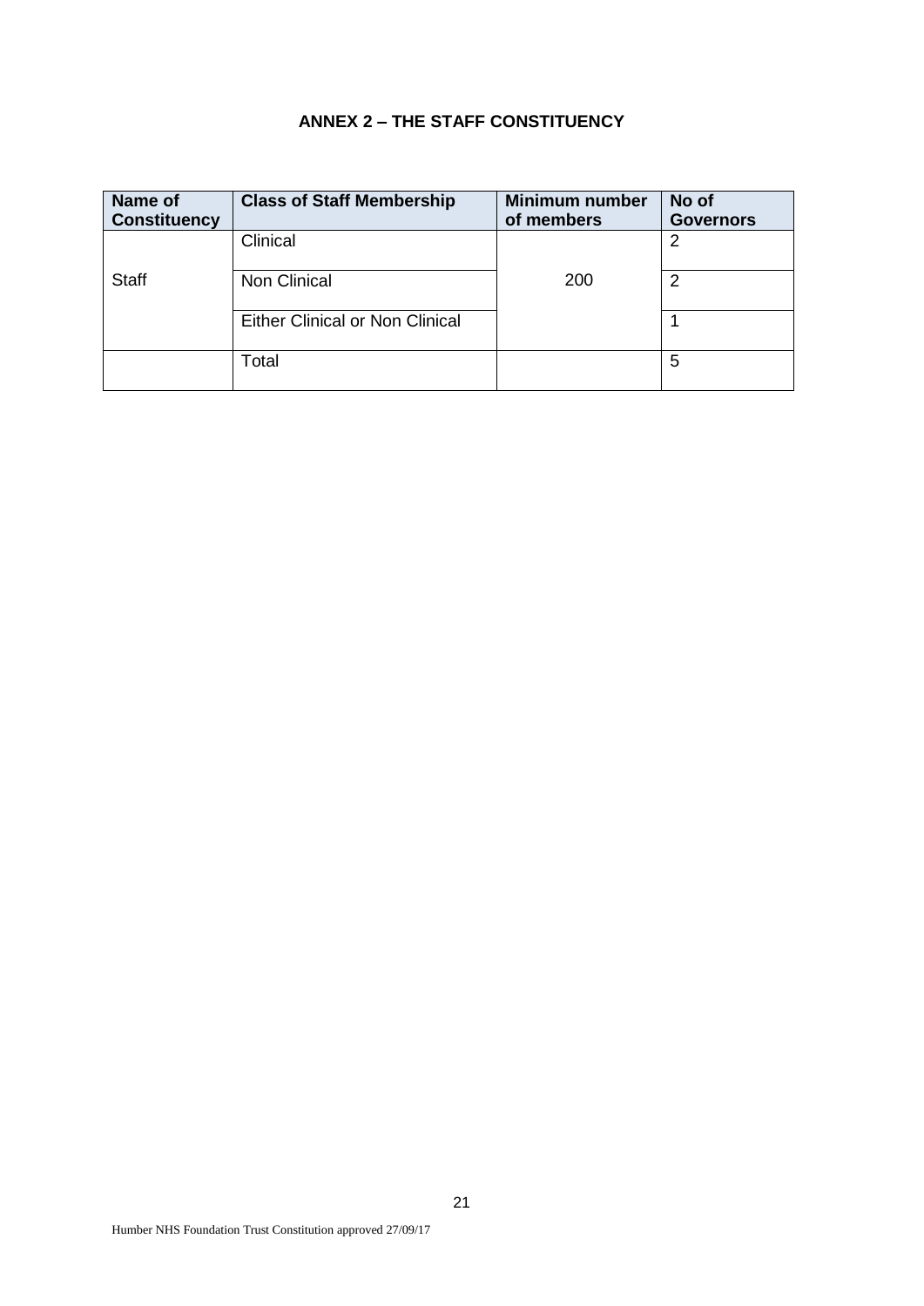## ANNEX 2 – THE STAFF CONSTITUENCY

| Name of Constituency | Class of Staff Membership | Minimum number of members | No of Governors |
|---|---|---|---|
| Staff | Clinical | 200 | 2 |
| | Non Clinical | | 2 |
| | Either Clinical or Non Clinical | | 1 |
| | Total | | 5 |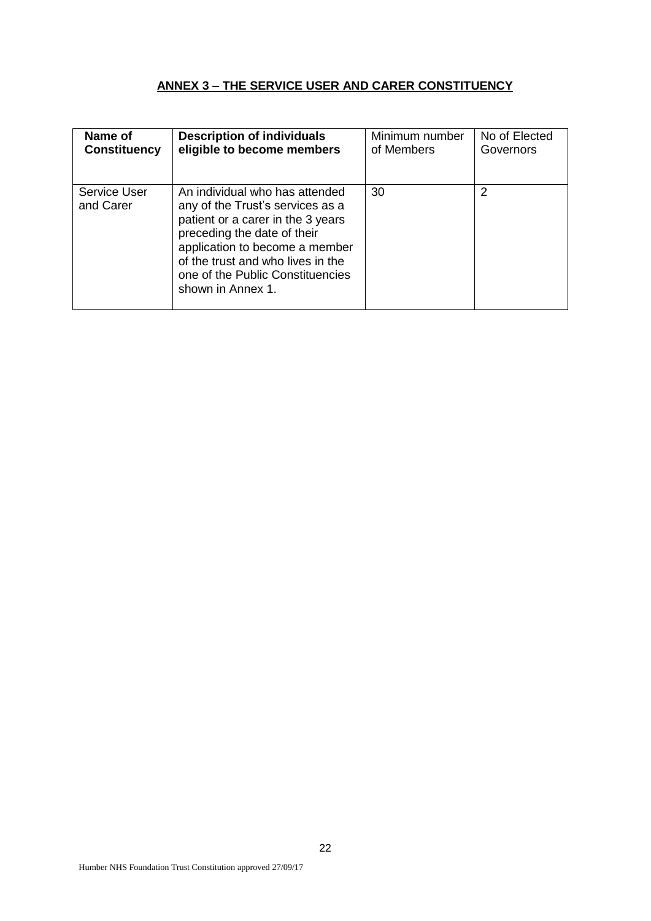## ANNEX 3 – THE SERVICE USER AND CARER CONSTITUENCY

| **Name of Constituency** | **Description of individuals eligible to become members** | Minimum number of Members | No of Elected Governors |
|---|---|---|---|
| Service User and Carer | An individual who has attended any of the Trust's services as a patient or a carer in the 3 years preceding the date of their application to become a member of the trust and who lives in the one of the Public Constituencies shown in Annex 1. | 30 | 2 |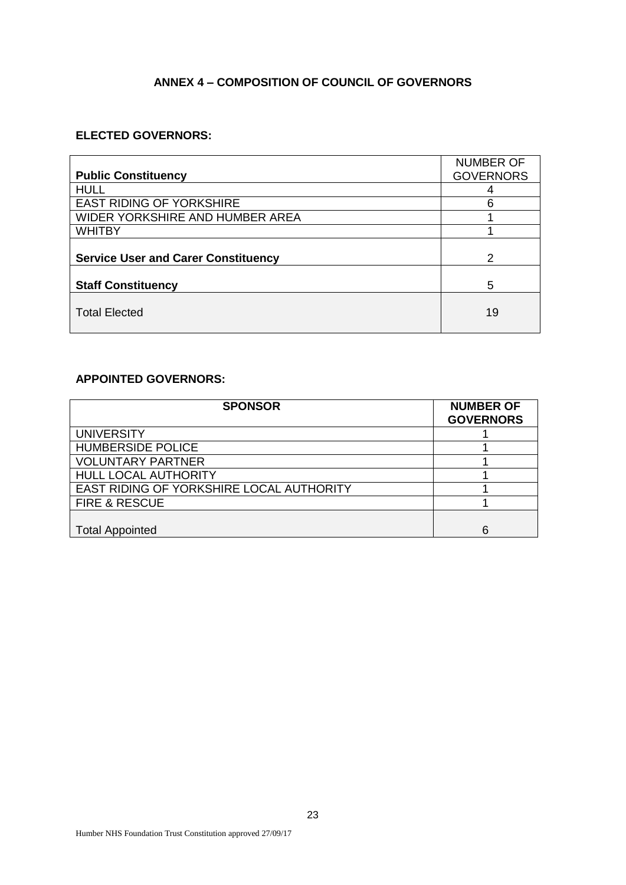## ANNEX 4 – COMPOSITION OF COUNCIL OF GOVERNORS

### ELECTED GOVERNORS:

| **Public Constituency** | NUMBER OF GOVERNORS |
|---|---|
| HULL | 4 |
| EAST RIDING OF YORKSHIRE | 6 |
| WIDER YORKSHIRE AND HUMBER AREA | 1 |
| WHITBY | 1 |
| **Service User and Carer Constituency** | 2 |
| **Staff Constituency** | 5 |
| Total Elected | 19 |

### APPOINTED GOVERNORS:

| **SPONSOR** | **NUMBER OF GOVERNORS** |
|---|---|
| UNIVERSITY | 1 |
| HUMBERSIDE POLICE | 1 |
| VOLUNTARY PARTNER | 1 |
| HULL LOCAL AUTHORITY | 1 |
| EAST RIDING OF YORKSHIRE LOCAL AUTHORITY | 1 |
| FIRE & RESCUE | 1 |
| Total Appointed | 6 |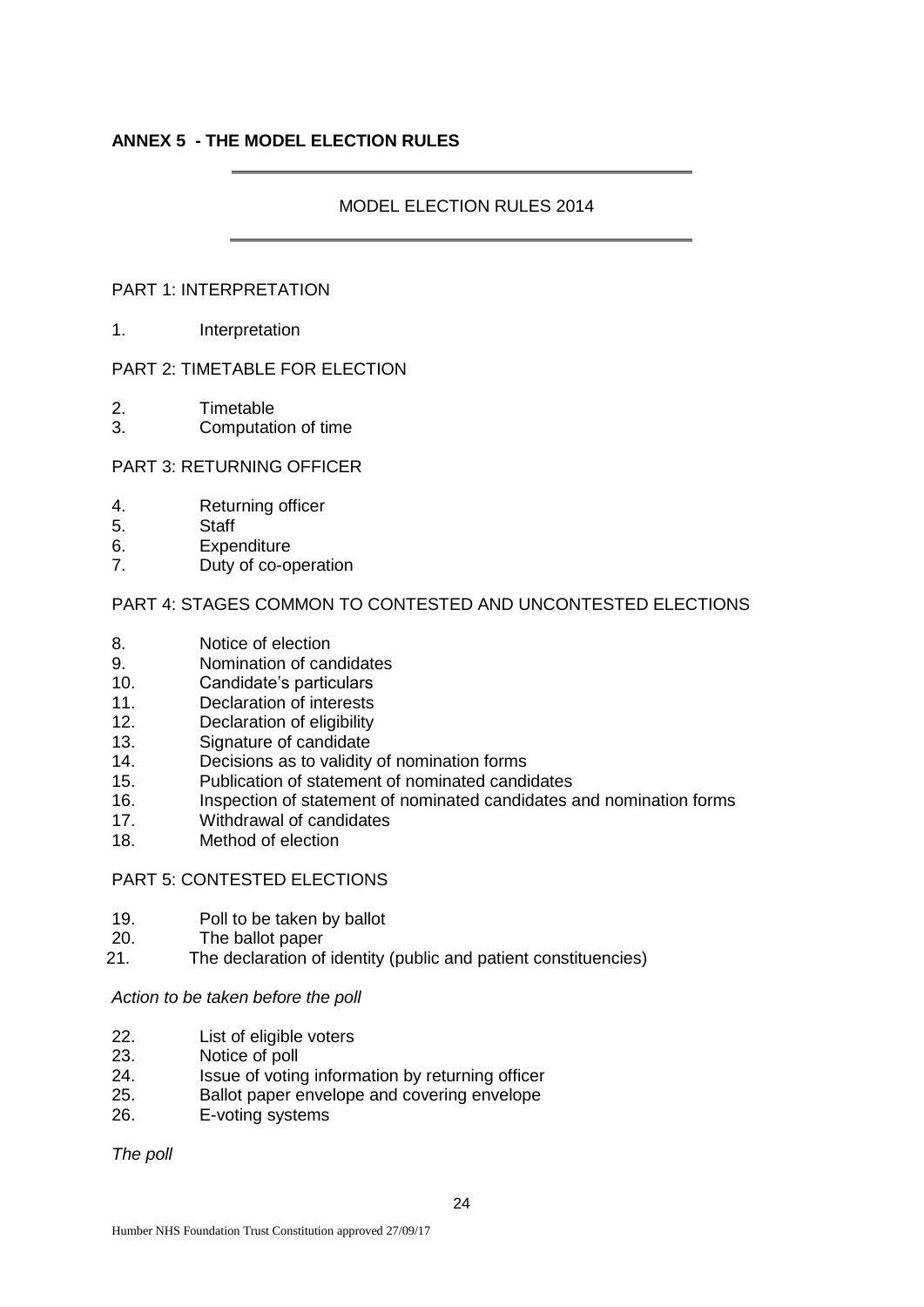**ANNEX 5 - THE MODEL ELECTION RULES**

MODEL ELECTION RULES 2014

PART 1: INTERPRETATION

1. Interpretation

PART 2: TIMETABLE FOR ELECTION

2. Timetable
3. Computation of time

PART 3: RETURNING OFFICER

4. Returning officer
5. Staff
6. Expenditure
7. Duty of co-operation

PART 4: STAGES COMMON TO CONTESTED AND UNCONTESTED ELECTIONS

8. Notice of election
9. Nomination of candidates
10. Candidate's particulars
11. Declaration of interests
12. Declaration of eligibility
13. Signature of candidate
14. Decisions as to validity of nomination forms
15. Publication of statement of nominated candidates
16. Inspection of statement of nominated candidates and nomination forms
17. Withdrawal of candidates
18. Method of election

PART 5: CONTESTED ELECTIONS

19. Poll to be taken by ballot
20. The ballot paper
21. The declaration of identity (public and patient constituencies)

*Action to be taken before the poll*

22. List of eligible voters
23. Notice of poll
24. Issue of voting information by returning officer
25. Ballot paper envelope and covering envelope
26. E-voting systems

*The poll*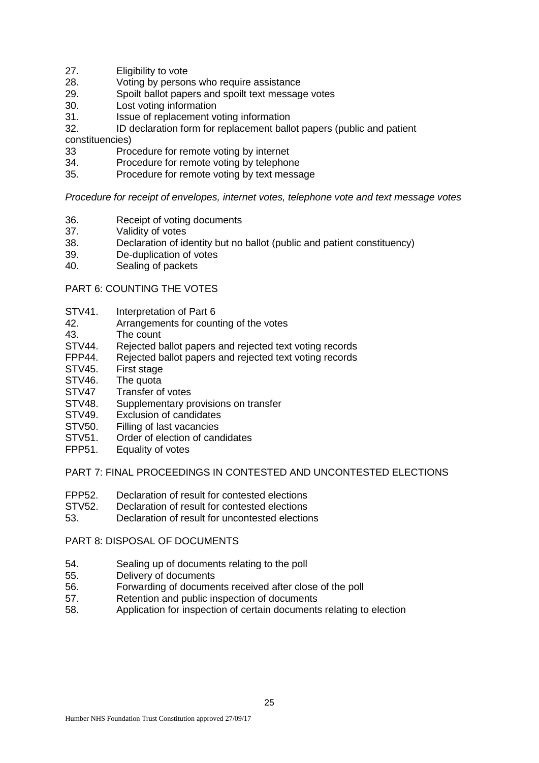27. Eligibility to vote
28. Voting by persons who require assistance
29. Spoilt ballot papers and spoilt text message votes
30. Lost voting information
31. Issue of replacement voting information
32. ID declaration form for replacement ballot papers (public and patient constituencies)
33 Procedure for remote voting by internet
34. Procedure for remote voting by telephone
35. Procedure for remote voting by text message

*Procedure for receipt of envelopes, internet votes, telephone vote and text message votes*

36. Receipt of voting documents
37. Validity of votes
38. Declaration of identity but no ballot (public and patient constituency)
39. De-duplication of votes
40. Sealing of packets

PART 6: COUNTING THE VOTES

STV41. Interpretation of Part 6
42. Arrangements for counting of the votes
43. The count
STV44. Rejected ballot papers and rejected text voting records
FPP44. Rejected ballot papers and rejected text voting records
STV45. First stage
STV46. The quota
STV47 Transfer of votes
STV48. Supplementary provisions on transfer
STV49. Exclusion of candidates
STV50. Filling of last vacancies
STV51. Order of election of candidates
FPP51. Equality of votes

PART 7: FINAL PROCEEDINGS IN CONTESTED AND UNCONTESTED ELECTIONS

FPP52. Declaration of result for contested elections
STV52. Declaration of result for contested elections
53. Declaration of result for uncontested elections

PART 8: DISPOSAL OF DOCUMENTS

54. Sealing up of documents relating to the poll
55. Delivery of documents
56. Forwarding of documents received after close of the poll
57. Retention and public inspection of documents
58. Application for inspection of certain documents relating to election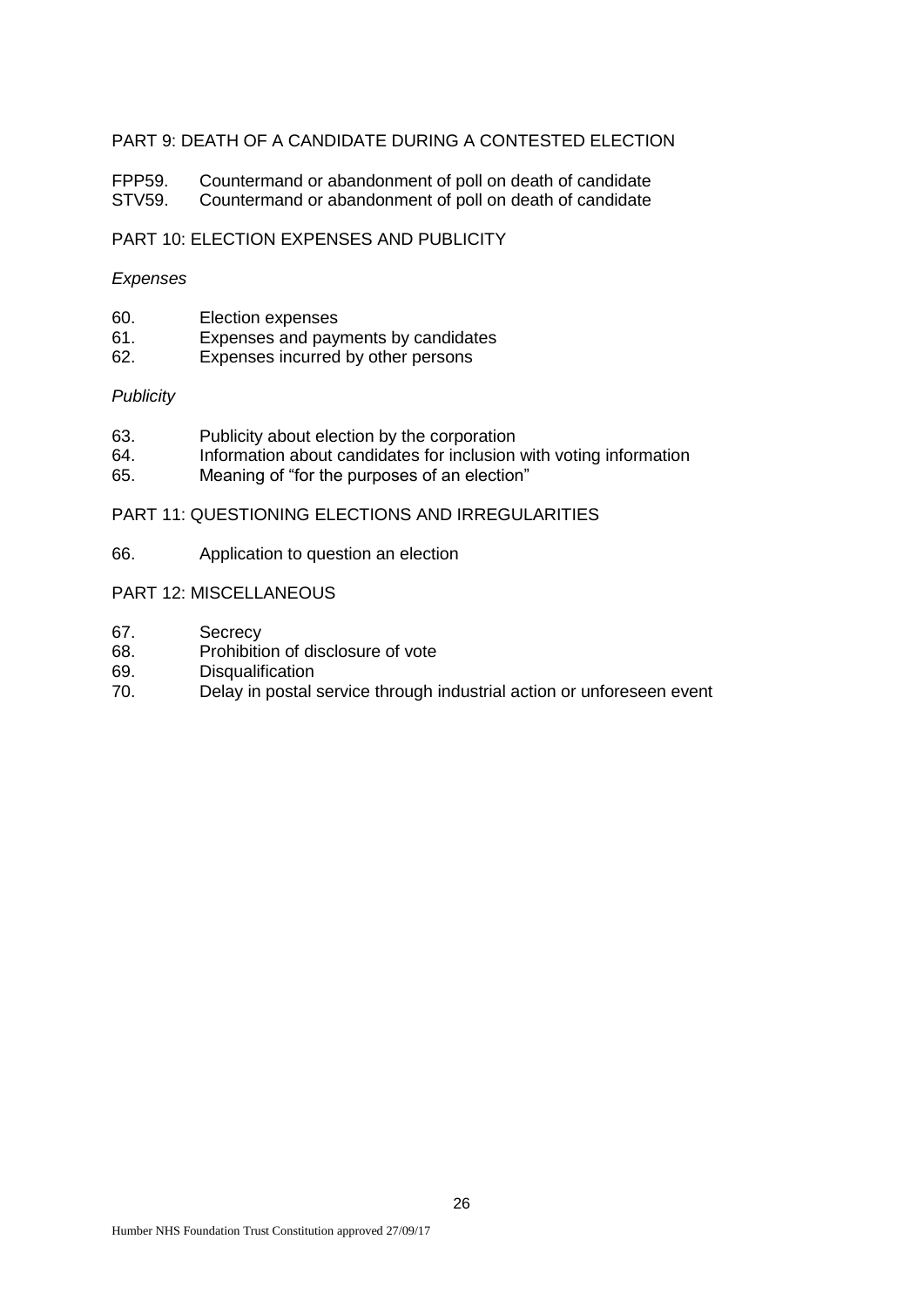PART 9: DEATH OF A CANDIDATE DURING A CONTESTED ELECTION

FPP59. Countermand or abandonment of poll on death of candidate
STV59. Countermand or abandonment of poll on death of candidate

PART 10: ELECTION EXPENSES AND PUBLICITY

*Expenses*

60. Election expenses
61. Expenses and payments by candidates
62. Expenses incurred by other persons

*Publicity*

63. Publicity about election by the corporation
64. Information about candidates for inclusion with voting information
65. Meaning of "for the purposes of an election"

PART 11: QUESTIONING ELECTIONS AND IRREGULARITIES

66. Application to question an election

PART 12: MISCELLANEOUS

67. Secrecy
68. Prohibition of disclosure of vote
69. Disqualification
70. Delay in postal service through industrial action or unforeseen event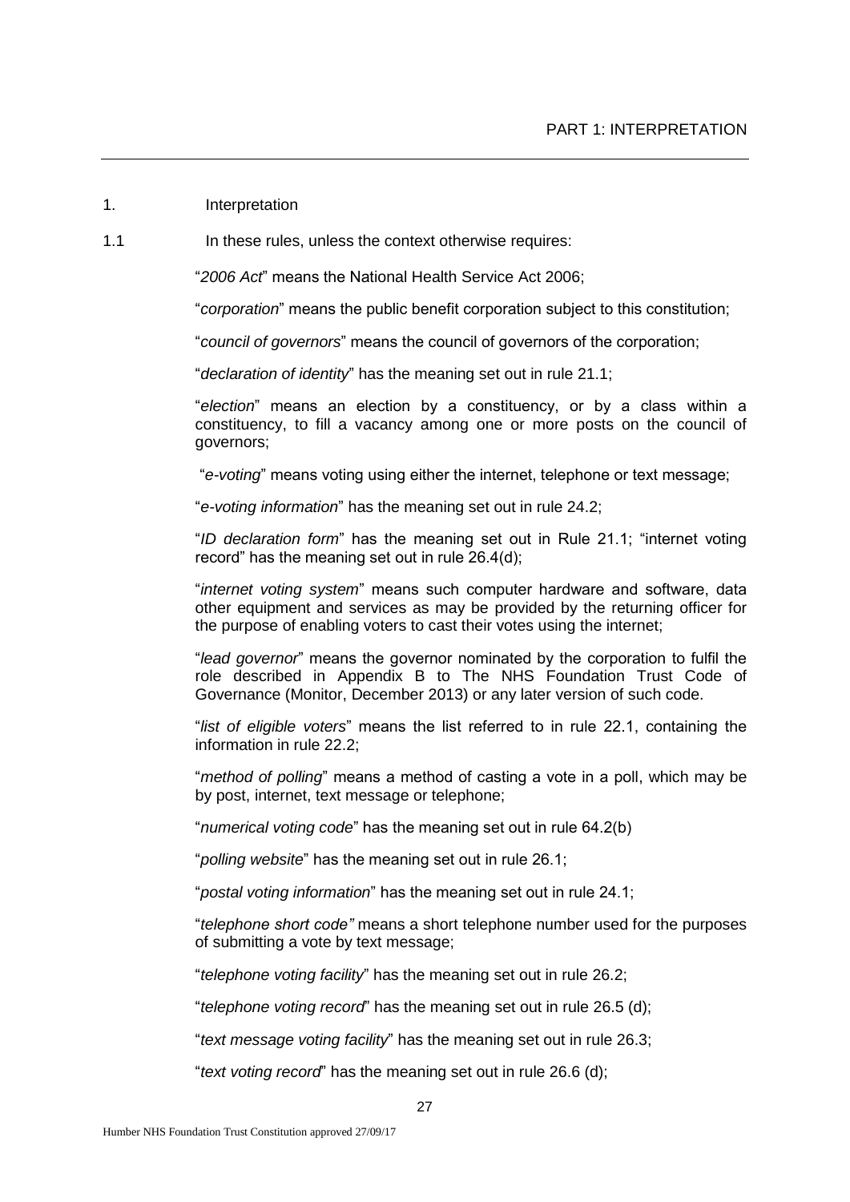PART 1: INTERPRETATION

1. Interpretation

1.1 In these rules, unless the context otherwise requires:

"*2006 Act*" means the National Health Service Act 2006;

"*corporation*" means the public benefit corporation subject to this constitution;

"*council of governors*" means the council of governors of the corporation;

"*declaration of identity*" has the meaning set out in rule 21.1;

"*election*" means an election by a constituency, or by a class within a constituency, to fill a vacancy among one or more posts on the council of governors;

"*e-voting*" means voting using either the internet, telephone or text message;

"*e-voting information*" has the meaning set out in rule 24.2;

"*ID declaration form*" has the meaning set out in Rule 21.1; "internet voting record" has the meaning set out in rule 26.4(d);

"*internet voting system*" means such computer hardware and software, data other equipment and services as may be provided by the returning officer for the purpose of enabling voters to cast their votes using the internet;

"*lead governor*" means the governor nominated by the corporation to fulfil the role described in Appendix B to The NHS Foundation Trust Code of Governance (Monitor, December 2013) or any later version of such code.

"*list of eligible voters*" means the list referred to in rule 22.1, containing the information in rule 22.2;

"*method of polling*" means a method of casting a vote in a poll, which may be by post, internet, text message or telephone;

"*numerical voting code*" has the meaning set out in rule 64.2(b)

"*polling website*" has the meaning set out in rule 26.1;

"*postal voting information*" has the meaning set out in rule 24.1;

"*telephone short code"* means a short telephone number used for the purposes of submitting a vote by text message;

"*telephone voting facility*" has the meaning set out in rule 26.2;

"*telephone voting record*" has the meaning set out in rule 26.5 (d);

"*text message voting facility*" has the meaning set out in rule 26.3;

"*text voting record*" has the meaning set out in rule 26.6 (d);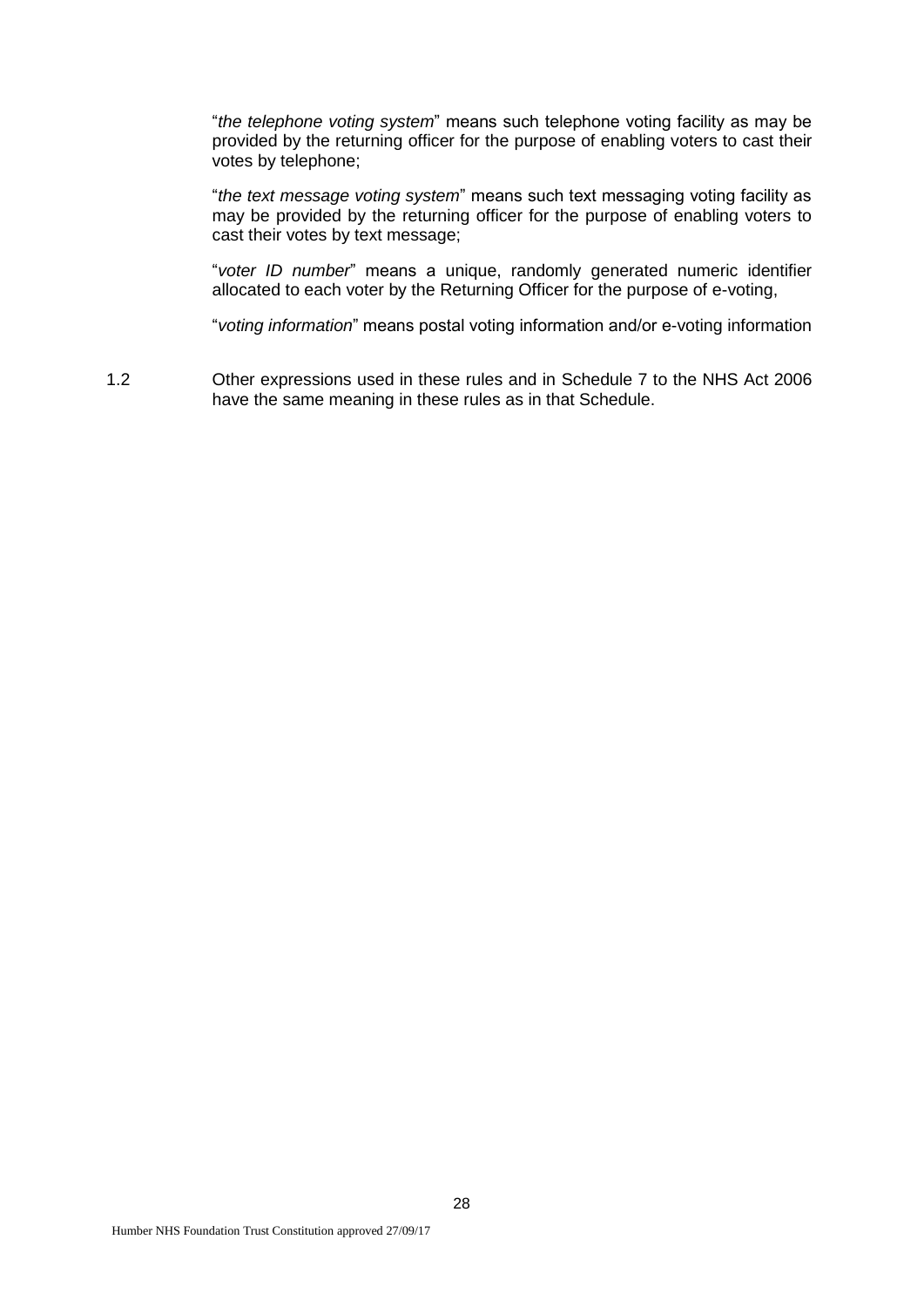"*the telephone voting system*" means such telephone voting facility as may be provided by the returning officer for the purpose of enabling voters to cast their votes by telephone;

"*the text message voting system*" means such text messaging voting facility as may be provided by the returning officer for the purpose of enabling voters to cast their votes by text message;

"*voter ID number*" means a unique, randomly generated numeric identifier allocated to each voter by the Returning Officer for the purpose of e-voting,

"*voting information*" means postal voting information and/or e-voting information

1.2 Other expressions used in these rules and in Schedule 7 to the NHS Act 2006 have the same meaning in these rules as in that Schedule.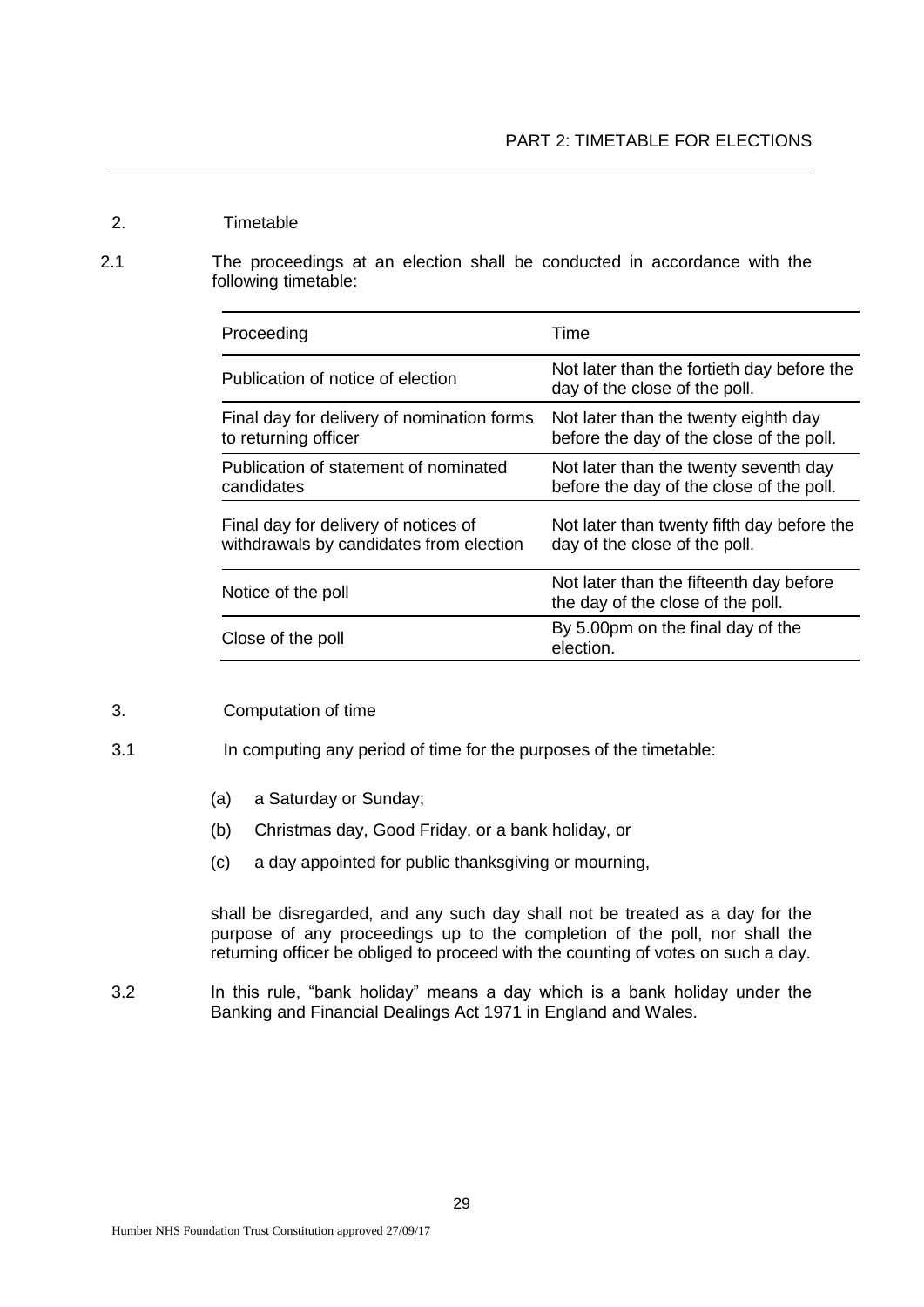## PART 2: TIMETABLE FOR ELECTIONS

2. Timetable

2.1 The proceedings at an election shall be conducted in accordance with the following timetable:

| Proceeding | Time |
|---|---|
| Publication of notice of election | Not later than the fortieth day before the day of the close of the poll. |
| Final day for delivery of nomination forms to returning officer | Not later than the twenty eighth day before the day of the close of the poll. |
| Publication of statement of nominated candidates | Not later than the twenty seventh day before the day of the close of the poll. |
| Final day for delivery of notices of withdrawals by candidates from election | Not later than twenty fifth day before the day of the close of the poll. |
| Notice of the poll | Not later than the fifteenth day before the day of the close of the poll. |
| Close of the poll | By 5.00pm on the final day of the election. |

3. Computation of time

3.1 In computing any period of time for the purposes of the timetable:

(a) a Saturday or Sunday;

(b) Christmas day, Good Friday, or a bank holiday, or

(c) a day appointed for public thanksgiving or mourning,

shall be disregarded, and any such day shall not be treated as a day for the purpose of any proceedings up to the completion of the poll, nor shall the returning officer be obliged to proceed with the counting of votes on such a day.

3.2 In this rule, "bank holiday" means a day which is a bank holiday under the Banking and Financial Dealings Act 1971 in England and Wales.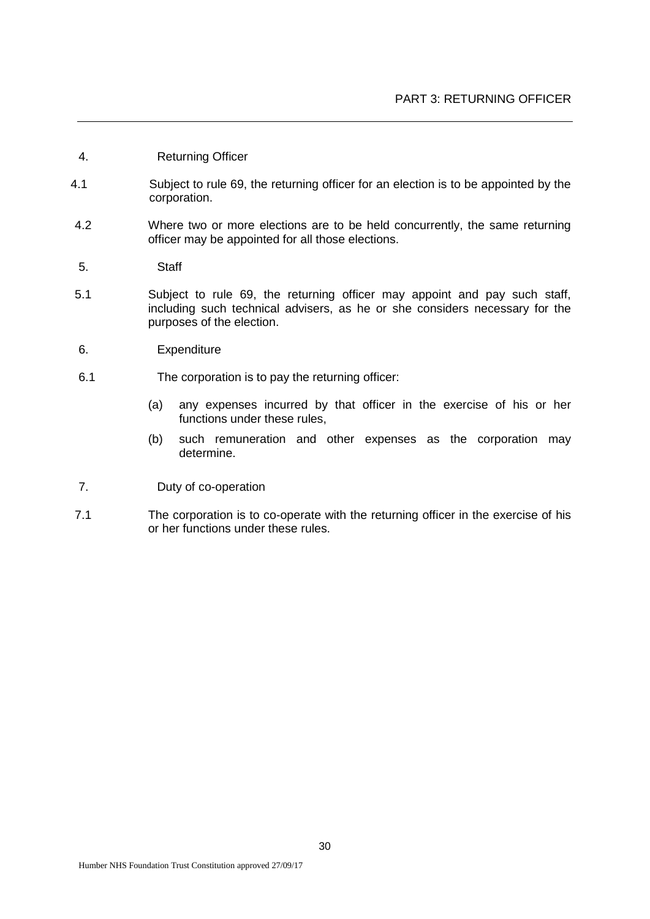## PART 3: RETURNING OFFICER

4. Returning Officer

4.1 Subject to rule 69, the returning officer for an election is to be appointed by the corporation.

4.2 Where two or more elections are to be held concurrently, the same returning officer may be appointed for all those elections.

5. Staff

5.1 Subject to rule 69, the returning officer may appoint and pay such staff, including such technical advisers, as he or she considers necessary for the purposes of the election.

6. Expenditure

6.1 The corporation is to pay the returning officer:

(a) any expenses incurred by that officer in the exercise of his or her functions under these rules,

(b) such remuneration and other expenses as the corporation may determine.

7. Duty of co-operation

7.1 The corporation is to co-operate with the returning officer in the exercise of his or her functions under these rules.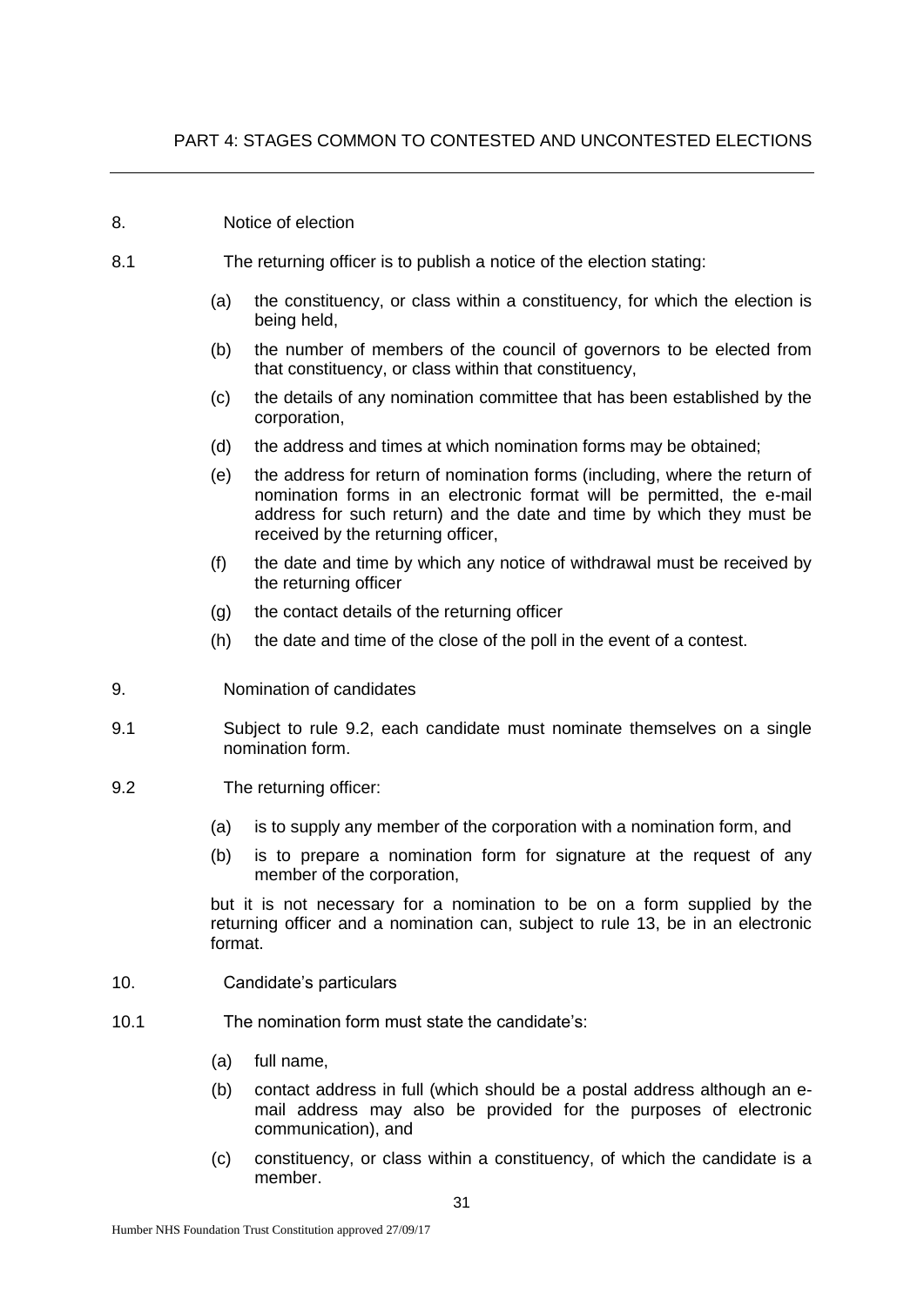## PART 4: STAGES COMMON TO CONTESTED AND UNCONTESTED ELECTIONS

### 8. Notice of election

8.1 The returning officer is to publish a notice of the election stating:

- (a) the constituency, or class within a constituency, for which the election is being held,
- (b) the number of members of the council of governors to be elected from that constituency, or class within that constituency,
- (c) the details of any nomination committee that has been established by the corporation,
- (d) the address and times at which nomination forms may be obtained;
- (e) the address for return of nomination forms (including, where the return of nomination forms in an electronic format will be permitted, the e-mail address for such return) and the date and time by which they must be received by the returning officer,
- (f) the date and time by which any notice of withdrawal must be received by the returning officer
- (g) the contact details of the returning officer
- (h) the date and time of the close of the poll in the event of a contest.

### 9. Nomination of candidates

9.1 Subject to rule 9.2, each candidate must nominate themselves on a single nomination form.

9.2 The returning officer:

- (a) is to supply any member of the corporation with a nomination form, and
- (b) is to prepare a nomination form for signature at the request of any member of the corporation,

but it is not necessary for a nomination to be on a form supplied by the returning officer and a nomination can, subject to rule 13, be in an electronic format.

### 10. Candidate's particulars

10.1 The nomination form must state the candidate's:

- (a) full name,
- (b) contact address in full (which should be a postal address although an e-mail address may also be provided for the purposes of electronic communication), and
- (c) constituency, or class within a constituency, of which the candidate is a member.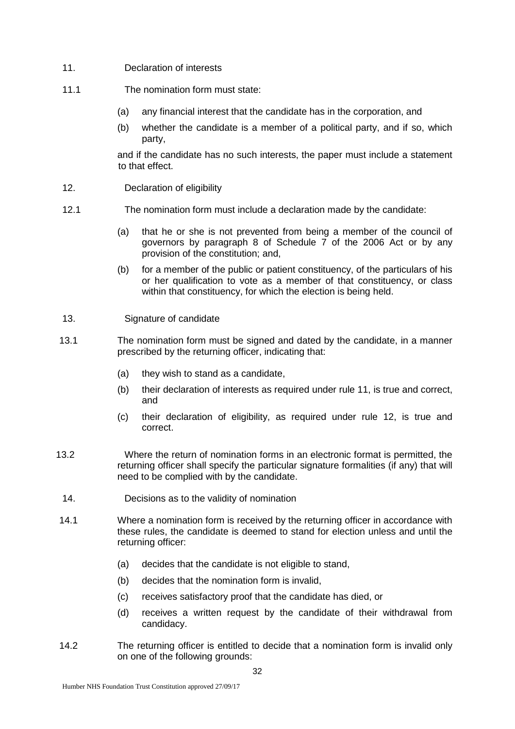11. Declaration of interests

11.1 The nomination form must state:

(a) any financial interest that the candidate has in the corporation, and

(b) whether the candidate is a member of a political party, and if so, which party,

and if the candidate has no such interests, the paper must include a statement to that effect.

12. Declaration of eligibility

12.1 The nomination form must include a declaration made by the candidate:

(a) that he or she is not prevented from being a member of the council of governors by paragraph 8 of Schedule 7 of the 2006 Act or by any provision of the constitution; and,

(b) for a member of the public or patient constituency, of the particulars of his or her qualification to vote as a member of that constituency, or class within that constituency, for which the election is being held.

13. Signature of candidate

13.1 The nomination form must be signed and dated by the candidate, in a manner prescribed by the returning officer, indicating that:

(a) they wish to stand as a candidate,

(b) their declaration of interests as required under rule 11, is true and correct, and

(c) their declaration of eligibility, as required under rule 12, is true and correct.

13.2 Where the return of nomination forms in an electronic format is permitted, the returning officer shall specify the particular signature formalities (if any) that will need to be complied with by the candidate.

14. Decisions as to the validity of nomination

14.1 Where a nomination form is received by the returning officer in accordance with these rules, the candidate is deemed to stand for election unless and until the returning officer:

(a) decides that the candidate is not eligible to stand,

(b) decides that the nomination form is invalid,

(c) receives satisfactory proof that the candidate has died, or

(d) receives a written request by the candidate of their withdrawal from candidacy.

14.2 The returning officer is entitled to decide that a nomination form is invalid only on one of the following grounds: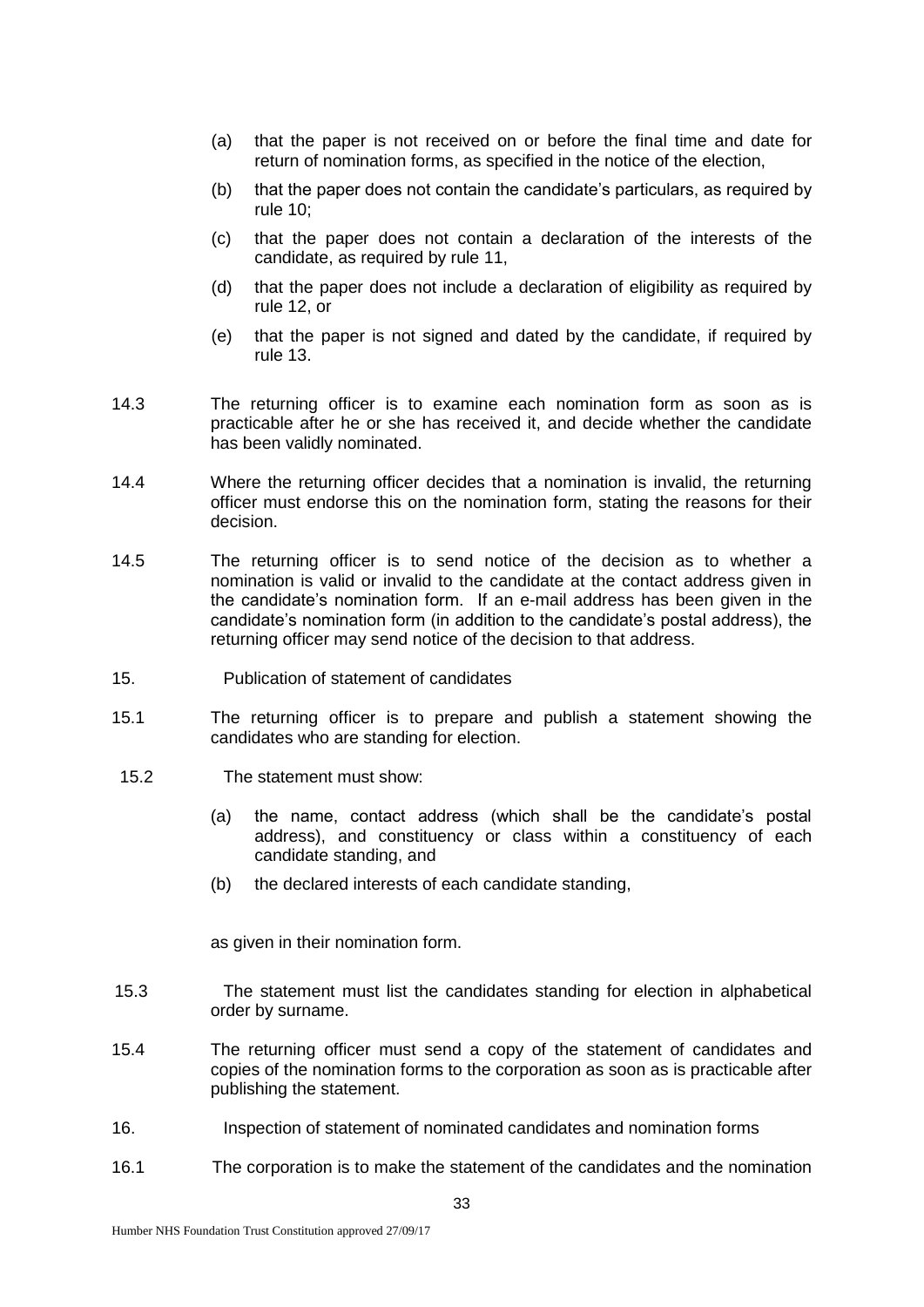(a) that the paper is not received on or before the final time and date for return of nomination forms, as specified in the notice of the election,

(b) that the paper does not contain the candidate's particulars, as required by rule 10;

(c) that the paper does not contain a declaration of the interests of the candidate, as required by rule 11,

(d) that the paper does not include a declaration of eligibility as required by rule 12, or

(e) that the paper is not signed and dated by the candidate, if required by rule 13.

14.3 The returning officer is to examine each nomination form as soon as is practicable after he or she has received it, and decide whether the candidate has been validly nominated.

14.4 Where the returning officer decides that a nomination is invalid, the returning officer must endorse this on the nomination form, stating the reasons for their decision.

14.5 The returning officer is to send notice of the decision as to whether a nomination is valid or invalid to the candidate at the contact address given in the candidate's nomination form. If an e-mail address has been given in the candidate's nomination form (in addition to the candidate's postal address), the returning officer may send notice of the decision to that address.

15. Publication of statement of candidates

15.1 The returning officer is to prepare and publish a statement showing the candidates who are standing for election.

15.2 The statement must show:

(a) the name, contact address (which shall be the candidate's postal address), and constituency or class within a constituency of each candidate standing, and

(b) the declared interests of each candidate standing,

as given in their nomination form.

15.3 The statement must list the candidates standing for election in alphabetical order by surname.

15.4 The returning officer must send a copy of the statement of candidates and copies of the nomination forms to the corporation as soon as is practicable after publishing the statement.

16. Inspection of statement of nominated candidates and nomination forms

16.1 The corporation is to make the statement of the candidates and the nomination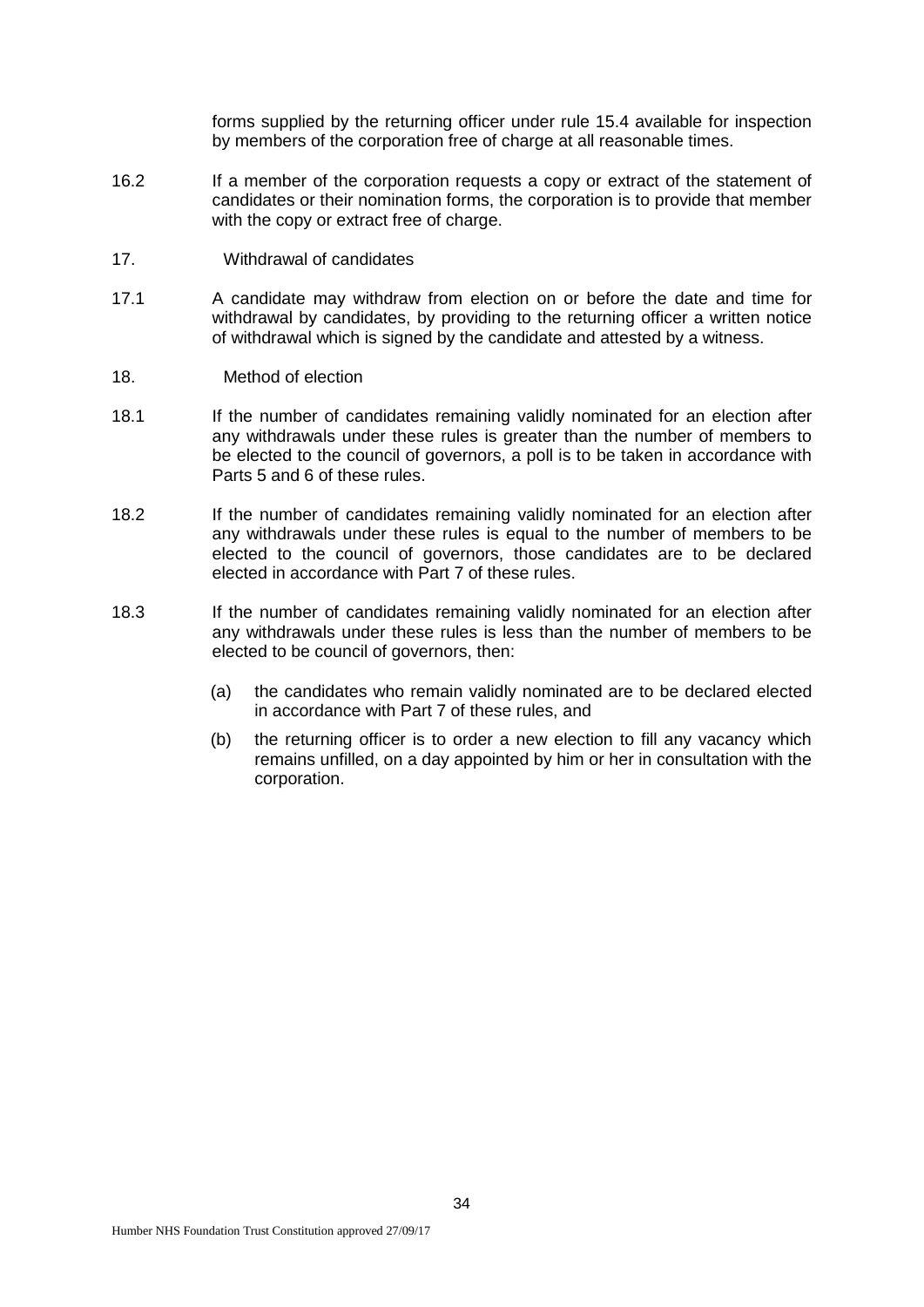forms supplied by the returning officer under rule 15.4 available for inspection by members of the corporation free of charge at all reasonable times.

16.2 If a member of the corporation requests a copy or extract of the statement of candidates or their nomination forms, the corporation is to provide that member with the copy or extract free of charge.

## 17. Withdrawal of candidates

17.1 A candidate may withdraw from election on or before the date and time for withdrawal by candidates, by providing to the returning officer a written notice of withdrawal which is signed by the candidate and attested by a witness.

## 18. Method of election

18.1 If the number of candidates remaining validly nominated for an election after any withdrawals under these rules is greater than the number of members to be elected to the council of governors, a poll is to be taken in accordance with Parts 5 and 6 of these rules.

18.2 If the number of candidates remaining validly nominated for an election after any withdrawals under these rules is equal to the number of members to be elected to the council of governors, those candidates are to be declared elected in accordance with Part 7 of these rules.

18.3 If the number of candidates remaining validly nominated for an election after any withdrawals under these rules is less than the number of members to be elected to be council of governors, then:

(a) the candidates who remain validly nominated are to be declared elected in accordance with Part 7 of these rules, and

(b) the returning officer is to order a new election to fill any vacancy which remains unfilled, on a day appointed by him or her in consultation with the corporation.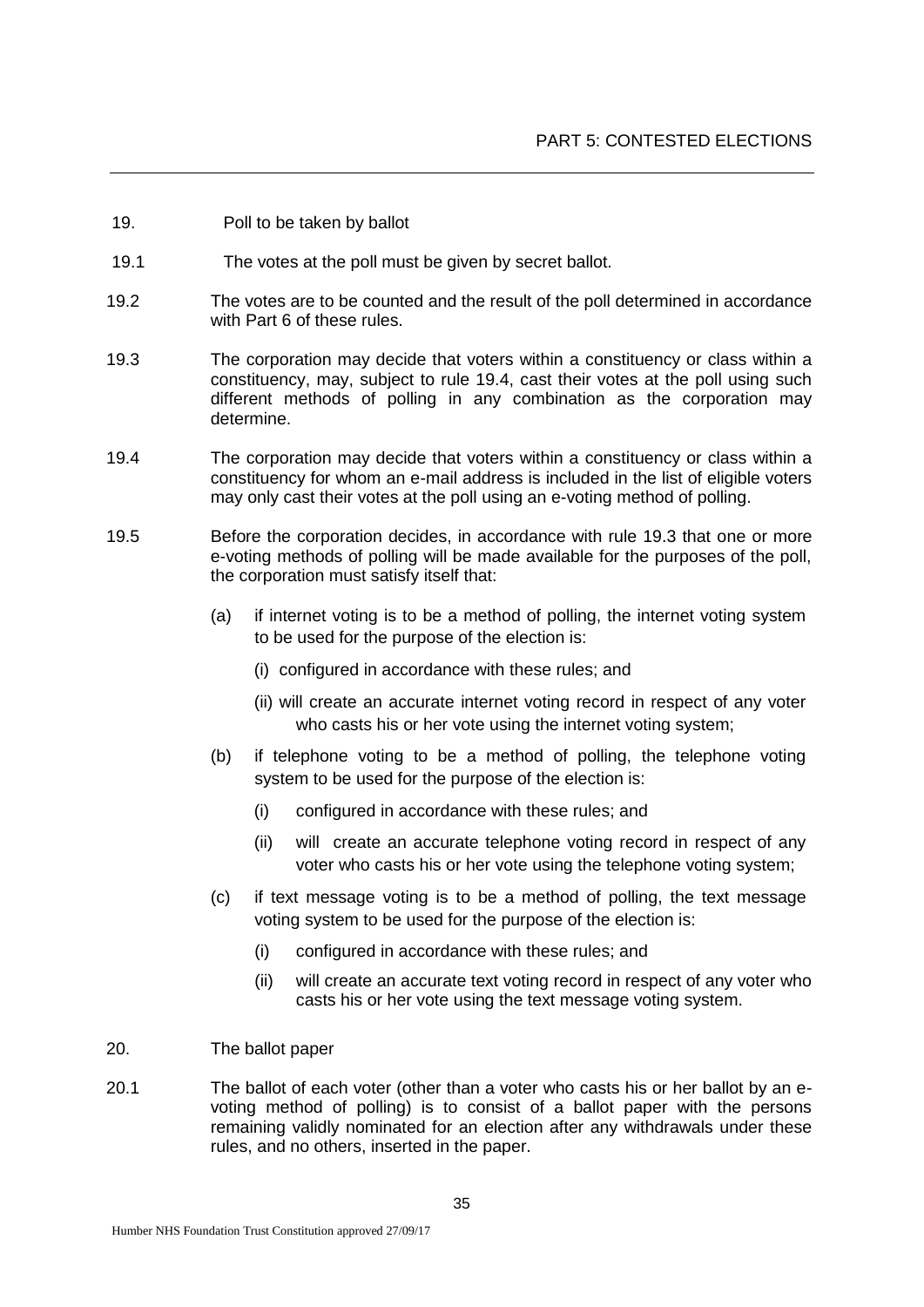19. Poll to be taken by ballot

19.1 The votes at the poll must be given by secret ballot.

19.2 The votes are to be counted and the result of the poll determined in accordance with Part 6 of these rules.

19.3 The corporation may decide that voters within a constituency or class within a constituency, may, subject to rule 19.4, cast their votes at the poll using such different methods of polling in any combination as the corporation may determine.

19.4 The corporation may decide that voters within a constituency or class within a constituency for whom an e-mail address is included in the list of eligible voters may only cast their votes at the poll using an e-voting method of polling.

19.5 Before the corporation decides, in accordance with rule 19.3 that one or more e-voting methods of polling will be made available for the purposes of the poll, the corporation must satisfy itself that:

(a) if internet voting is to be a method of polling, the internet voting system to be used for the purpose of the election is:

(i) configured in accordance with these rules; and

(ii) will create an accurate internet voting record in respect of any voter who casts his or her vote using the internet voting system;

(b) if telephone voting to be a method of polling, the telephone voting system to be used for the purpose of the election is:

(i) configured in accordance with these rules; and

(ii) will create an accurate telephone voting record in respect of any voter who casts his or her vote using the telephone voting system;

(c) if text message voting is to be a method of polling, the text message voting system to be used for the purpose of the election is:

(i) configured in accordance with these rules; and

(ii) will create an accurate text voting record in respect of any voter who casts his or her vote using the text message voting system.

20. The ballot paper

20.1 The ballot of each voter (other than a voter who casts his or her ballot by an e-voting method of polling) is to consist of a ballot paper with the persons remaining validly nominated for an election after any withdrawals under these rules, and no others, inserted in the paper.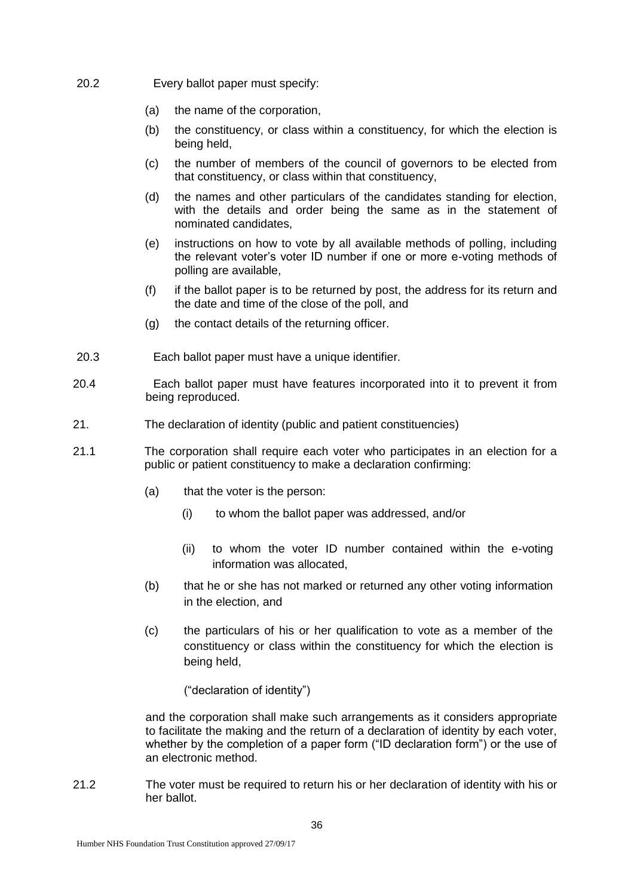20.2 Every ballot paper must specify:

- (a) the name of the corporation,
- (b) the constituency, or class within a constituency, for which the election is being held,
- (c) the number of members of the council of governors to be elected from that constituency, or class within that constituency,
- (d) the names and other particulars of the candidates standing for election, with the details and order being the same as in the statement of nominated candidates,
- (e) instructions on how to vote by all available methods of polling, including the relevant voter's voter ID number if one or more e-voting methods of polling are available,
- (f) if the ballot paper is to be returned by post, the address for its return and the date and time of the close of the poll, and
- (g) the contact details of the returning officer.

20.3 Each ballot paper must have a unique identifier.

20.4 Each ballot paper must have features incorporated into it to prevent it from being reproduced.

21. The declaration of identity (public and patient constituencies)

21.1 The corporation shall require each voter who participates in an election for a public or patient constituency to make a declaration confirming:

- (a) that the voter is the person:
  - (i) to whom the ballot paper was addressed, and/or
  - (ii) to whom the voter ID number contained within the e-voting information was allocated,
- (b) that he or she has not marked or returned any other voting information in the election, and
- (c) the particulars of his or her qualification to vote as a member of the constituency or class within the constituency for which the election is being held,

  ("declaration of identity")

and the corporation shall make such arrangements as it considers appropriate to facilitate the making and the return of a declaration of identity by each voter, whether by the completion of a paper form ("ID declaration form") or the use of an electronic method.

21.2 The voter must be required to return his or her declaration of identity with his or her ballot.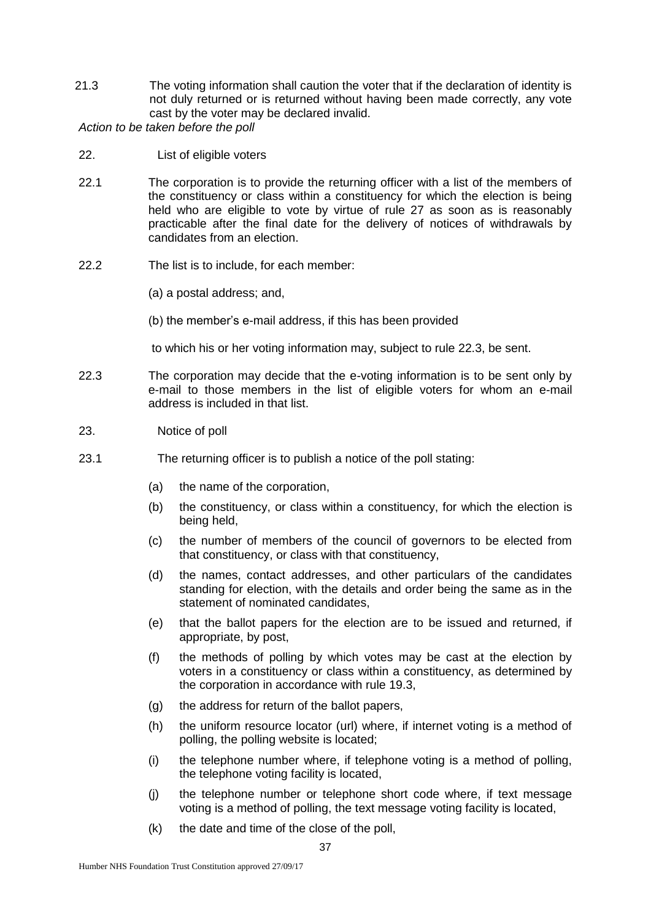21.3 The voting information shall caution the voter that if the declaration of identity is not duly returned or is returned without having been made correctly, any vote cast by the voter may be declared invalid.

*Action to be taken before the poll*

22. List of eligible voters

22.1 The corporation is to provide the returning officer with a list of the members of the constituency or class within a constituency for which the election is being held who are eligible to vote by virtue of rule 27 as soon as is reasonably practicable after the final date for the delivery of notices of withdrawals by candidates from an election.

22.2 The list is to include, for each member:

(a) a postal address; and,

(b) the member's e-mail address, if this has been provided

to which his or her voting information may, subject to rule 22.3, be sent.

22.3 The corporation may decide that the e-voting information is to be sent only by e-mail to those members in the list of eligible voters for whom an e-mail address is included in that list.

23. Notice of poll

23.1 The returning officer is to publish a notice of the poll stating:

(a) the name of the corporation,

(b) the constituency, or class within a constituency, for which the election is being held,

(c) the number of members of the council of governors to be elected from that constituency, or class with that constituency,

(d) the names, contact addresses, and other particulars of the candidates standing for election, with the details and order being the same as in the statement of nominated candidates,

(e) that the ballot papers for the election are to be issued and returned, if appropriate, by post,

(f) the methods of polling by which votes may be cast at the election by voters in a constituency or class within a constituency, as determined by the corporation in accordance with rule 19.3,

(g) the address for return of the ballot papers,

(h) the uniform resource locator (url) where, if internet voting is a method of polling, the polling website is located;

(i) the telephone number where, if telephone voting is a method of polling, the telephone voting facility is located,

(j) the telephone number or telephone short code where, if text message voting is a method of polling, the text message voting facility is located,

(k) the date and time of the close of the poll,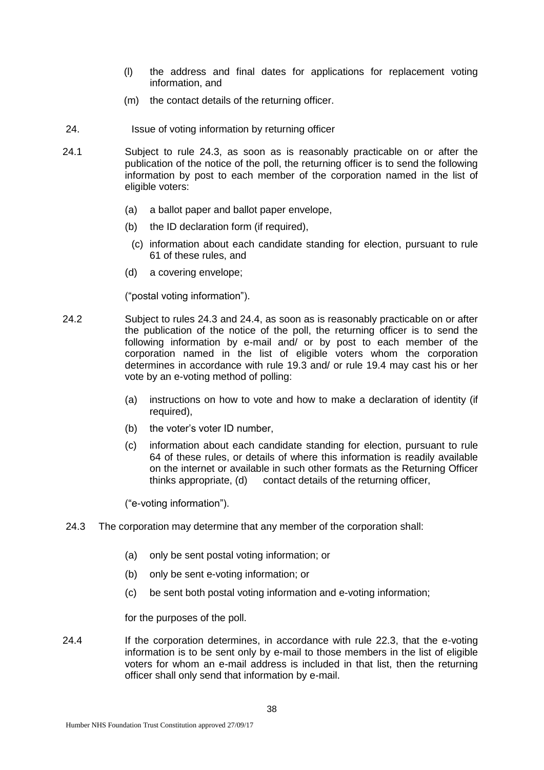(l) the address and final dates for applications for replacement voting information, and

(m) the contact details of the returning officer.

24. Issue of voting information by returning officer

24.1 Subject to rule 24.3, as soon as is reasonably practicable on or after the publication of the notice of the poll, the returning officer is to send the following information by post to each member of the corporation named in the list of eligible voters:

- (a) a ballot paper and ballot paper envelope,
- (b) the ID declaration form (if required),
- (c) information about each candidate standing for election, pursuant to rule 61 of these rules, and
- (d) a covering envelope;

("postal voting information").

24.2 Subject to rules 24.3 and 24.4, as soon as is reasonably practicable on or after the publication of the notice of the poll, the returning officer is to send the following information by e-mail and/ or by post to each member of the corporation named in the list of eligible voters whom the corporation determines in accordance with rule 19.3 and/ or rule 19.4 may cast his or her vote by an e-voting method of polling:

- (a) instructions on how to vote and how to make a declaration of identity (if required),
- (b) the voter's voter ID number,
- (c) information about each candidate standing for election, pursuant to rule 64 of these rules, or details of where this information is readily available on the internet or available in such other formats as the Returning Officer thinks appropriate, (d) contact details of the returning officer,

("e-voting information").

24.3 The corporation may determine that any member of the corporation shall:

- (a) only be sent postal voting information; or
- (b) only be sent e-voting information; or
- (c) be sent both postal voting information and e-voting information;

for the purposes of the poll.

24.4 If the corporation determines, in accordance with rule 22.3, that the e-voting information is to be sent only by e-mail to those members in the list of eligible voters for whom an e-mail address is included in that list, then the returning officer shall only send that information by e-mail.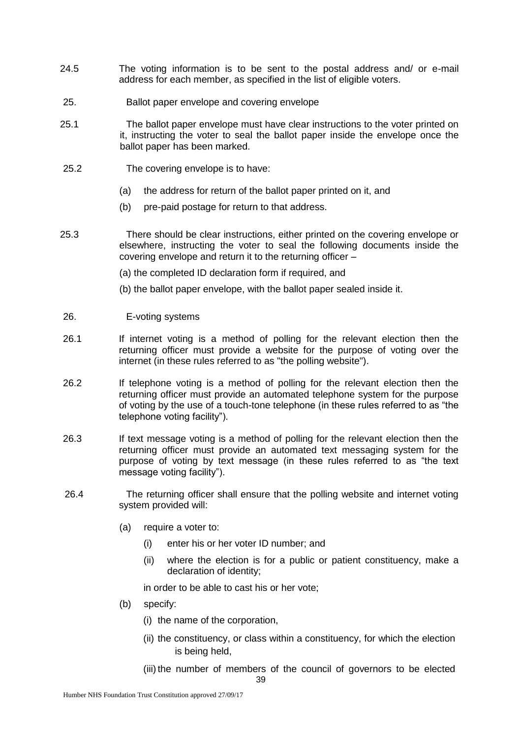24.5 The voting information is to be sent to the postal address and/ or e-mail address for each member, as specified in the list of eligible voters.

25. Ballot paper envelope and covering envelope

25.1 The ballot paper envelope must have clear instructions to the voter printed on it, instructing the voter to seal the ballot paper inside the envelope once the ballot paper has been marked.

25.2 The covering envelope is to have:

- (a) the address for return of the ballot paper printed on it, and
- (b) pre-paid postage for return to that address.

25.3 There should be clear instructions, either printed on the covering envelope or elsewhere, instructing the voter to seal the following documents inside the covering envelope and return it to the returning officer –

(a) the completed ID declaration form if required, and

(b) the ballot paper envelope, with the ballot paper sealed inside it.

26. E-voting systems

26.1 If internet voting is a method of polling for the relevant election then the returning officer must provide a website for the purpose of voting over the internet (in these rules referred to as "the polling website").

26.2 If telephone voting is a method of polling for the relevant election then the returning officer must provide an automated telephone system for the purpose of voting by the use of a touch-tone telephone (in these rules referred to as "the telephone voting facility").

26.3 If text message voting is a method of polling for the relevant election then the returning officer must provide an automated text messaging system for the purpose of voting by text message (in these rules referred to as "the text message voting facility").

26.4 The returning officer shall ensure that the polling website and internet voting system provided will:

- (a) require a voter to:
  - (i) enter his or her voter ID number; and
  - (ii) where the election is for a public or patient constituency, make a declaration of identity;

  in order to be able to cast his or her vote;

- (b) specify:
  - (i) the name of the corporation,
  - (ii) the constituency, or class within a constituency, for which the election is being held,
  - (iii) the number of members of the council of governors to be elected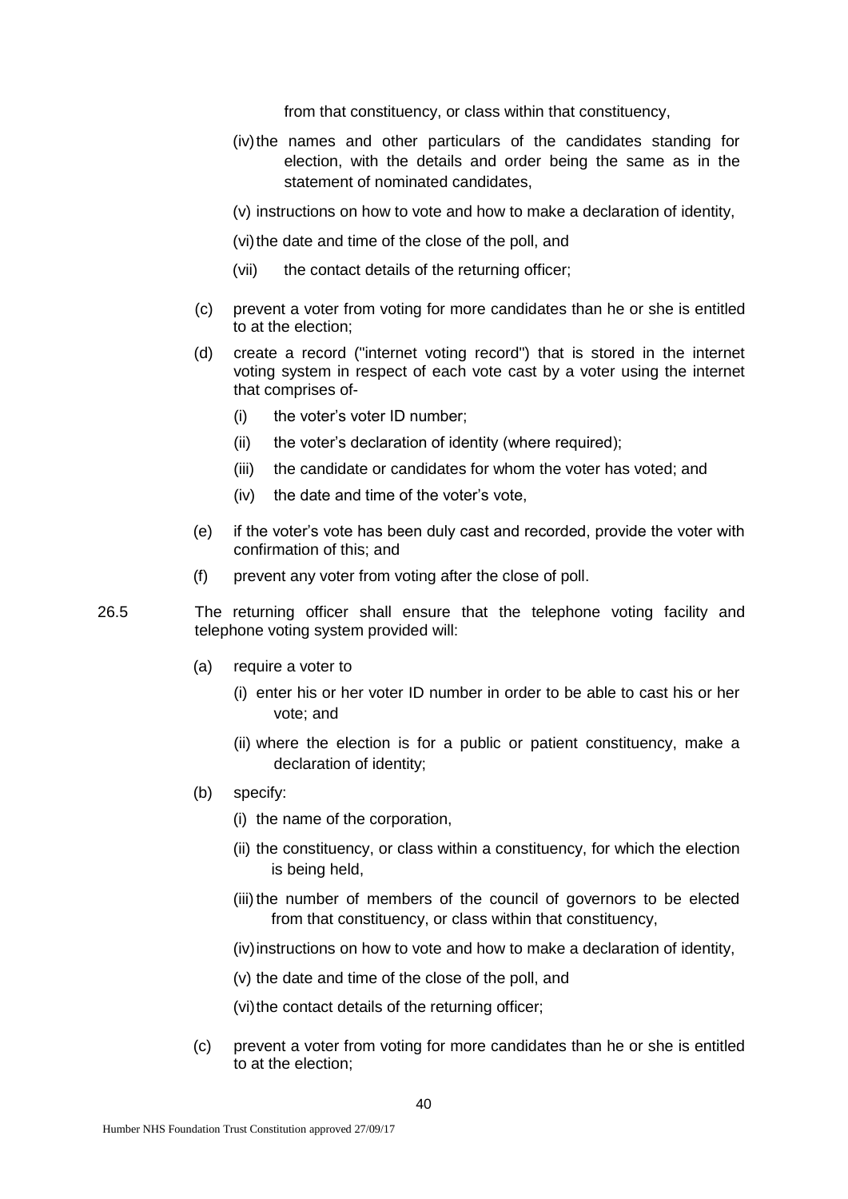from that constituency, or class within that constituency,

(iv) the names and other particulars of the candidates standing for election, with the details and order being the same as in the statement of nominated candidates,

(v) instructions on how to vote and how to make a declaration of identity,

(vi) the date and time of the close of the poll, and

(vii) the contact details of the returning officer;

(c) prevent a voter from voting for more candidates than he or she is entitled to at the election;

(d) create a record ("internet voting record") that is stored in the internet voting system in respect of each vote cast by a voter using the internet that comprises of-

  (i) the voter's voter ID number;

  (ii) the voter's declaration of identity (where required);

  (iii) the candidate or candidates for whom the voter has voted; and

  (iv) the date and time of the voter's vote,

(e) if the voter's vote has been duly cast and recorded, provide the voter with confirmation of this; and

(f) prevent any voter from voting after the close of poll.

26.5 The returning officer shall ensure that the telephone voting facility and telephone voting system provided will:

(a) require a voter to

  (i) enter his or her voter ID number in order to be able to cast his or her vote; and

  (ii) where the election is for a public or patient constituency, make a declaration of identity;

(b) specify:

  (i) the name of the corporation,

  (ii) the constituency, or class within a constituency, for which the election is being held,

  (iii) the number of members of the council of governors to be elected from that constituency, or class within that constituency,

  (iv) instructions on how to vote and how to make a declaration of identity,

  (v) the date and time of the close of the poll, and

  (vi) the contact details of the returning officer;

(c) prevent a voter from voting for more candidates than he or she is entitled to at the election;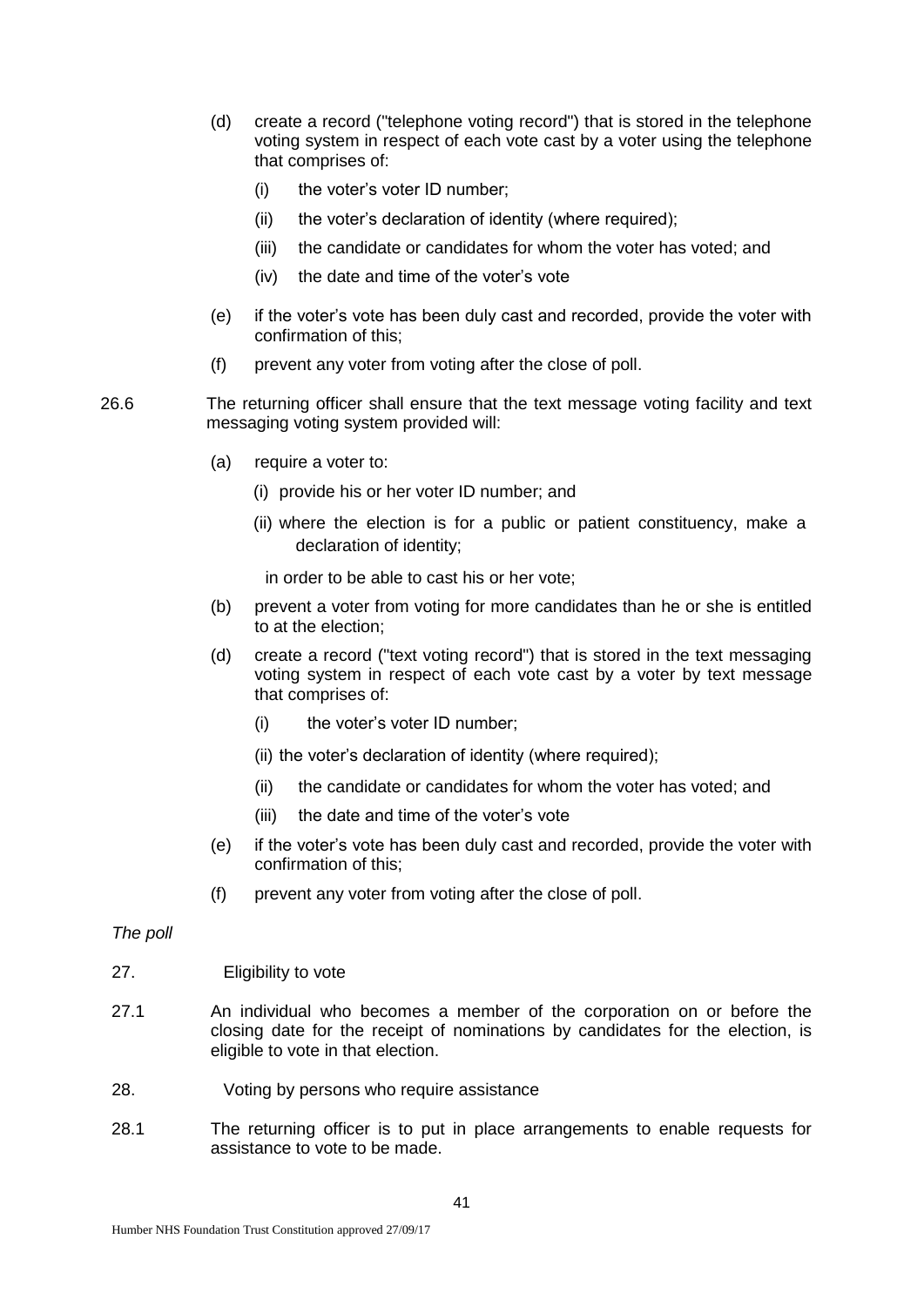(d) create a record ("telephone voting record") that is stored in the telephone voting system in respect of each vote cast by a voter using the telephone that comprises of:

   (i) the voter's voter ID number;

   (ii) the voter's declaration of identity (where required);

   (iii) the candidate or candidates for whom the voter has voted; and

   (iv) the date and time of the voter's vote

(e) if the voter's vote has been duly cast and recorded, provide the voter with confirmation of this;

(f) prevent any voter from voting after the close of poll.

26.6 The returning officer shall ensure that the text message voting facility and text messaging voting system provided will:

(a) require a voter to:

   (i) provide his or her voter ID number; and

   (ii) where the election is for a public or patient constituency, make a declaration of identity;

   in order to be able to cast his or her vote;

(b) prevent a voter from voting for more candidates than he or she is entitled to at the election;

(d) create a record ("text voting record") that is stored in the text messaging voting system in respect of each vote cast by a voter by text message that comprises of:

   (i) the voter's voter ID number;

   (ii) the voter's declaration of identity (where required);

   (ii) the candidate or candidates for whom the voter has voted; and

   (iii) the date and time of the voter's vote

(e) if the voter's vote has been duly cast and recorded, provide the voter with confirmation of this;

(f) prevent any voter from voting after the close of poll.

*The poll*

27. Eligibility to vote

27.1 An individual who becomes a member of the corporation on or before the closing date for the receipt of nominations by candidates for the election, is eligible to vote in that election.

28. Voting by persons who require assistance

28.1 The returning officer is to put in place arrangements to enable requests for assistance to vote to be made.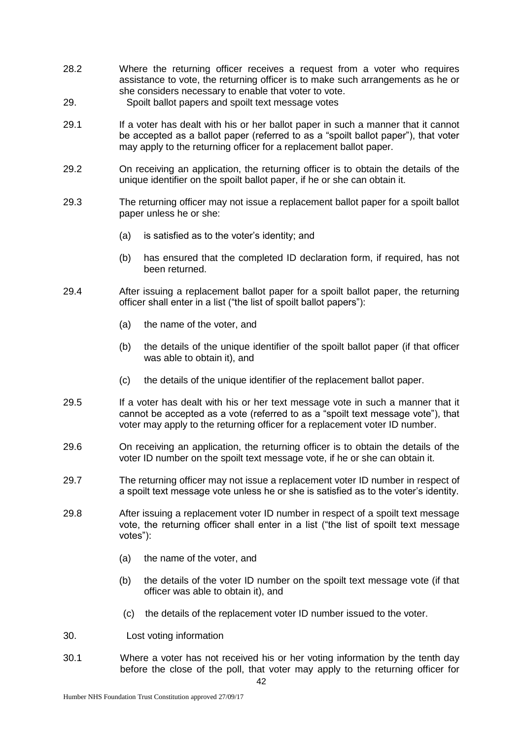28.2 Where the returning officer receives a request from a voter who requires assistance to vote, the returning officer is to make such arrangements as he or she considers necessary to enable that voter to vote.

29. Spoilt ballot papers and spoilt text message votes

29.1 If a voter has dealt with his or her ballot paper in such a manner that it cannot be accepted as a ballot paper (referred to as a "spoilt ballot paper"), that voter may apply to the returning officer for a replacement ballot paper.

29.2 On receiving an application, the returning officer is to obtain the details of the unique identifier on the spoilt ballot paper, if he or she can obtain it.

29.3 The returning officer may not issue a replacement ballot paper for a spoilt ballot paper unless he or she:

(a) is satisfied as to the voter's identity; and

(b) has ensured that the completed ID declaration form, if required, has not been returned.

29.4 After issuing a replacement ballot paper for a spoilt ballot paper, the returning officer shall enter in a list ("the list of spoilt ballot papers"):

(a) the name of the voter, and

(b) the details of the unique identifier of the spoilt ballot paper (if that officer was able to obtain it), and

(c) the details of the unique identifier of the replacement ballot paper.

29.5 If a voter has dealt with his or her text message vote in such a manner that it cannot be accepted as a vote (referred to as a "spoilt text message vote"), that voter may apply to the returning officer for a replacement voter ID number.

29.6 On receiving an application, the returning officer is to obtain the details of the voter ID number on the spoilt text message vote, if he or she can obtain it.

29.7 The returning officer may not issue a replacement voter ID number in respect of a spoilt text message vote unless he or she is satisfied as to the voter's identity.

29.8 After issuing a replacement voter ID number in respect of a spoilt text message vote, the returning officer shall enter in a list ("the list of spoilt text message votes"):

(a) the name of the voter, and

(b) the details of the voter ID number on the spoilt text message vote (if that officer was able to obtain it), and

(c) the details of the replacement voter ID number issued to the voter.

30. Lost voting information

30.1 Where a voter has not received his or her voting information by the tenth day before the close of the poll, that voter may apply to the returning officer for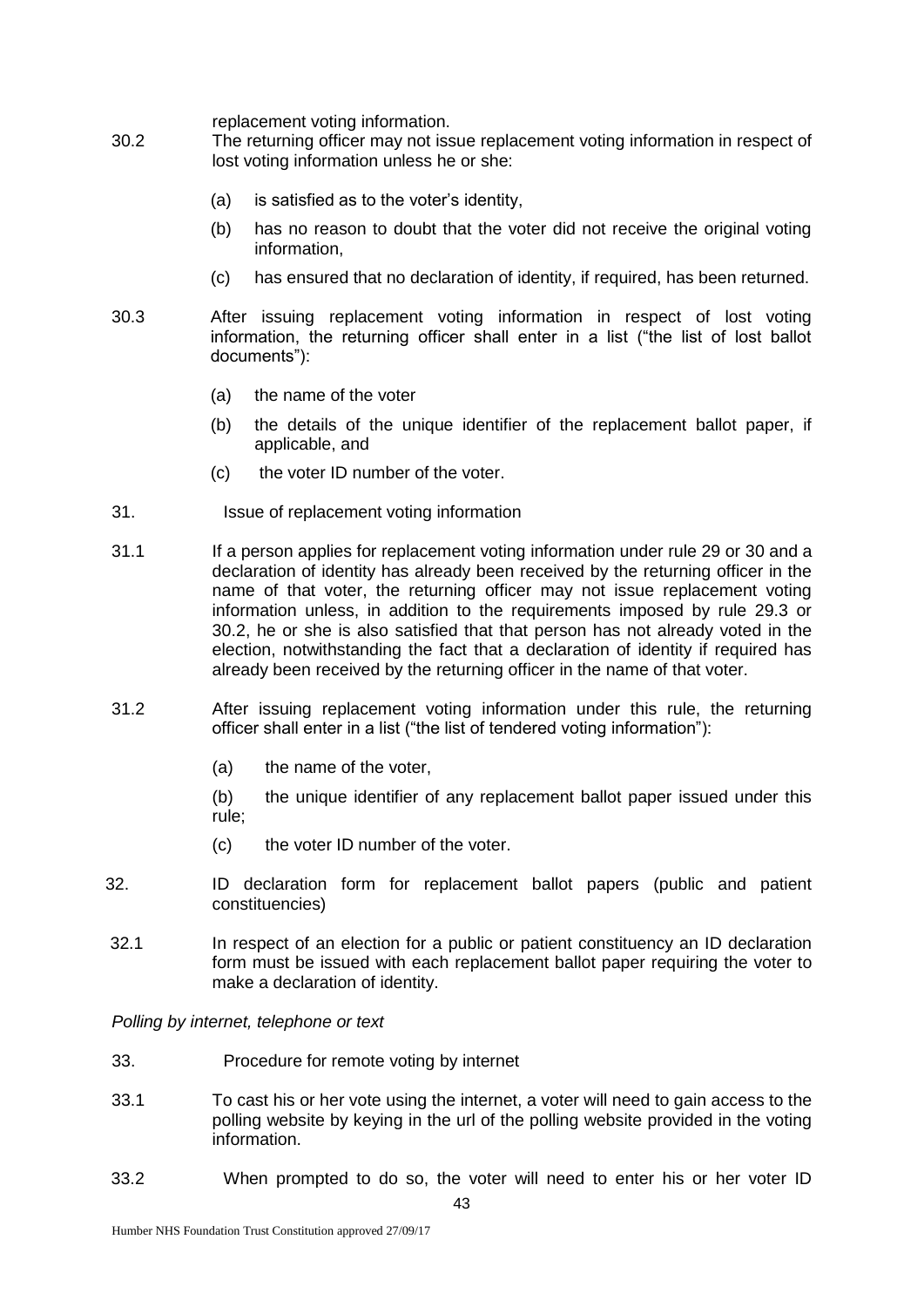replacement voting information.

30.2 The returning officer may not issue replacement voting information in respect of lost voting information unless he or she:

(a) is satisfied as to the voter's identity,

(b) has no reason to doubt that the voter did not receive the original voting information,

(c) has ensured that no declaration of identity, if required, has been returned.

30.3 After issuing replacement voting information in respect of lost voting information, the returning officer shall enter in a list ("the list of lost ballot documents"):

(a) the name of the voter

(b) the details of the unique identifier of the replacement ballot paper, if applicable, and

(c) the voter ID number of the voter.

31. Issue of replacement voting information

31.1 If a person applies for replacement voting information under rule 29 or 30 and a declaration of identity has already been received by the returning officer in the name of that voter, the returning officer may not issue replacement voting information unless, in addition to the requirements imposed by rule 29.3 or 30.2, he or she is also satisfied that that person has not already voted in the election, notwithstanding the fact that a declaration of identity if required has already been received by the returning officer in the name of that voter.

31.2 After issuing replacement voting information under this rule, the returning officer shall enter in a list ("the list of tendered voting information"):

(a) the name of the voter,

(b) the unique identifier of any replacement ballot paper issued under this rule;

(c) the voter ID number of the voter.

32. ID declaration form for replacement ballot papers (public and patient constituencies)

32.1 In respect of an election for a public or patient constituency an ID declaration form must be issued with each replacement ballot paper requiring the voter to make a declaration of identity.

*Polling by internet, telephone or text*

33. Procedure for remote voting by internet

33.1 To cast his or her vote using the internet, a voter will need to gain access to the polling website by keying in the url of the polling website provided in the voting information.

33.2 When prompted to do so, the voter will need to enter his or her voter ID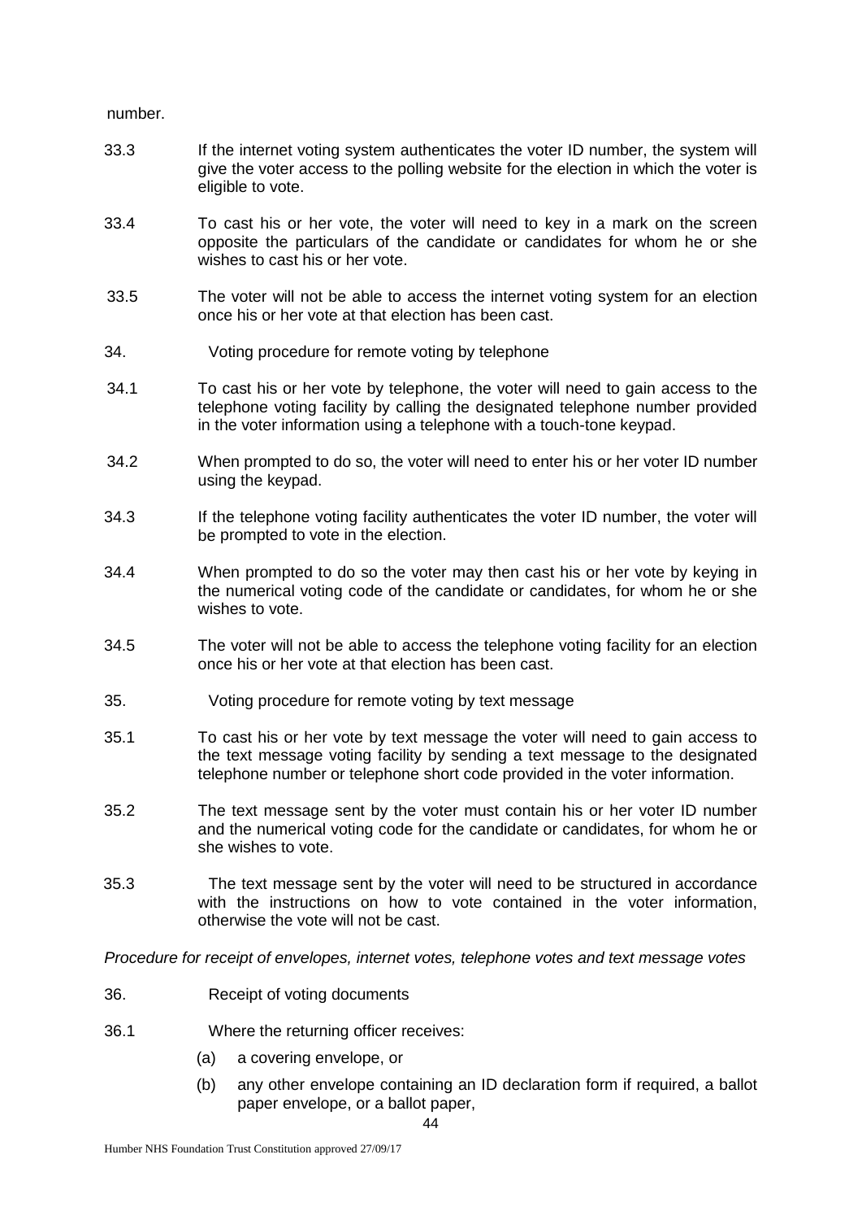number.

33.3 If the internet voting system authenticates the voter ID number, the system will give the voter access to the polling website for the election in which the voter is eligible to vote.

33.4 To cast his or her vote, the voter will need to key in a mark on the screen opposite the particulars of the candidate or candidates for whom he or she wishes to cast his or her vote.

33.5 The voter will not be able to access the internet voting system for an election once his or her vote at that election has been cast.

34. Voting procedure for remote voting by telephone

34.1 To cast his or her vote by telephone, the voter will need to gain access to the telephone voting facility by calling the designated telephone number provided in the voter information using a telephone with a touch-tone keypad.

34.2 When prompted to do so, the voter will need to enter his or her voter ID number using the keypad.

34.3 If the telephone voting facility authenticates the voter ID number, the voter will be prompted to vote in the election.

34.4 When prompted to do so the voter may then cast his or her vote by keying in the numerical voting code of the candidate or candidates, for whom he or she wishes to vote.

34.5 The voter will not be able to access the telephone voting facility for an election once his or her vote at that election has been cast.

35. Voting procedure for remote voting by text message

35.1 To cast his or her vote by text message the voter will need to gain access to the text message voting facility by sending a text message to the designated telephone number or telephone short code provided in the voter information.

35.2 The text message sent by the voter must contain his or her voter ID number and the numerical voting code for the candidate or candidates, for whom he or she wishes to vote.

35.3 The text message sent by the voter will need to be structured in accordance with the instructions on how to vote contained in the voter information, otherwise the vote will not be cast.

*Procedure for receipt of envelopes, internet votes, telephone votes and text message votes*

36. Receipt of voting documents

36.1 Where the returning officer receives:

(a) a covering envelope, or

(b) any other envelope containing an ID declaration form if required, a ballot paper envelope, or a ballot paper,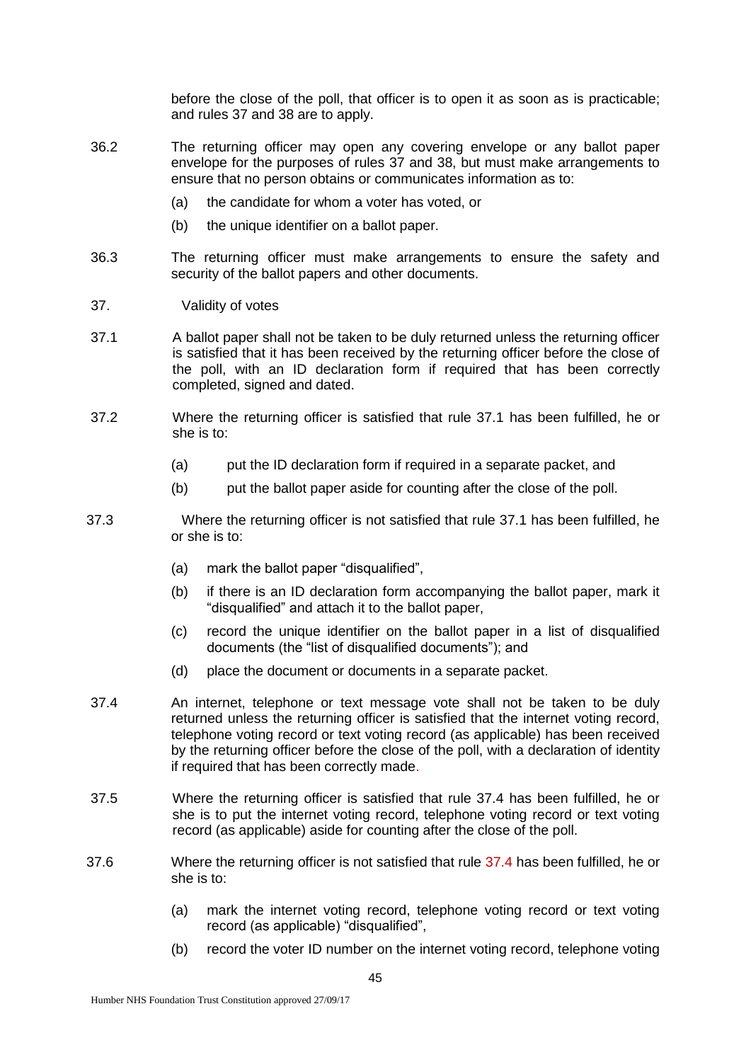before the close of the poll, that officer is to open it as soon as is practicable; and rules 37 and 38 are to apply.

36.2 The returning officer may open any covering envelope or any ballot paper envelope for the purposes of rules 37 and 38, but must make arrangements to ensure that no person obtains or communicates information as to:

(a) the candidate for whom a voter has voted, or

(b) the unique identifier on a ballot paper.

36.3 The returning officer must make arrangements to ensure the safety and security of the ballot papers and other documents.

## 37. Validity of votes

37.1 A ballot paper shall not be taken to be duly returned unless the returning officer is satisfied that it has been received by the returning officer before the close of the poll, with an ID declaration form if required that has been correctly completed, signed and dated.

37.2 Where the returning officer is satisfied that rule 37.1 has been fulfilled, he or she is to:

(a) put the ID declaration form if required in a separate packet, and

(b) put the ballot paper aside for counting after the close of the poll.

37.3 Where the returning officer is not satisfied that rule 37.1 has been fulfilled, he or she is to:

(a) mark the ballot paper "disqualified",

(b) if there is an ID declaration form accompanying the ballot paper, mark it "disqualified" and attach it to the ballot paper,

(c) record the unique identifier on the ballot paper in a list of disqualified documents (the "list of disqualified documents"); and

(d) place the document or documents in a separate packet.

37.4 An internet, telephone or text message vote shall not be taken to be duly returned unless the returning officer is satisfied that the internet voting record, telephone voting record or text voting record (as applicable) has been received by the returning officer before the close of the poll, with a declaration of identity if required that has been correctly made.

37.5 Where the returning officer is satisfied that rule 37.4 has been fulfilled, he or she is to put the internet voting record, telephone voting record or text voting record (as applicable) aside for counting after the close of the poll.

37.6 Where the returning officer is not satisfied that rule 37.4 has been fulfilled, he or she is to:

(a) mark the internet voting record, telephone voting record or text voting record (as applicable) "disqualified",

(b) record the voter ID number on the internet voting record, telephone voting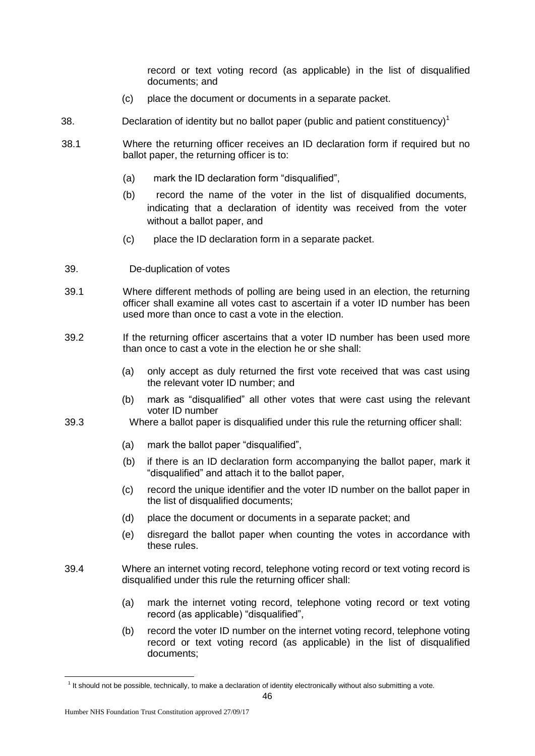record or text voting record (as applicable) in the list of disqualified documents; and

(c) place the document or documents in a separate packet.

38. Declaration of identity but no ballot paper (public and patient constituency)[1]

38.1 Where the returning officer receives an ID declaration form if required but no ballot paper, the returning officer is to:

(a) mark the ID declaration form "disqualified",

(b) record the name of the voter in the list of disqualified documents, indicating that a declaration of identity was received from the voter without a ballot paper, and

(c) place the ID declaration form in a separate packet.

39. De-duplication of votes

39.1 Where different methods of polling are being used in an election, the returning officer shall examine all votes cast to ascertain if a voter ID number has been used more than once to cast a vote in the election.

39.2 If the returning officer ascertains that a voter ID number has been used more than once to cast a vote in the election he or she shall:

(a) only accept as duly returned the first vote received that was cast using the relevant voter ID number; and

(b) mark as "disqualified" all other votes that were cast using the relevant voter ID number

39.3 Where a ballot paper is disqualified under this rule the returning officer shall:

(a) mark the ballot paper "disqualified",

(b) if there is an ID declaration form accompanying the ballot paper, mark it "disqualified" and attach it to the ballot paper,

(c) record the unique identifier and the voter ID number on the ballot paper in the list of disqualified documents;

(d) place the document or documents in a separate packet; and

(e) disregard the ballot paper when counting the votes in accordance with these rules.

39.4 Where an internet voting record, telephone voting record or text voting record is disqualified under this rule the returning officer shall:

(a) mark the internet voting record, telephone voting record or text voting record (as applicable) "disqualified",

(b) record the voter ID number on the internet voting record, telephone voting record or text voting record (as applicable) in the list of disqualified documents;

---

[1] It should not be possible, technically, to make a declaration of identity electronically without also submitting a vote.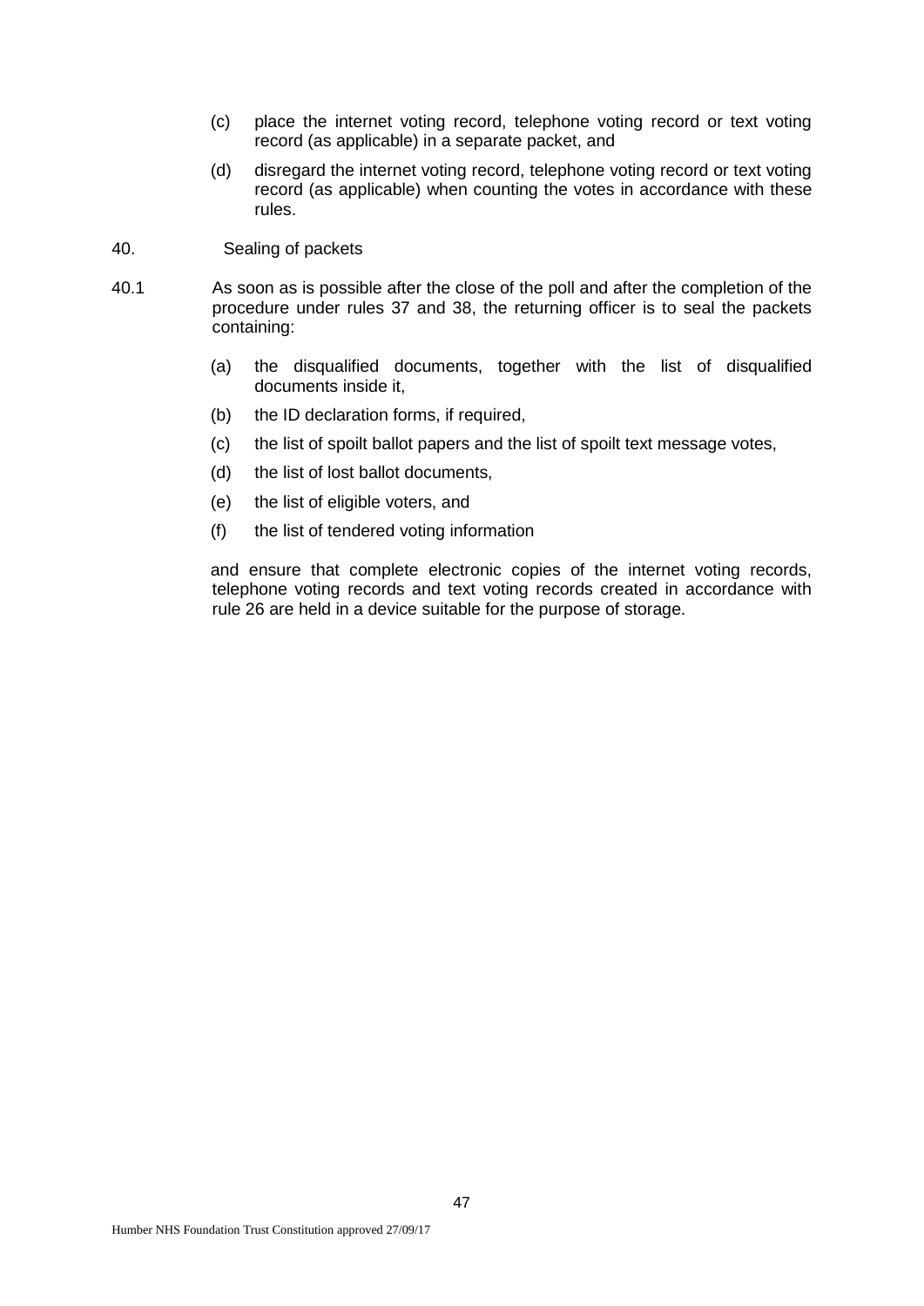(c) place the internet voting record, telephone voting record or text voting record (as applicable) in a separate packet, and

(d) disregard the internet voting record, telephone voting record or text voting record (as applicable) when counting the votes in accordance with these rules.

40. Sealing of packets

40.1 As soon as is possible after the close of the poll and after the completion of the procedure under rules 37 and 38, the returning officer is to seal the packets containing:

(a) the disqualified documents, together with the list of disqualified documents inside it,

(b) the ID declaration forms, if required,

(c) the list of spoilt ballot papers and the list of spoilt text message votes,

(d) the list of lost ballot documents,

(e) the list of eligible voters, and

(f) the list of tendered voting information

and ensure that complete electronic copies of the internet voting records, telephone voting records and text voting records created in accordance with rule 26 are held in a device suitable for the purpose of storage.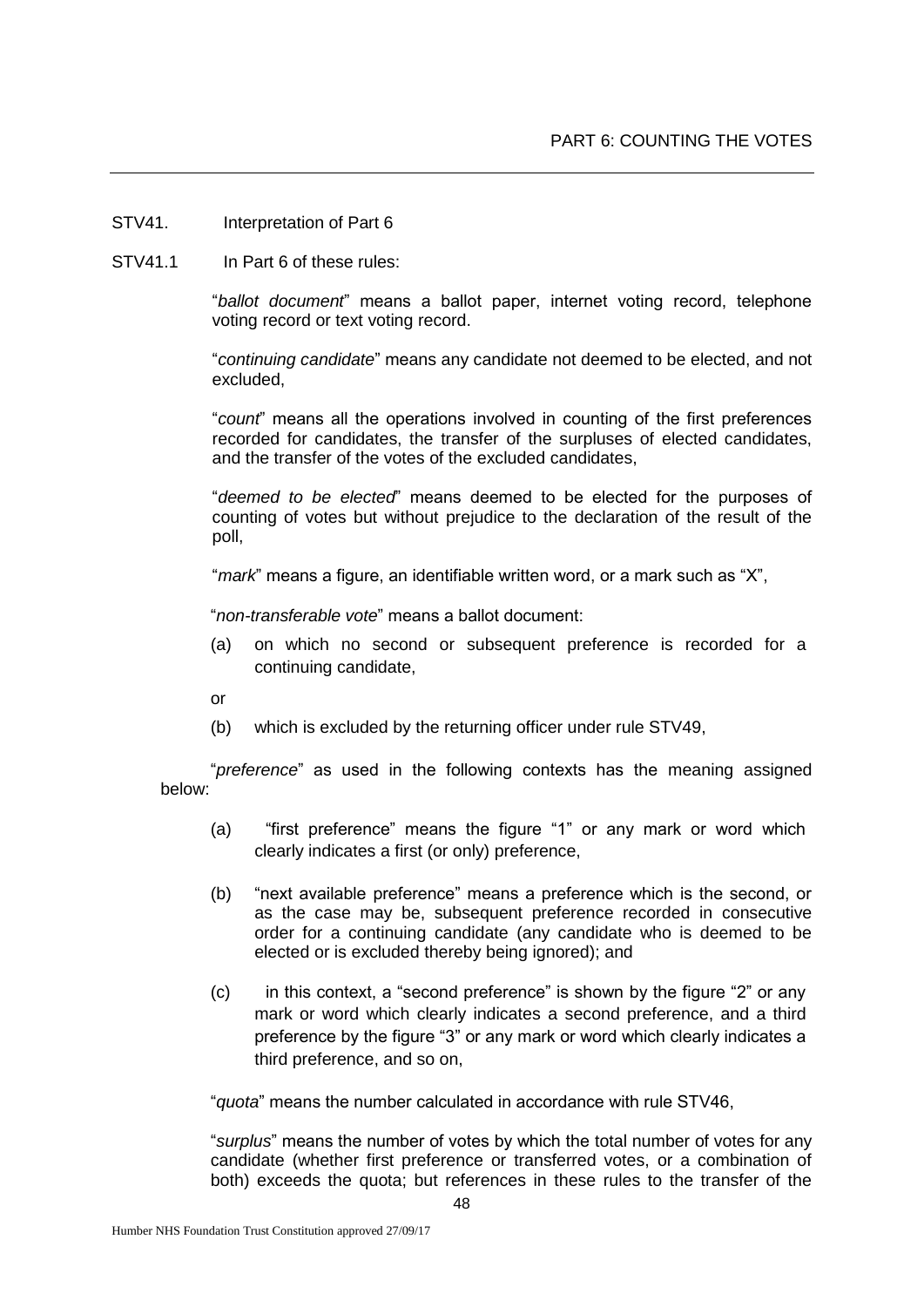## PART 6: COUNTING THE VOTES

STV41. Interpretation of Part 6

STV41.1 In Part 6 of these rules:

"*ballot document*" means a ballot paper, internet voting record, telephone voting record or text voting record.

"*continuing candidate*" means any candidate not deemed to be elected, and not excluded,

"*count*" means all the operations involved in counting of the first preferences recorded for candidates, the transfer of the surpluses of elected candidates, and the transfer of the votes of the excluded candidates,

"*deemed to be elected*" means deemed to be elected for the purposes of counting of votes but without prejudice to the declaration of the result of the poll,

"*mark*" means a figure, an identifiable written word, or a mark such as "X",

"*non-transferable vote*" means a ballot document:

(a) on which no second or subsequent preference is recorded for a continuing candidate,

or

(b) which is excluded by the returning officer under rule STV49,

"*preference*" as used in the following contexts has the meaning assigned below:

(a) "first preference" means the figure "1" or any mark or word which clearly indicates a first (or only) preference,

(b) "next available preference" means a preference which is the second, or as the case may be, subsequent preference recorded in consecutive order for a continuing candidate (any candidate who is deemed to be elected or is excluded thereby being ignored); and

(c) in this context, a "second preference" is shown by the figure "2" or any mark or word which clearly indicates a second preference, and a third preference by the figure "3" or any mark or word which clearly indicates a third preference, and so on,

"*quota*" means the number calculated in accordance with rule STV46,

"*surplus*" means the number of votes by which the total number of votes for any candidate (whether first preference or transferred votes, or a combination of both) exceeds the quota; but references in these rules to the transfer of the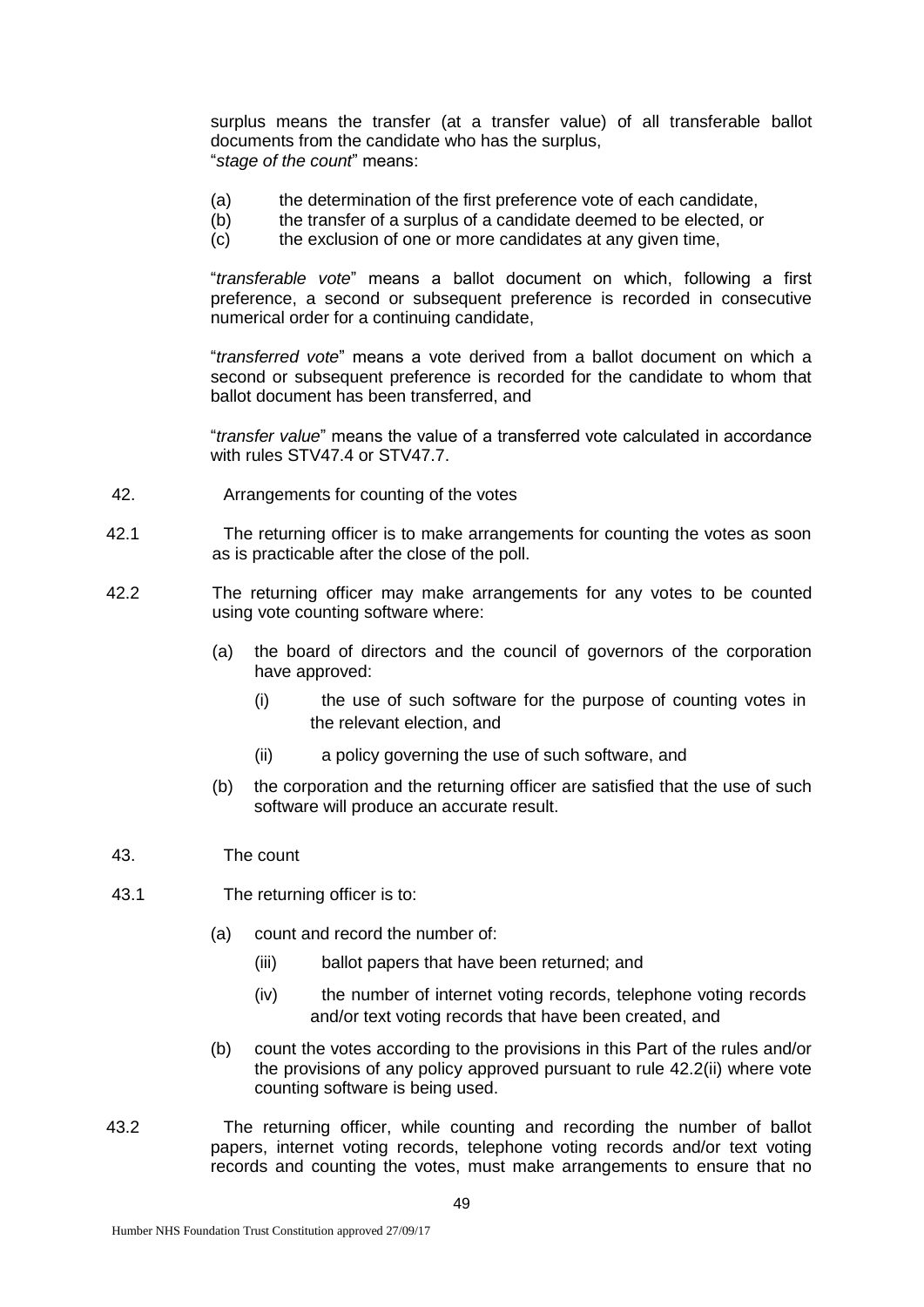surplus means the transfer (at a transfer value) of all transferable ballot documents from the candidate who has the surplus,

"*stage of the count*" means:

(a) the determination of the first preference vote of each candidate,
(b) the transfer of a surplus of a candidate deemed to be elected, or
(c) the exclusion of one or more candidates at any given time,

"*transferable vote*" means a ballot document on which, following a first preference, a second or subsequent preference is recorded in consecutive numerical order for a continuing candidate,

"*transferred vote*" means a vote derived from a ballot document on which a second or subsequent preference is recorded for the candidate to whom that ballot document has been transferred, and

"*transfer value*" means the value of a transferred vote calculated in accordance with rules STV47.4 or STV47.7.

42. Arrangements for counting of the votes

42.1 The returning officer is to make arrangements for counting the votes as soon as is practicable after the close of the poll.

42.2 The returning officer may make arrangements for any votes to be counted using vote counting software where:

(a) the board of directors and the council of governors of the corporation have approved:

(i) the use of such software for the purpose of counting votes in the relevant election, and

(ii) a policy governing the use of such software, and

(b) the corporation and the returning officer are satisfied that the use of such software will produce an accurate result.

43. The count

43.1 The returning officer is to:

(a) count and record the number of:

(iii) ballot papers that have been returned; and

(iv) the number of internet voting records, telephone voting records and/or text voting records that have been created, and

(b) count the votes according to the provisions in this Part of the rules and/or the provisions of any policy approved pursuant to rule 42.2(ii) where vote counting software is being used.

43.2 The returning officer, while counting and recording the number of ballot papers, internet voting records, telephone voting records and/or text voting records and counting the votes, must make arrangements to ensure that no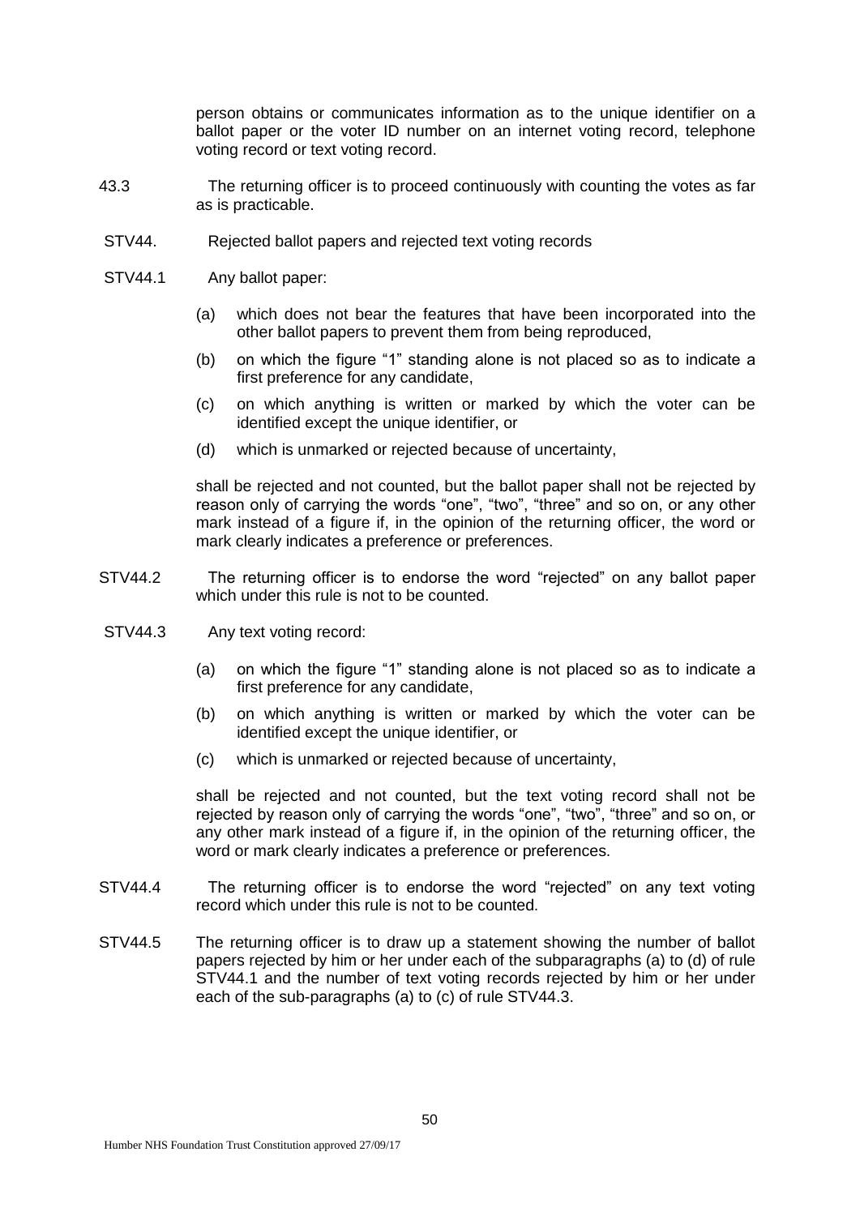person obtains or communicates information as to the unique identifier on a ballot paper or the voter ID number on an internet voting record, telephone voting record or text voting record.

43.3 The returning officer is to proceed continuously with counting the votes as far as is practicable.

STV44. Rejected ballot papers and rejected text voting records

STV44.1 Any ballot paper:

(a) which does not bear the features that have been incorporated into the other ballot papers to prevent them from being reproduced,

(b) on which the figure "1" standing alone is not placed so as to indicate a first preference for any candidate,

(c) on which anything is written or marked by which the voter can be identified except the unique identifier, or

(d) which is unmarked or rejected because of uncertainty,

shall be rejected and not counted, but the ballot paper shall not be rejected by reason only of carrying the words "one", "two", "three" and so on, or any other mark instead of a figure if, in the opinion of the returning officer, the word or mark clearly indicates a preference or preferences.

STV44.2 The returning officer is to endorse the word "rejected" on any ballot paper which under this rule is not to be counted.

STV44.3 Any text voting record:

(a) on which the figure "1" standing alone is not placed so as to indicate a first preference for any candidate,

(b) on which anything is written or marked by which the voter can be identified except the unique identifier, or

(c) which is unmarked or rejected because of uncertainty,

shall be rejected and not counted, but the text voting record shall not be rejected by reason only of carrying the words "one", "two", "three" and so on, or any other mark instead of a figure if, in the opinion of the returning officer, the word or mark clearly indicates a preference or preferences.

STV44.4 The returning officer is to endorse the word "rejected" on any text voting record which under this rule is not to be counted.

STV44.5 The returning officer is to draw up a statement showing the number of ballot papers rejected by him or her under each of the subparagraphs (a) to (d) of rule STV44.1 and the number of text voting records rejected by him or her under each of the sub-paragraphs (a) to (c) of rule STV44.3.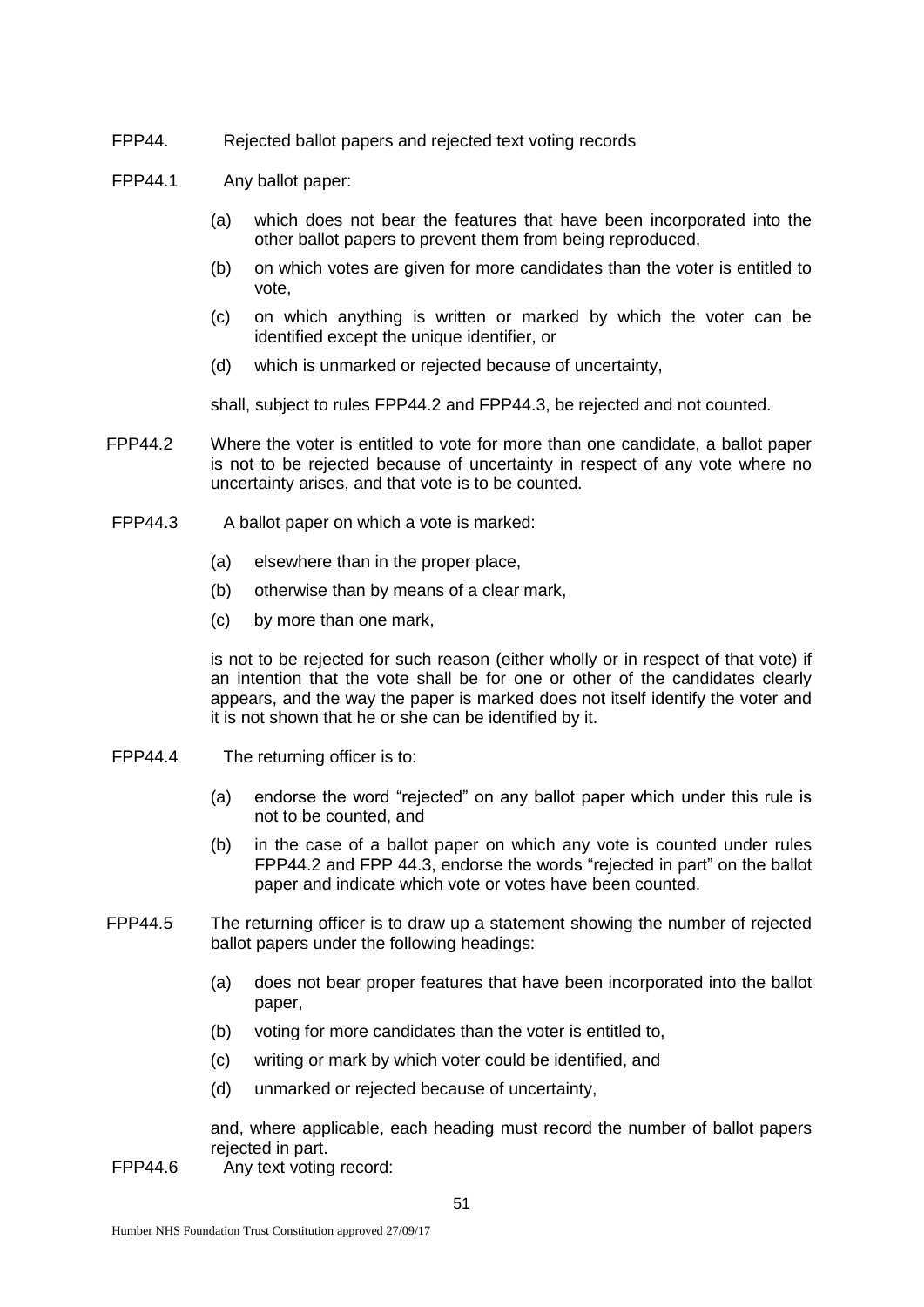FPP44. Rejected ballot papers and rejected text voting records

FPP44.1 Any ballot paper:

(a) which does not bear the features that have been incorporated into the other ballot papers to prevent them from being reproduced,

(b) on which votes are given for more candidates than the voter is entitled to vote,

(c) on which anything is written or marked by which the voter can be identified except the unique identifier, or

(d) which is unmarked or rejected because of uncertainty,

shall, subject to rules FPP44.2 and FPP44.3, be rejected and not counted.

FPP44.2 Where the voter is entitled to vote for more than one candidate, a ballot paper is not to be rejected because of uncertainty in respect of any vote where no uncertainty arises, and that vote is to be counted.

FPP44.3 A ballot paper on which a vote is marked:

(a) elsewhere than in the proper place,

(b) otherwise than by means of a clear mark,

(c) by more than one mark,

is not to be rejected for such reason (either wholly or in respect of that vote) if an intention that the vote shall be for one or other of the candidates clearly appears, and the way the paper is marked does not itself identify the voter and it is not shown that he or she can be identified by it.

FPP44.4 The returning officer is to:

(a) endorse the word "rejected" on any ballot paper which under this rule is not to be counted, and

(b) in the case of a ballot paper on which any vote is counted under rules FPP44.2 and FPP 44.3, endorse the words "rejected in part" on the ballot paper and indicate which vote or votes have been counted.

FPP44.5 The returning officer is to draw up a statement showing the number of rejected ballot papers under the following headings:

(a) does not bear proper features that have been incorporated into the ballot paper,

(b) voting for more candidates than the voter is entitled to,

(c) writing or mark by which voter could be identified, and

(d) unmarked or rejected because of uncertainty,

and, where applicable, each heading must record the number of ballot papers rejected in part.

FPP44.6 Any text voting record: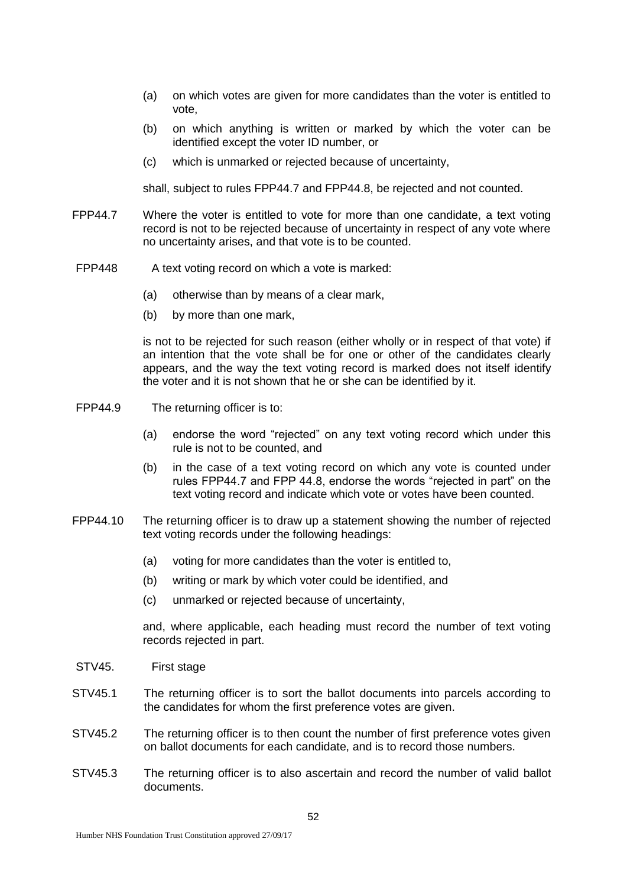(a) on which votes are given for more candidates than the voter is entitled to vote,

(b) on which anything is written or marked by which the voter can be identified except the voter ID number, or

(c) which is unmarked or rejected because of uncertainty,

shall, subject to rules FPP44.7 and FPP44.8, be rejected and not counted.

FPP44.7 Where the voter is entitled to vote for more than one candidate, a text voting record is not to be rejected because of uncertainty in respect of any vote where no uncertainty arises, and that vote is to be counted.

FPP448 A text voting record on which a vote is marked:

(a) otherwise than by means of a clear mark,

(b) by more than one mark,

is not to be rejected for such reason (either wholly or in respect of that vote) if an intention that the vote shall be for one or other of the candidates clearly appears, and the way the text voting record is marked does not itself identify the voter and it is not shown that he or she can be identified by it.

FPP44.9 The returning officer is to:

(a) endorse the word "rejected" on any text voting record which under this rule is not to be counted, and

(b) in the case of a text voting record on which any vote is counted under rules FPP44.7 and FPP 44.8, endorse the words "rejected in part" on the text voting record and indicate which vote or votes have been counted.

FPP44.10 The returning officer is to draw up a statement showing the number of rejected text voting records under the following headings:

(a) voting for more candidates than the voter is entitled to,

(b) writing or mark by which voter could be identified, and

(c) unmarked or rejected because of uncertainty,

and, where applicable, each heading must record the number of text voting records rejected in part.

STV45. First stage

STV45.1 The returning officer is to sort the ballot documents into parcels according to the candidates for whom the first preference votes are given.

STV45.2 The returning officer is to then count the number of first preference votes given on ballot documents for each candidate, and is to record those numbers.

STV45.3 The returning officer is to also ascertain and record the number of valid ballot documents.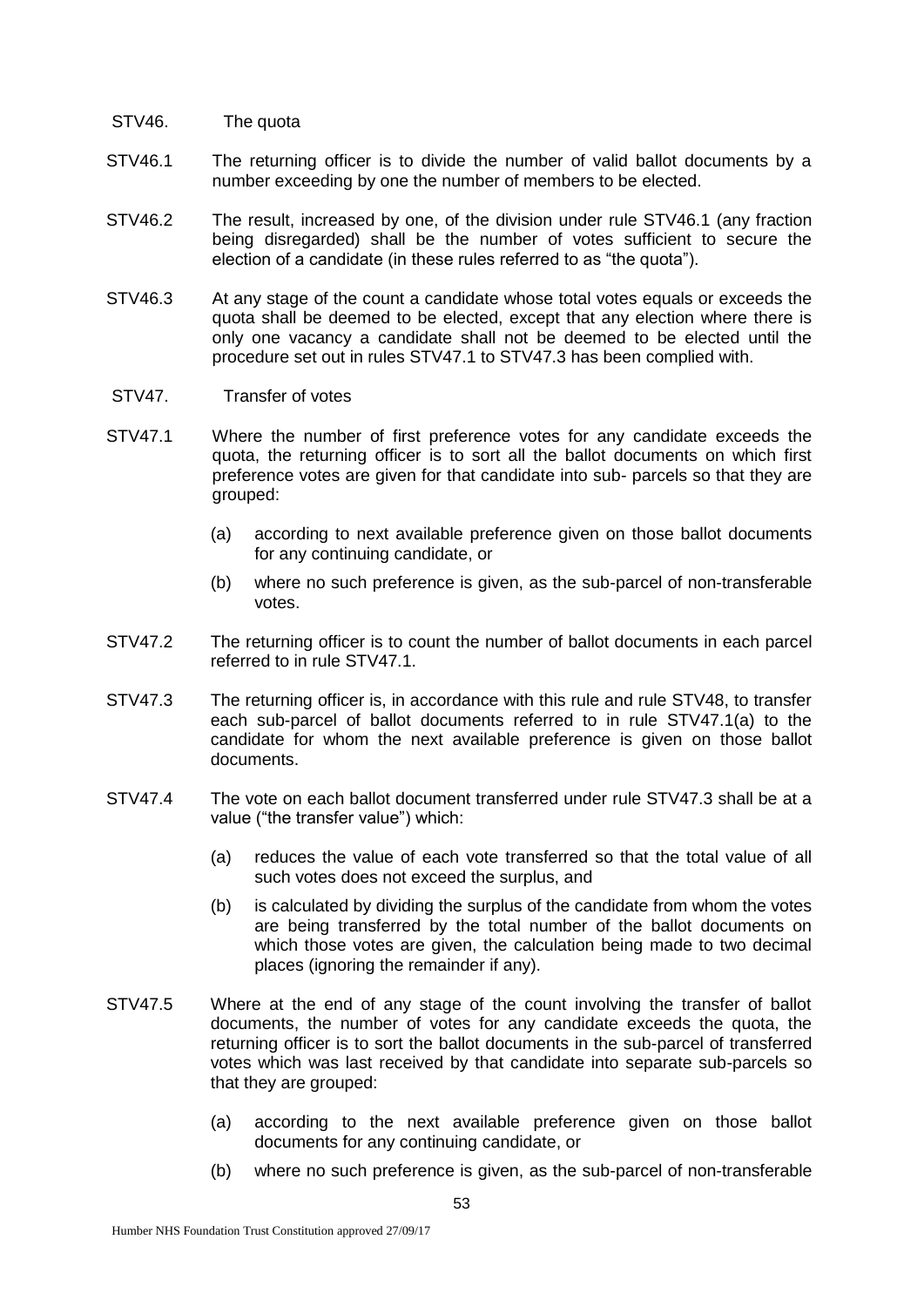STV46. The quota

STV46.1 The returning officer is to divide the number of valid ballot documents by a number exceeding by one the number of members to be elected.

STV46.2 The result, increased by one, of the division under rule STV46.1 (any fraction being disregarded) shall be the number of votes sufficient to secure the election of a candidate (in these rules referred to as "the quota").

STV46.3 At any stage of the count a candidate whose total votes equals or exceeds the quota shall be deemed to be elected, except that any election where there is only one vacancy a candidate shall not be deemed to be elected until the procedure set out in rules STV47.1 to STV47.3 has been complied with.

STV47. Transfer of votes

STV47.1 Where the number of first preference votes for any candidate exceeds the quota, the returning officer is to sort all the ballot documents on which first preference votes are given for that candidate into sub- parcels so that they are grouped:

- (a) according to next available preference given on those ballot documents for any continuing candidate, or
- (b) where no such preference is given, as the sub-parcel of non-transferable votes.

STV47.2 The returning officer is to count the number of ballot documents in each parcel referred to in rule STV47.1.

STV47.3 The returning officer is, in accordance with this rule and rule STV48, to transfer each sub-parcel of ballot documents referred to in rule STV47.1(a) to the candidate for whom the next available preference is given on those ballot documents.

STV47.4 The vote on each ballot document transferred under rule STV47.3 shall be at a value ("the transfer value") which:

- (a) reduces the value of each vote transferred so that the total value of all such votes does not exceed the surplus, and
- (b) is calculated by dividing the surplus of the candidate from whom the votes are being transferred by the total number of the ballot documents on which those votes are given, the calculation being made to two decimal places (ignoring the remainder if any).

STV47.5 Where at the end of any stage of the count involving the transfer of ballot documents, the number of votes for any candidate exceeds the quota, the returning officer is to sort the ballot documents in the sub-parcel of transferred votes which was last received by that candidate into separate sub-parcels so that they are grouped:

- (a) according to the next available preference given on those ballot documents for any continuing candidate, or
- (b) where no such preference is given, as the sub-parcel of non-transferable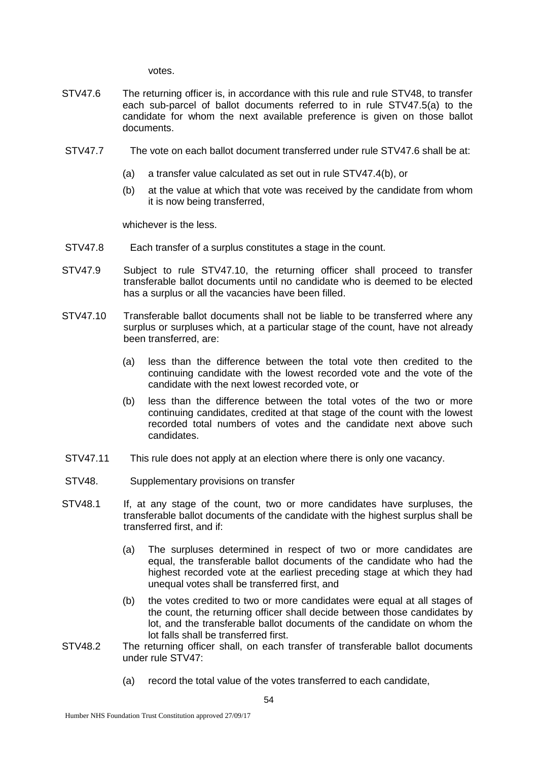votes.

STV47.6 The returning officer is, in accordance with this rule and rule STV48, to transfer each sub-parcel of ballot documents referred to in rule STV47.5(a) to the candidate for whom the next available preference is given on those ballot documents.

STV47.7 The vote on each ballot document transferred under rule STV47.6 shall be at:

- (a) a transfer value calculated as set out in rule STV47.4(b), or
- (b) at the value at which that vote was received by the candidate from whom it is now being transferred,

whichever is the less.

STV47.8 Each transfer of a surplus constitutes a stage in the count.

STV47.9 Subject to rule STV47.10, the returning officer shall proceed to transfer transferable ballot documents until no candidate who is deemed to be elected has a surplus or all the vacancies have been filled.

STV47.10 Transferable ballot documents shall not be liable to be transferred where any surplus or surpluses which, at a particular stage of the count, have not already been transferred, are:

- (a) less than the difference between the total vote then credited to the continuing candidate with the lowest recorded vote and the vote of the candidate with the next lowest recorded vote, or
- (b) less than the difference between the total votes of the two or more continuing candidates, credited at that stage of the count with the lowest recorded total numbers of votes and the candidate next above such candidates.

STV47.11 This rule does not apply at an election where there is only one vacancy.

STV48. Supplementary provisions on transfer

STV48.1 If, at any stage of the count, two or more candidates have surpluses, the transferable ballot documents of the candidate with the highest surplus shall be transferred first, and if:

- (a) The surpluses determined in respect of two or more candidates are equal, the transferable ballot documents of the candidate who had the highest recorded vote at the earliest preceding stage at which they had unequal votes shall be transferred first, and
- (b) the votes credited to two or more candidates were equal at all stages of the count, the returning officer shall decide between those candidates by lot, and the transferable ballot documents of the candidate on whom the lot falls shall be transferred first.

STV48.2 The returning officer shall, on each transfer of transferable ballot documents under rule STV47:

- (a) record the total value of the votes transferred to each candidate,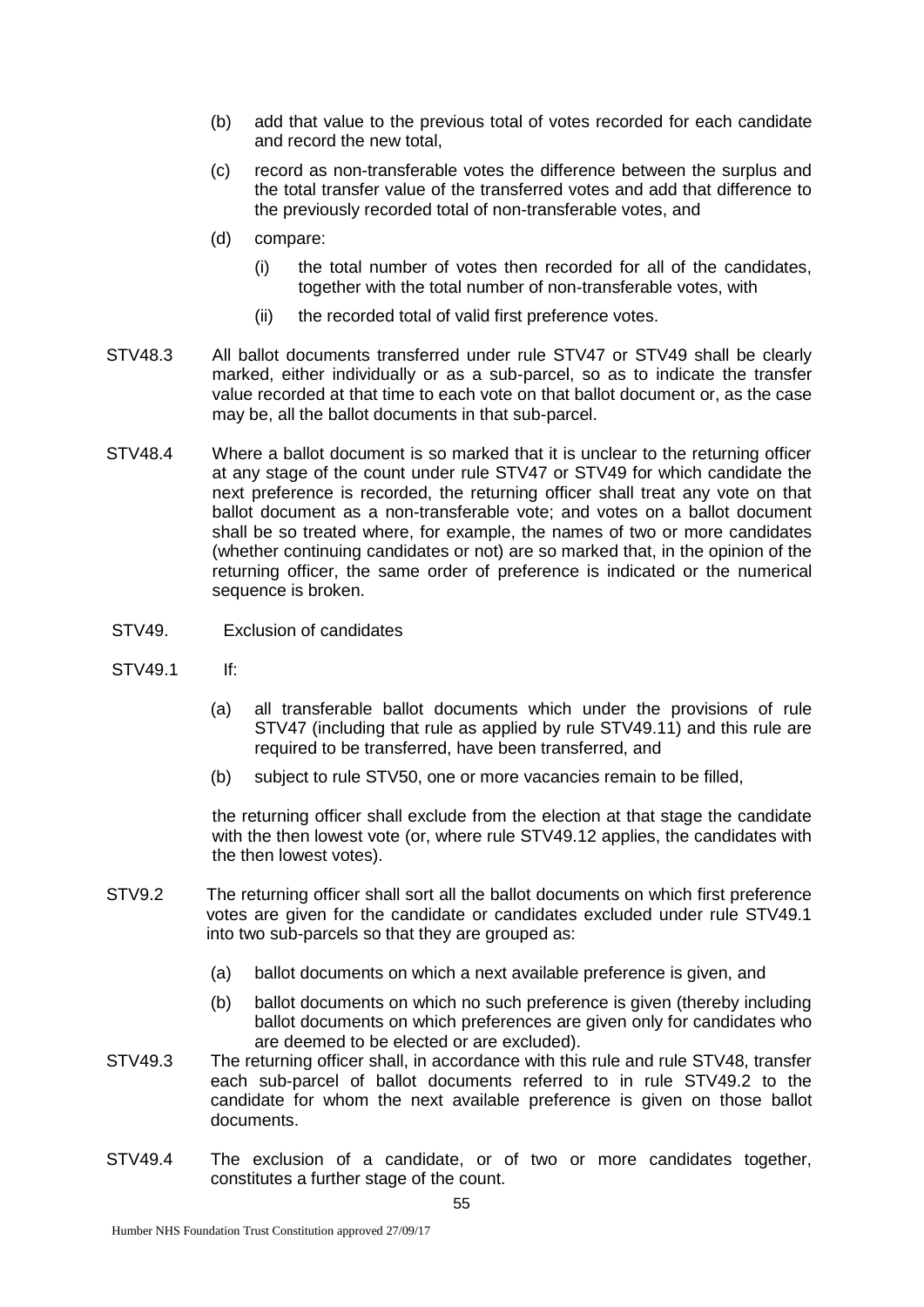(b) add that value to the previous total of votes recorded for each candidate and record the new total,

(c) record as non-transferable votes the difference between the surplus and the total transfer value of the transferred votes and add that difference to the previously recorded total of non-transferable votes, and

(d) compare:

   (i) the total number of votes then recorded for all of the candidates, together with the total number of non-transferable votes, with

   (ii) the recorded total of valid first preference votes.

STV48.3 All ballot documents transferred under rule STV47 or STV49 shall be clearly marked, either individually or as a sub-parcel, so as to indicate the transfer value recorded at that time to each vote on that ballot document or, as the case may be, all the ballot documents in that sub-parcel.

STV48.4 Where a ballot document is so marked that it is unclear to the returning officer at any stage of the count under rule STV47 or STV49 for which candidate the next preference is recorded, the returning officer shall treat any vote on that ballot document as a non-transferable vote; and votes on a ballot document shall be so treated where, for example, the names of two or more candidates (whether continuing candidates or not) are so marked that, in the opinion of the returning officer, the same order of preference is indicated or the numerical sequence is broken.

STV49. Exclusion of candidates

STV49.1 If:

(a) all transferable ballot documents which under the provisions of rule STV47 (including that rule as applied by rule STV49.11) and this rule are required to be transferred, have been transferred, and

(b) subject to rule STV50, one or more vacancies remain to be filled,

the returning officer shall exclude from the election at that stage the candidate with the then lowest vote (or, where rule STV49.12 applies, the candidates with the then lowest votes).

STV9.2 The returning officer shall sort all the ballot documents on which first preference votes are given for the candidate or candidates excluded under rule STV49.1 into two sub-parcels so that they are grouped as:

(a) ballot documents on which a next available preference is given, and

(b) ballot documents on which no such preference is given (thereby including ballot documents on which preferences are given only for candidates who are deemed to be elected or are excluded).

STV49.3 The returning officer shall, in accordance with this rule and rule STV48, transfer each sub-parcel of ballot documents referred to in rule STV49.2 to the candidate for whom the next available preference is given on those ballot documents.

STV49.4 The exclusion of a candidate, or of two or more candidates together, constitutes a further stage of the count.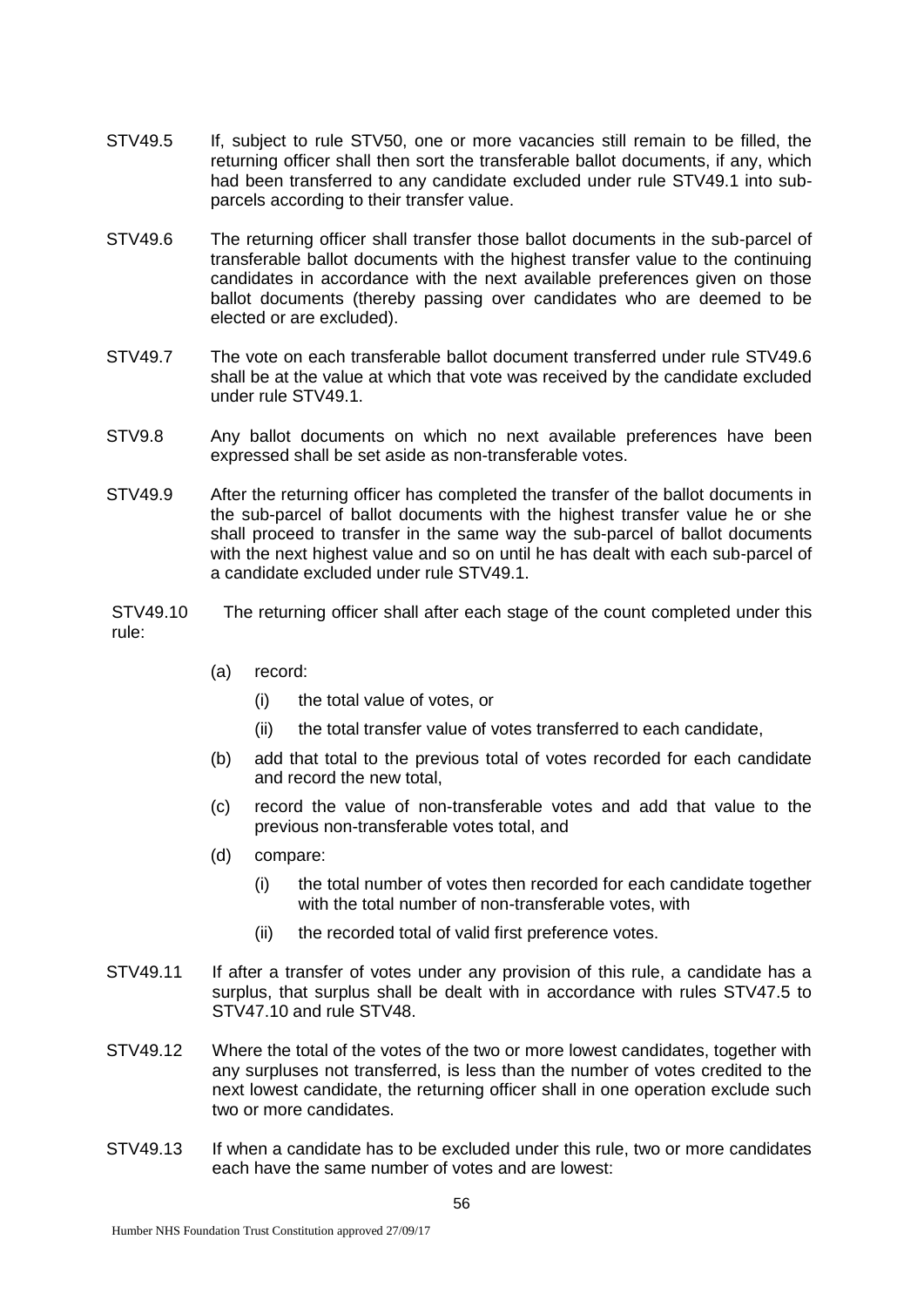STV49.5 If, subject to rule STV50, one or more vacancies still remain to be filled, the returning officer shall then sort the transferable ballot documents, if any, which had been transferred to any candidate excluded under rule STV49.1 into sub-parcels according to their transfer value.

STV49.6 The returning officer shall transfer those ballot documents in the sub-parcel of transferable ballot documents with the highest transfer value to the continuing candidates in accordance with the next available preferences given on those ballot documents (thereby passing over candidates who are deemed to be elected or are excluded).

STV49.7 The vote on each transferable ballot document transferred under rule STV49.6 shall be at the value at which that vote was received by the candidate excluded under rule STV49.1.

STV9.8 Any ballot documents on which no next available preferences have been expressed shall be set aside as non-transferable votes.

STV49.9 After the returning officer has completed the transfer of the ballot documents in the sub-parcel of ballot documents with the highest transfer value he or she shall proceed to transfer in the same way the sub-parcel of ballot documents with the next highest value and so on until he has dealt with each sub-parcel of a candidate excluded under rule STV49.1.

STV49.10 rule: The returning officer shall after each stage of the count completed under this

- (a) record:
  - (i) the total value of votes, or
  - (ii) the total transfer value of votes transferred to each candidate,
- (b) add that total to the previous total of votes recorded for each candidate and record the new total,
- (c) record the value of non-transferable votes and add that value to the previous non-transferable votes total, and
- (d) compare:
  - (i) the total number of votes then recorded for each candidate together with the total number of non-transferable votes, with
  - (ii) the recorded total of valid first preference votes.

STV49.11 If after a transfer of votes under any provision of this rule, a candidate has a surplus, that surplus shall be dealt with in accordance with rules STV47.5 to STV47.10 and rule STV48.

STV49.12 Where the total of the votes of the two or more lowest candidates, together with any surpluses not transferred, is less than the number of votes credited to the next lowest candidate, the returning officer shall in one operation exclude such two or more candidates.

STV49.13 If when a candidate has to be excluded under this rule, two or more candidates each have the same number of votes and are lowest: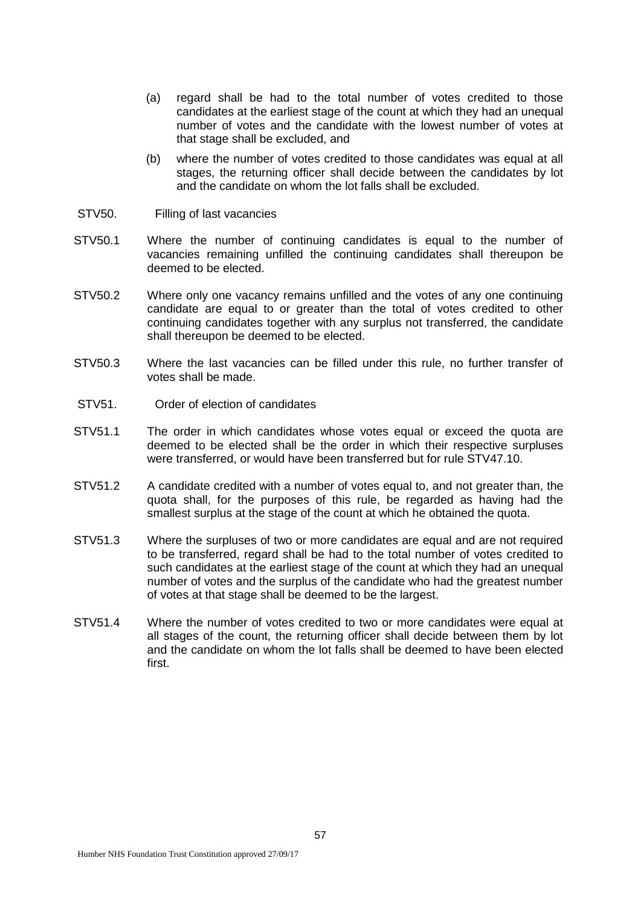(a) regard shall be had to the total number of votes credited to those candidates at the earliest stage of the count at which they had an unequal number of votes and the candidate with the lowest number of votes at that stage shall be excluded, and

(b) where the number of votes credited to those candidates was equal at all stages, the returning officer shall decide between the candidates by lot and the candidate on whom the lot falls shall be excluded.

STV50. Filling of last vacancies

STV50.1 Where the number of continuing candidates is equal to the number of vacancies remaining unfilled the continuing candidates shall thereupon be deemed to be elected.

STV50.2 Where only one vacancy remains unfilled and the votes of any one continuing candidate are equal to or greater than the total of votes credited to other continuing candidates together with any surplus not transferred, the candidate shall thereupon be deemed to be elected.

STV50.3 Where the last vacancies can be filled under this rule, no further transfer of votes shall be made.

STV51. Order of election of candidates

STV51.1 The order in which candidates whose votes equal or exceed the quota are deemed to be elected shall be the order in which their respective surpluses were transferred, or would have been transferred but for rule STV47.10.

STV51.2 A candidate credited with a number of votes equal to, and not greater than, the quota shall, for the purposes of this rule, be regarded as having had the smallest surplus at the stage of the count at which he obtained the quota.

STV51.3 Where the surpluses of two or more candidates are equal and are not required to be transferred, regard shall be had to the total number of votes credited to such candidates at the earliest stage of the count at which they had an unequal number of votes and the surplus of the candidate who had the greatest number of votes at that stage shall be deemed to be the largest.

STV51.4 Where the number of votes credited to two or more candidates were equal at all stages of the count, the returning officer shall decide between them by lot and the candidate on whom the lot falls shall be deemed to have been elected first.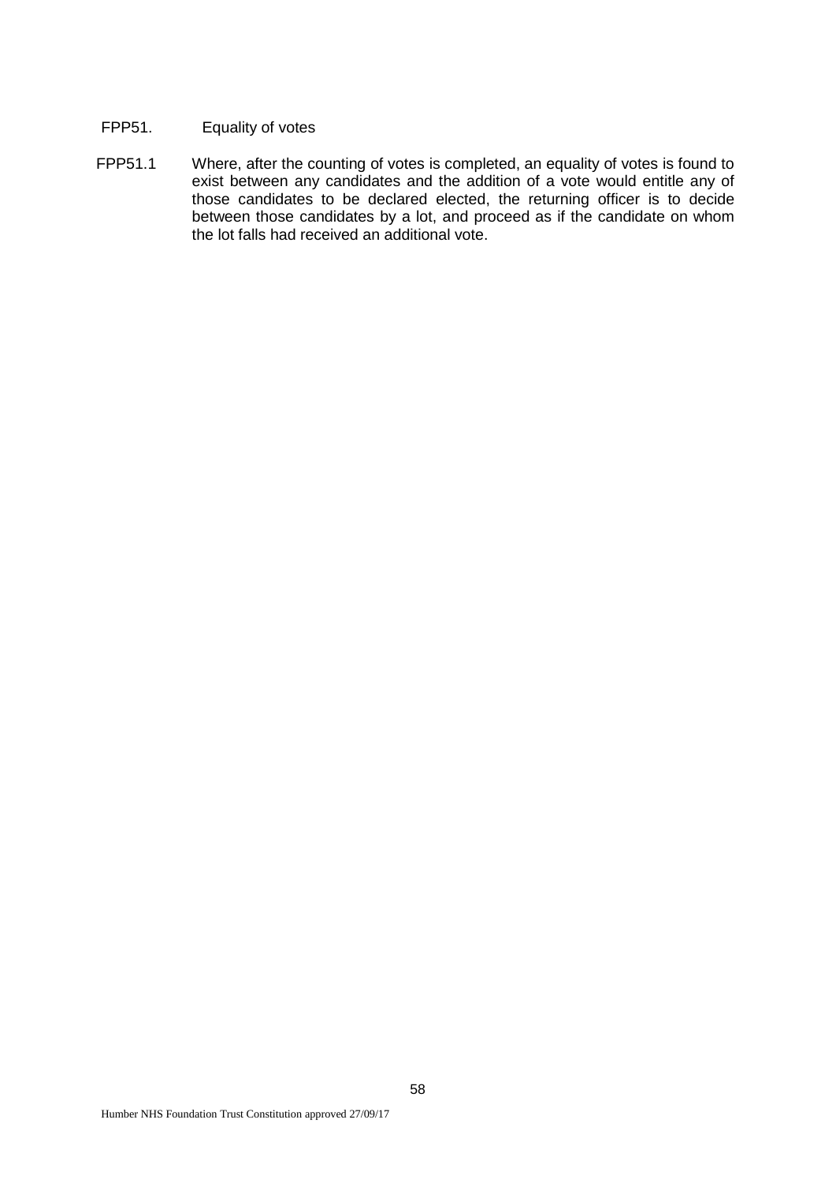### FPP51. Equality of votes

FPP51.1 Where, after the counting of votes is completed, an equality of votes is found to exist between any candidates and the addition of a vote would entitle any of those candidates to be declared elected, the returning officer is to decide between those candidates by a lot, and proceed as if the candidate on whom the lot falls had received an additional vote.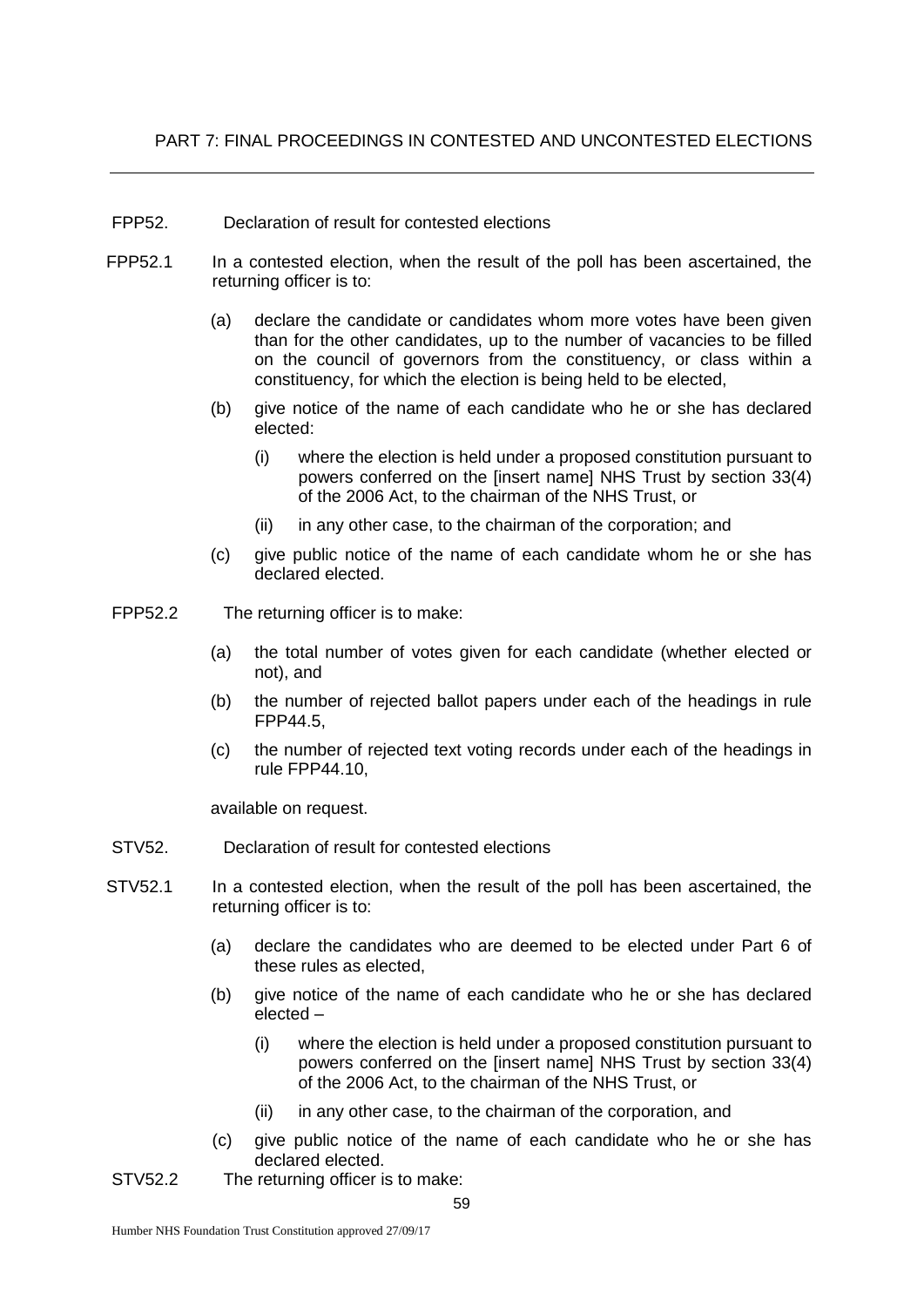## PART 7: FINAL PROCEEDINGS IN CONTESTED AND UNCONTESTED ELECTIONS

FPP52. Declaration of result for contested elections

FPP52.1 In a contested election, when the result of the poll has been ascertained, the returning officer is to:

(a) declare the candidate or candidates whom more votes have been given than for the other candidates, up to the number of vacancies to be filled on the council of governors from the constituency, or class within a constituency, for which the election is being held to be elected,

(b) give notice of the name of each candidate who he or she has declared elected:

(i) where the election is held under a proposed constitution pursuant to powers conferred on the [insert name] NHS Trust by section 33(4) of the 2006 Act, to the chairman of the NHS Trust, or

(ii) in any other case, to the chairman of the corporation; and

(c) give public notice of the name of each candidate whom he or she has declared elected.

FPP52.2 The returning officer is to make:

(a) the total number of votes given for each candidate (whether elected or not), and

(b) the number of rejected ballot papers under each of the headings in rule FPP44.5,

(c) the number of rejected text voting records under each of the headings in rule FPP44.10,

available on request.

STV52. Declaration of result for contested elections

STV52.1 In a contested election, when the result of the poll has been ascertained, the returning officer is to:

(a) declare the candidates who are deemed to be elected under Part 6 of these rules as elected,

(b) give notice of the name of each candidate who he or she has declared elected –

(i) where the election is held under a proposed constitution pursuant to powers conferred on the [insert name] NHS Trust by section 33(4) of the 2006 Act, to the chairman of the NHS Trust, or

(ii) in any other case, to the chairman of the corporation, and

(c) give public notice of the name of each candidate who he or she has declared elected.

STV52.2 The returning officer is to make: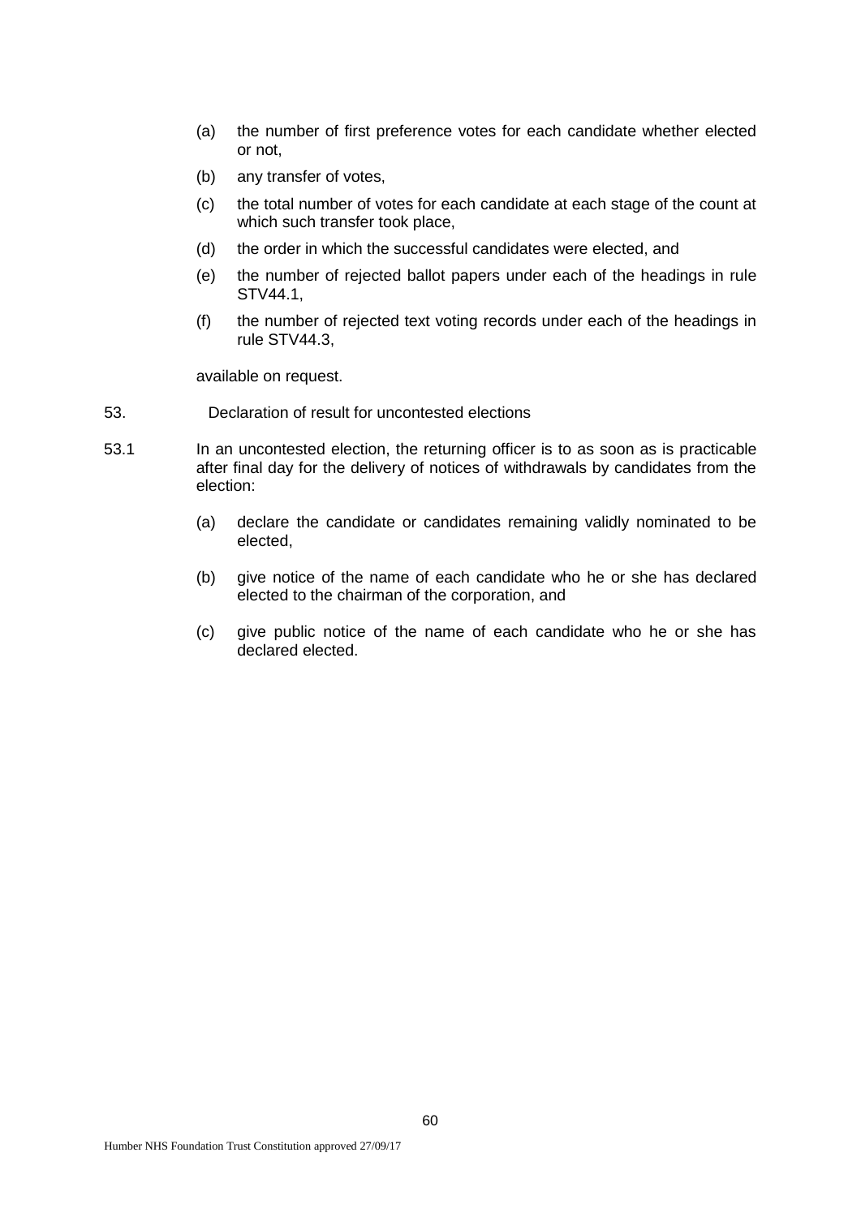(a) the number of first preference votes for each candidate whether elected or not,

(b) any transfer of votes,

(c) the total number of votes for each candidate at each stage of the count at which such transfer took place,

(d) the order in which the successful candidates were elected, and

(e) the number of rejected ballot papers under each of the headings in rule STV44.1,

(f) the number of rejected text voting records under each of the headings in rule STV44.3,

available on request.

53. Declaration of result for uncontested elections

53.1 In an uncontested election, the returning officer is to as soon as is practicable after final day for the delivery of notices of withdrawals by candidates from the election:

(a) declare the candidate or candidates remaining validly nominated to be elected,

(b) give notice of the name of each candidate who he or she has declared elected to the chairman of the corporation, and

(c) give public notice of the name of each candidate who he or she has declared elected.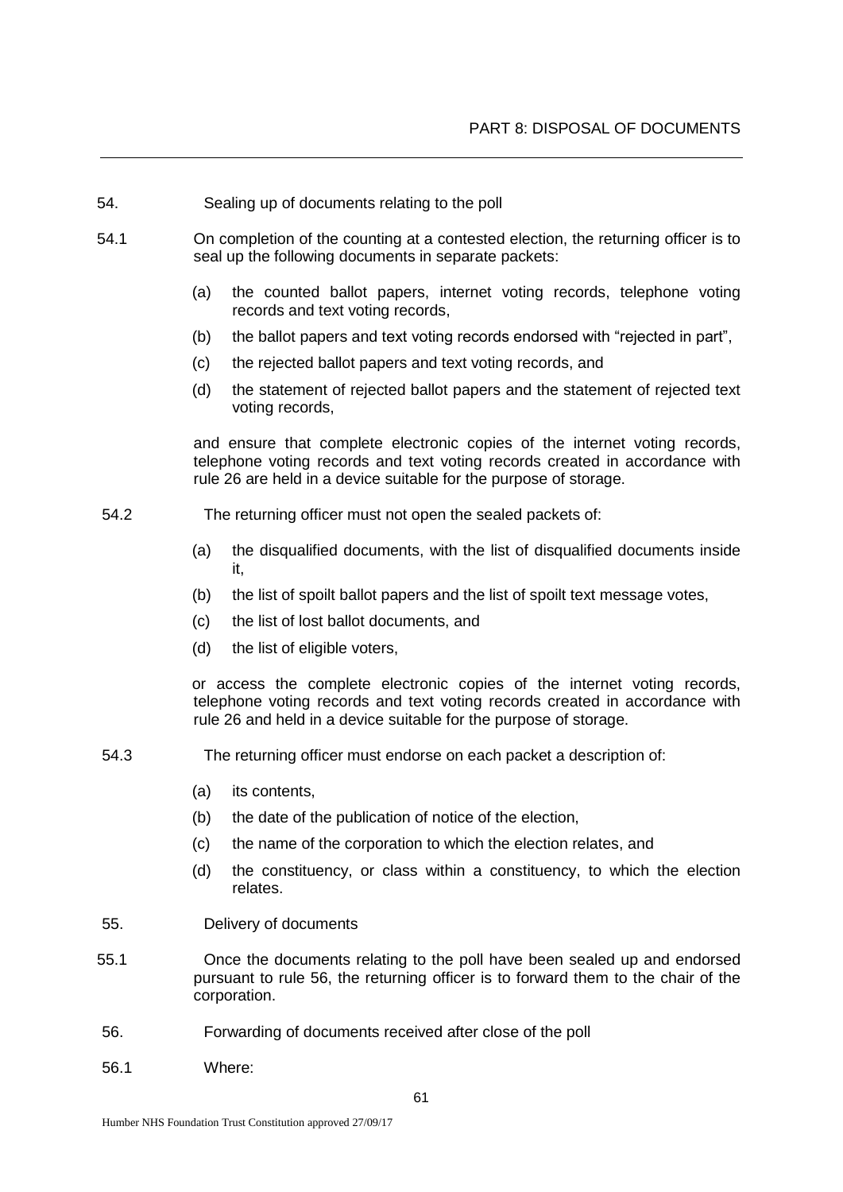## PART 8: DISPOSAL OF DOCUMENTS

54. Sealing up of documents relating to the poll

54.1 On completion of the counting at a contested election, the returning officer is to seal up the following documents in separate packets:

- (a) the counted ballot papers, internet voting records, telephone voting records and text voting records,
- (b) the ballot papers and text voting records endorsed with "rejected in part",
- (c) the rejected ballot papers and text voting records, and
- (d) the statement of rejected ballot papers and the statement of rejected text voting records,

and ensure that complete electronic copies of the internet voting records, telephone voting records and text voting records created in accordance with rule 26 are held in a device suitable for the purpose of storage.

54.2 The returning officer must not open the sealed packets of:

- (a) the disqualified documents, with the list of disqualified documents inside it,
- (b) the list of spoilt ballot papers and the list of spoilt text message votes,
- (c) the list of lost ballot documents, and
- (d) the list of eligible voters,

or access the complete electronic copies of the internet voting records, telephone voting records and text voting records created in accordance with rule 26 and held in a device suitable for the purpose of storage.

54.3 The returning officer must endorse on each packet a description of:

- (a) its contents,
- (b) the date of the publication of notice of the election,
- (c) the name of the corporation to which the election relates, and
- (d) the constituency, or class within a constituency, to which the election relates.

55. Delivery of documents

55.1 Once the documents relating to the poll have been sealed up and endorsed pursuant to rule 56, the returning officer is to forward them to the chair of the corporation.

56. Forwarding of documents received after close of the poll

56.1 Where: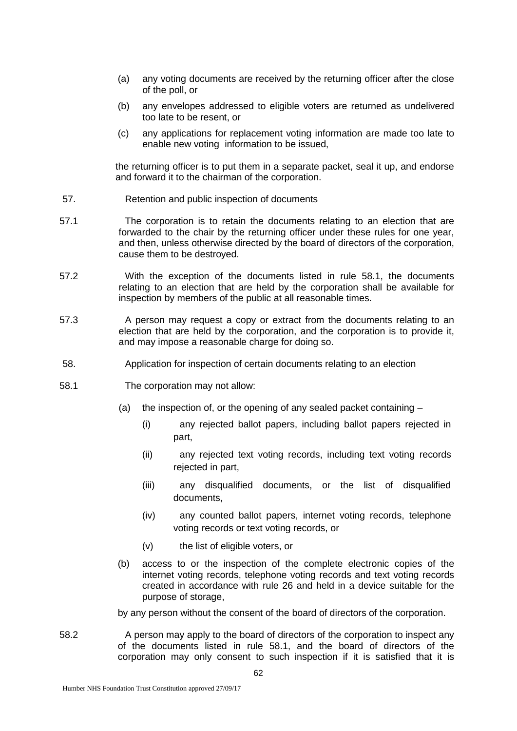(a) any voting documents are received by the returning officer after the close of the poll, or

(b) any envelopes addressed to eligible voters are returned as undelivered too late to be resent, or

(c) any applications for replacement voting information are made too late to enable new voting information to be issued,

the returning officer is to put them in a separate packet, seal it up, and endorse and forward it to the chairman of the corporation.

57. Retention and public inspection of documents

57.1 The corporation is to retain the documents relating to an election that are forwarded to the chair by the returning officer under these rules for one year, and then, unless otherwise directed by the board of directors of the corporation, cause them to be destroyed.

57.2 With the exception of the documents listed in rule 58.1, the documents relating to an election that are held by the corporation shall be available for inspection by members of the public at all reasonable times.

57.3 A person may request a copy or extract from the documents relating to an election that are held by the corporation, and the corporation is to provide it, and may impose a reasonable charge for doing so.

58. Application for inspection of certain documents relating to an election

58.1 The corporation may not allow:

(a) the inspection of, or the opening of any sealed packet containing –

(i) any rejected ballot papers, including ballot papers rejected in part,

(ii) any rejected text voting records, including text voting records rejected in part,

(iii) any disqualified documents, or the list of disqualified documents,

(iv) any counted ballot papers, internet voting records, telephone voting records or text voting records, or

(v) the list of eligible voters, or

(b) access to or the inspection of the complete electronic copies of the internet voting records, telephone voting records and text voting records created in accordance with rule 26 and held in a device suitable for the purpose of storage,

by any person without the consent of the board of directors of the corporation.

58.2 A person may apply to the board of directors of the corporation to inspect any of the documents listed in rule 58.1, and the board of directors of the corporation may only consent to such inspection if it is satisfied that it is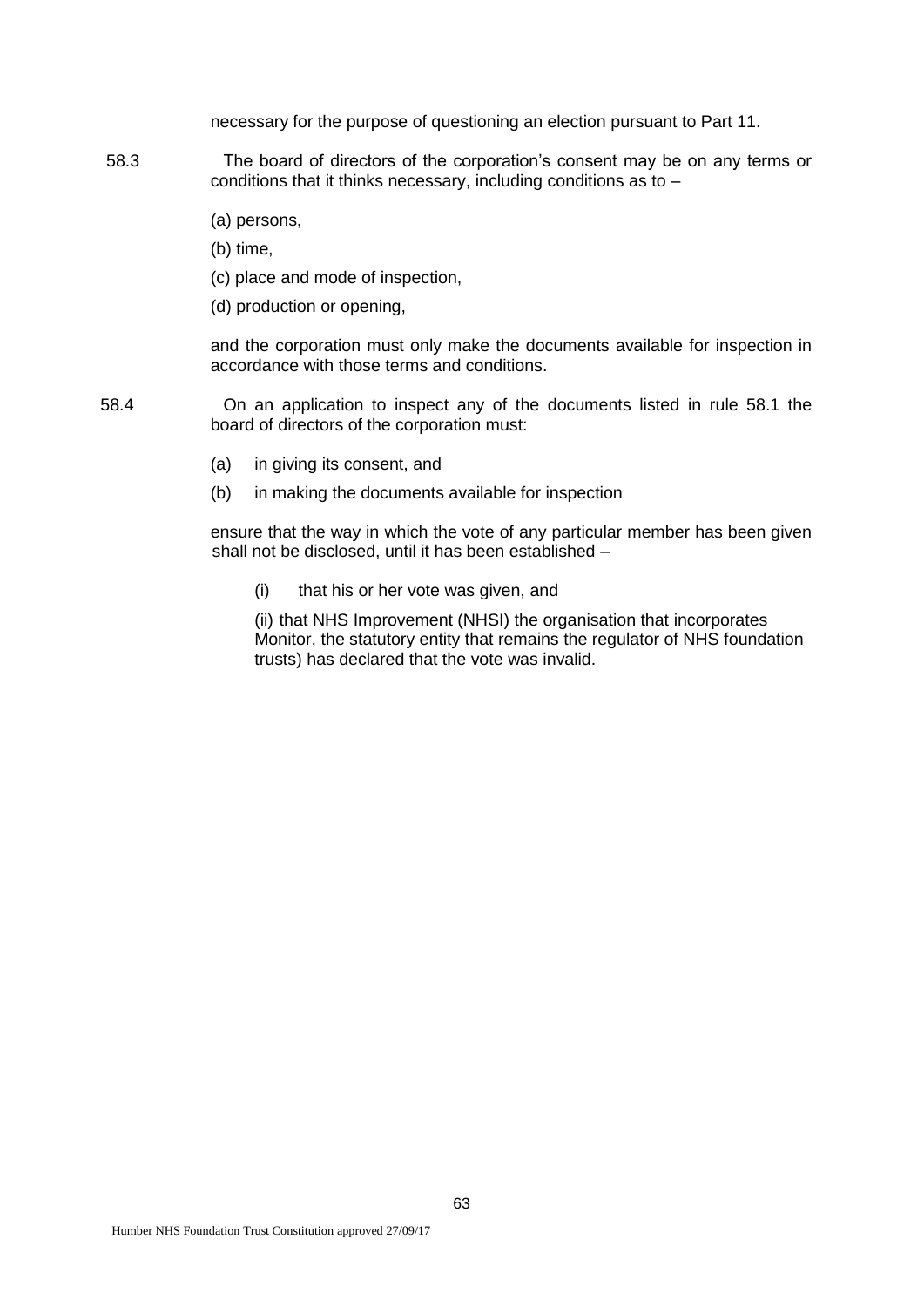necessary for the purpose of questioning an election pursuant to Part 11.

58.3 The board of directors of the corporation's consent may be on any terms or conditions that it thinks necessary, including conditions as to –

(a) persons,

(b) time,

(c) place and mode of inspection,

(d) production or opening,

and the corporation must only make the documents available for inspection in accordance with those terms and conditions.

58.4 On an application to inspect any of the documents listed in rule 58.1 the board of directors of the corporation must:

(a) in giving its consent, and

(b) in making the documents available for inspection

ensure that the way in which the vote of any particular member has been given shall not be disclosed, until it has been established –

(i) that his or her vote was given, and

(ii) that NHS Improvement (NHSI) the organisation that incorporates Monitor, the statutory entity that remains the regulator of NHS foundation trusts) has declared that the vote was invalid.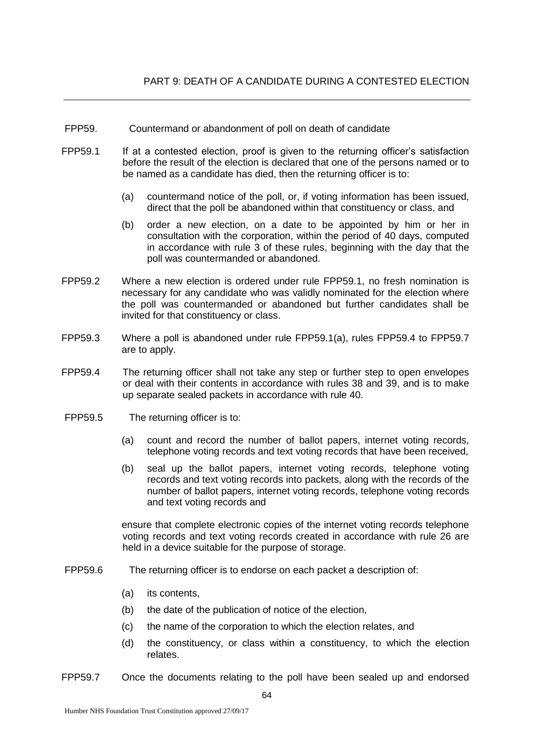## PART 9: DEATH OF A CANDIDATE DURING A CONTESTED ELECTION

FPP59. Countermand or abandonment of poll on death of candidate

FPP59.1 If at a contested election, proof is given to the returning officer's satisfaction before the result of the election is declared that one of the persons named or to be named as a candidate has died, then the returning officer is to:

(a) countermand notice of the poll, or, if voting information has been issued, direct that the poll be abandoned within that constituency or class, and

(b) order a new election, on a date to be appointed by him or her in consultation with the corporation, within the period of 40 days, computed in accordance with rule 3 of these rules, beginning with the day that the poll was countermanded or abandoned.

FPP59.2 Where a new election is ordered under rule FPP59.1, no fresh nomination is necessary for any candidate who was validly nominated for the election where the poll was countermanded or abandoned but further candidates shall be invited for that constituency or class.

FPP59.3 Where a poll is abandoned under rule FPP59.1(a), rules FPP59.4 to FPP59.7 are to apply.

FPP59.4 The returning officer shall not take any step or further step to open envelopes or deal with their contents in accordance with rules 38 and 39, and is to make up separate sealed packets in accordance with rule 40.

FPP59.5 The returning officer is to:

(a) count and record the number of ballot papers, internet voting records, telephone voting records and text voting records that have been received,

(b) seal up the ballot papers, internet voting records, telephone voting records and text voting records into packets, along with the records of the number of ballot papers, internet voting records, telephone voting records and text voting records and

ensure that complete electronic copies of the internet voting records telephone voting records and text voting records created in accordance with rule 26 are held in a device suitable for the purpose of storage.

FPP59.6 The returning officer is to endorse on each packet a description of:

(a) its contents,

(b) the date of the publication of notice of the election,

(c) the name of the corporation to which the election relates, and

(d) the constituency, or class within a constituency, to which the election relates.

FPP59.7 Once the documents relating to the poll have been sealed up and endorsed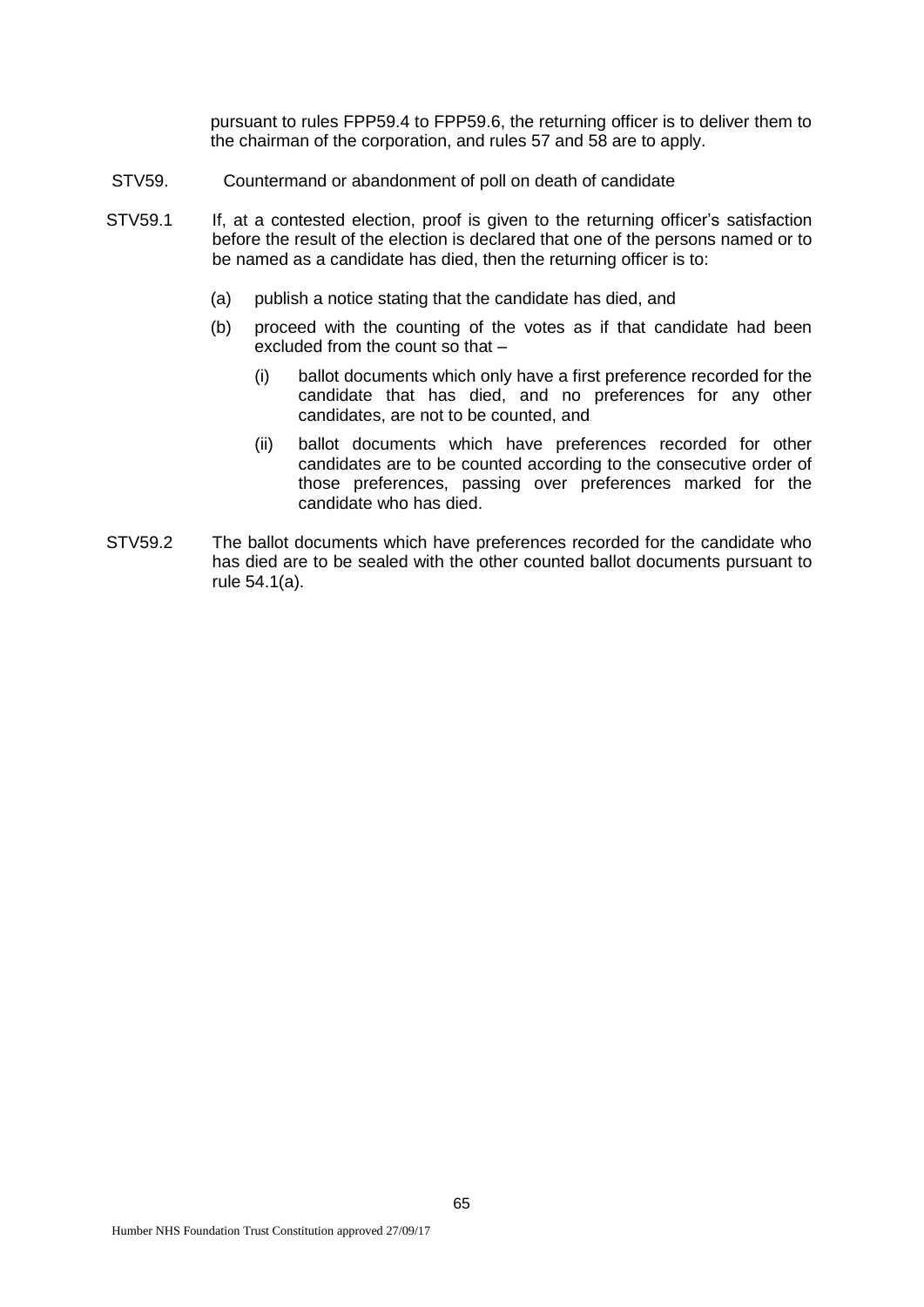pursuant to rules FPP59.4 to FPP59.6, the returning officer is to deliver them to the chairman of the corporation, and rules 57 and 58 are to apply.

STV59. Countermand or abandonment of poll on death of candidate

STV59.1 If, at a contested election, proof is given to the returning officer's satisfaction before the result of the election is declared that one of the persons named or to be named as a candidate has died, then the returning officer is to:

(a) publish a notice stating that the candidate has died, and

(b) proceed with the counting of the votes as if that candidate had been excluded from the count so that –

(i) ballot documents which only have a first preference recorded for the candidate that has died, and no preferences for any other candidates, are not to be counted, and

(ii) ballot documents which have preferences recorded for other candidates are to be counted according to the consecutive order of those preferences, passing over preferences marked for the candidate who has died.

STV59.2 The ballot documents which have preferences recorded for the candidate who has died are to be sealed with the other counted ballot documents pursuant to rule 54.1(a).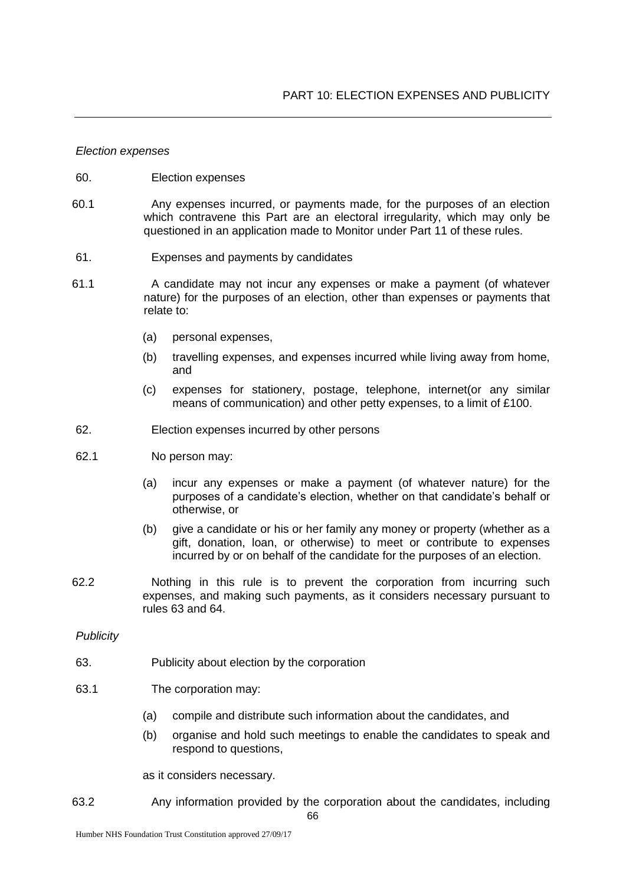## PART 10: ELECTION EXPENSES AND PUBLICITY

*Election expenses*

60. Election expenses

60.1 Any expenses incurred, or payments made, for the purposes of an election which contravene this Part are an electoral irregularity, which may only be questioned in an application made to Monitor under Part 11 of these rules.

61. Expenses and payments by candidates

61.1 A candidate may not incur any expenses or make a payment (of whatever nature) for the purposes of an election, other than expenses or payments that relate to:

(a) personal expenses,

(b) travelling expenses, and expenses incurred while living away from home, and

(c) expenses for stationery, postage, telephone, internet(or any similar means of communication) and other petty expenses, to a limit of £100.

62. Election expenses incurred by other persons

62.1 No person may:

(a) incur any expenses or make a payment (of whatever nature) for the purposes of a candidate's election, whether on that candidate's behalf or otherwise, or

(b) give a candidate or his or her family any money or property (whether as a gift, donation, loan, or otherwise) to meet or contribute to expenses incurred by or on behalf of the candidate for the purposes of an election.

62.2 Nothing in this rule is to prevent the corporation from incurring such expenses, and making such payments, as it considers necessary pursuant to rules 63 and 64.

*Publicity*

63. Publicity about election by the corporation

63.1 The corporation may:

(a) compile and distribute such information about the candidates, and

(b) organise and hold such meetings to enable the candidates to speak and respond to questions,

as it considers necessary.

63.2 Any information provided by the corporation about the candidates, including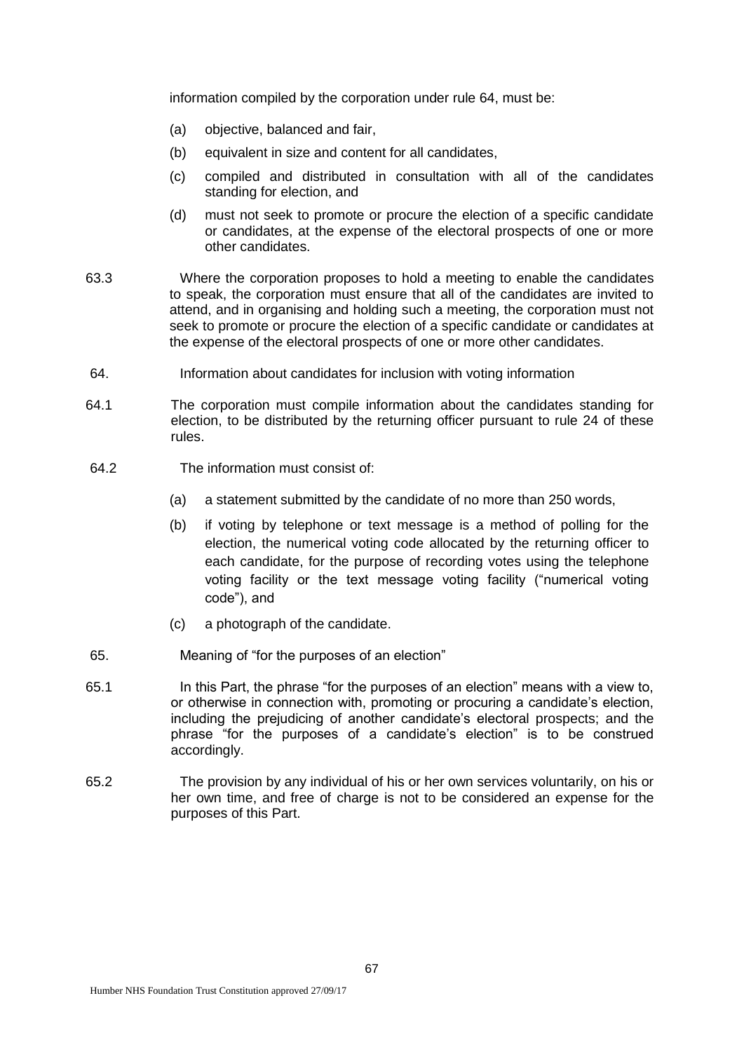information compiled by the corporation under rule 64, must be:

(a) objective, balanced and fair,

(b) equivalent in size and content for all candidates,

(c) compiled and distributed in consultation with all of the candidates standing for election, and

(d) must not seek to promote or procure the election of a specific candidate or candidates, at the expense of the electoral prospects of one or more other candidates.

63.3 Where the corporation proposes to hold a meeting to enable the candidates to speak, the corporation must ensure that all of the candidates are invited to attend, and in organising and holding such a meeting, the corporation must not seek to promote or procure the election of a specific candidate or candidates at the expense of the electoral prospects of one or more other candidates.

64. Information about candidates for inclusion with voting information

64.1 The corporation must compile information about the candidates standing for election, to be distributed by the returning officer pursuant to rule 24 of these rules.

64.2 The information must consist of:

(a) a statement submitted by the candidate of no more than 250 words,

(b) if voting by telephone or text message is a method of polling for the election, the numerical voting code allocated by the returning officer to each candidate, for the purpose of recording votes using the telephone voting facility or the text message voting facility ("numerical voting code"), and

(c) a photograph of the candidate.

65. Meaning of "for the purposes of an election"

65.1 In this Part, the phrase "for the purposes of an election" means with a view to, or otherwise in connection with, promoting or procuring a candidate's election, including the prejudicing of another candidate's electoral prospects; and the phrase "for the purposes of a candidate's election" is to be construed accordingly.

65.2 The provision by any individual of his or her own services voluntarily, on his or her own time, and free of charge is not to be considered an expense for the purposes of this Part.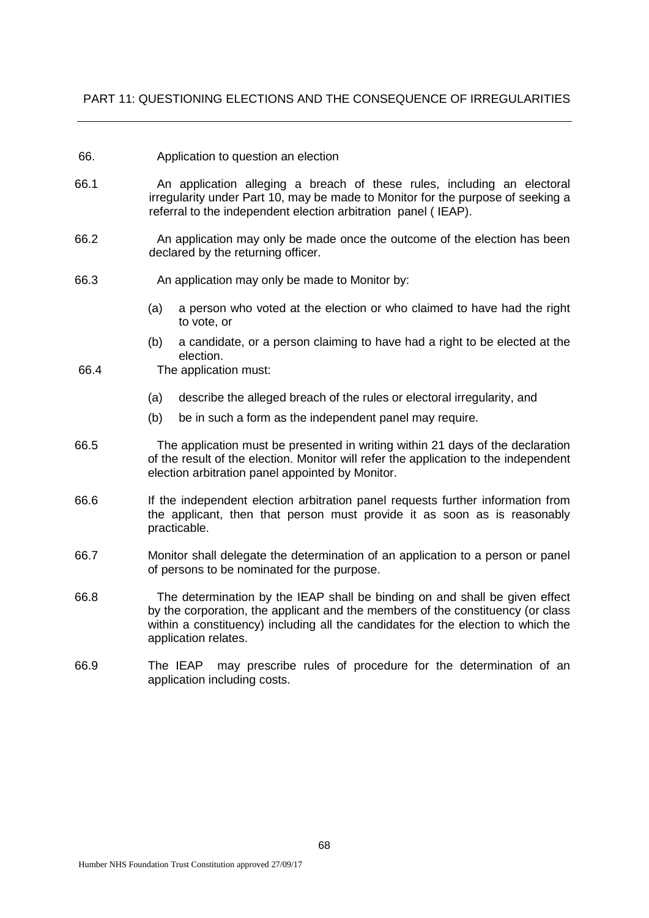## PART 11: QUESTIONING ELECTIONS AND THE CONSEQUENCE OF IRREGULARITIES

---

66. Application to question an election

66.1 An application alleging a breach of these rules, including an electoral irregularity under Part 10, may be made to Monitor for the purpose of seeking a referral to the independent election arbitration panel ( IEAP).

66.2 An application may only be made once the outcome of the election has been declared by the returning officer.

66.3 An application may only be made to Monitor by:

(a) a person who voted at the election or who claimed to have had the right to vote, or

(b) a candidate, or a person claiming to have had a right to be elected at the election.

66.4 The application must:

(a) describe the alleged breach of the rules or electoral irregularity, and

(b) be in such a form as the independent panel may require.

66.5 The application must be presented in writing within 21 days of the declaration of the result of the election. Monitor will refer the application to the independent election arbitration panel appointed by Monitor.

66.6 If the independent election arbitration panel requests further information from the applicant, then that person must provide it as soon as is reasonably practicable.

66.7 Monitor shall delegate the determination of an application to a person or panel of persons to be nominated for the purpose.

66.8 The determination by the IEAP shall be binding on and shall be given effect by the corporation, the applicant and the members of the constituency (or class within a constituency) including all the candidates for the election to which the application relates.

66.9 The IEAP may prescribe rules of procedure for the determination of an application including costs.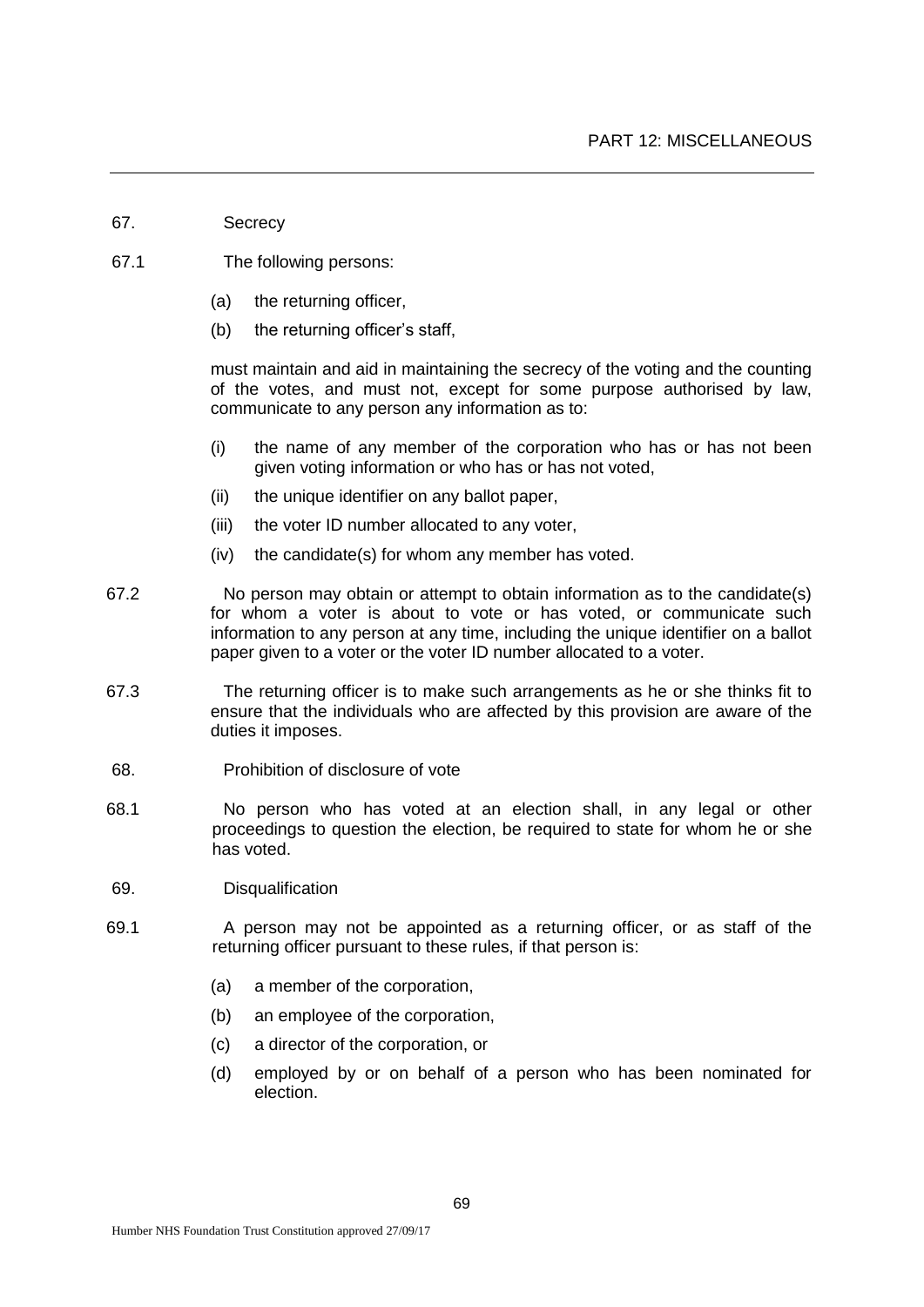## PART 12: MISCELLANEOUS

### 67. Secrecy

67.1 The following persons:

- (a) the returning officer,
- (b) the returning officer's staff,

must maintain and aid in maintaining the secrecy of the voting and the counting of the votes, and must not, except for some purpose authorised by law, communicate to any person any information as to:

- (i) the name of any member of the corporation who has or has not been given voting information or who has or has not voted,
- (ii) the unique identifier on any ballot paper,
- (iii) the voter ID number allocated to any voter,
- (iv) the candidate(s) for whom any member has voted.

67.2 No person may obtain or attempt to obtain information as to the candidate(s) for whom a voter is about to vote or has voted, or communicate such information to any person at any time, including the unique identifier on a ballot paper given to a voter or the voter ID number allocated to a voter.

67.3 The returning officer is to make such arrangements as he or she thinks fit to ensure that the individuals who are affected by this provision are aware of the duties it imposes.

### 68. Prohibition of disclosure of vote

68.1 No person who has voted at an election shall, in any legal or other proceedings to question the election, be required to state for whom he or she has voted.

### 69. Disqualification

69.1 A person may not be appointed as a returning officer, or as staff of the returning officer pursuant to these rules, if that person is:

- (a) a member of the corporation,
- (b) an employee of the corporation,
- (c) a director of the corporation, or
- (d) employed by or on behalf of a person who has been nominated for election.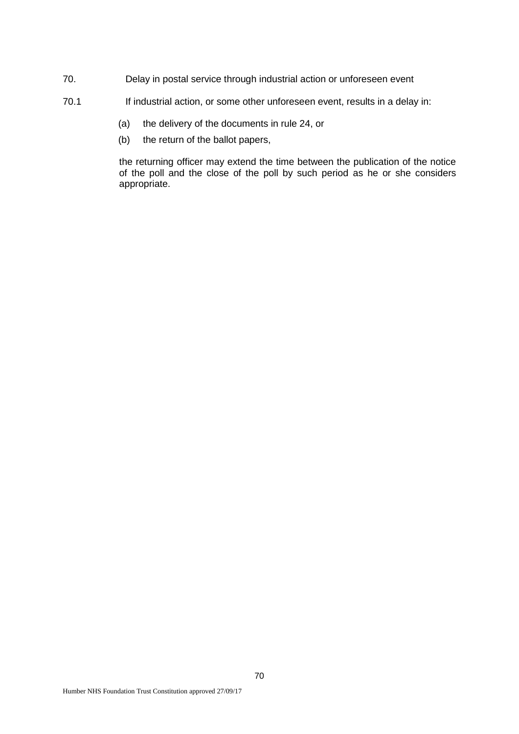70. Delay in postal service through industrial action or unforeseen event

70.1 If industrial action, or some other unforeseen event, results in a delay in:

(a) the delivery of the documents in rule 24, or

(b) the return of the ballot papers,

the returning officer may extend the time between the publication of the notice of the poll and the close of the poll by such period as he or she considers appropriate.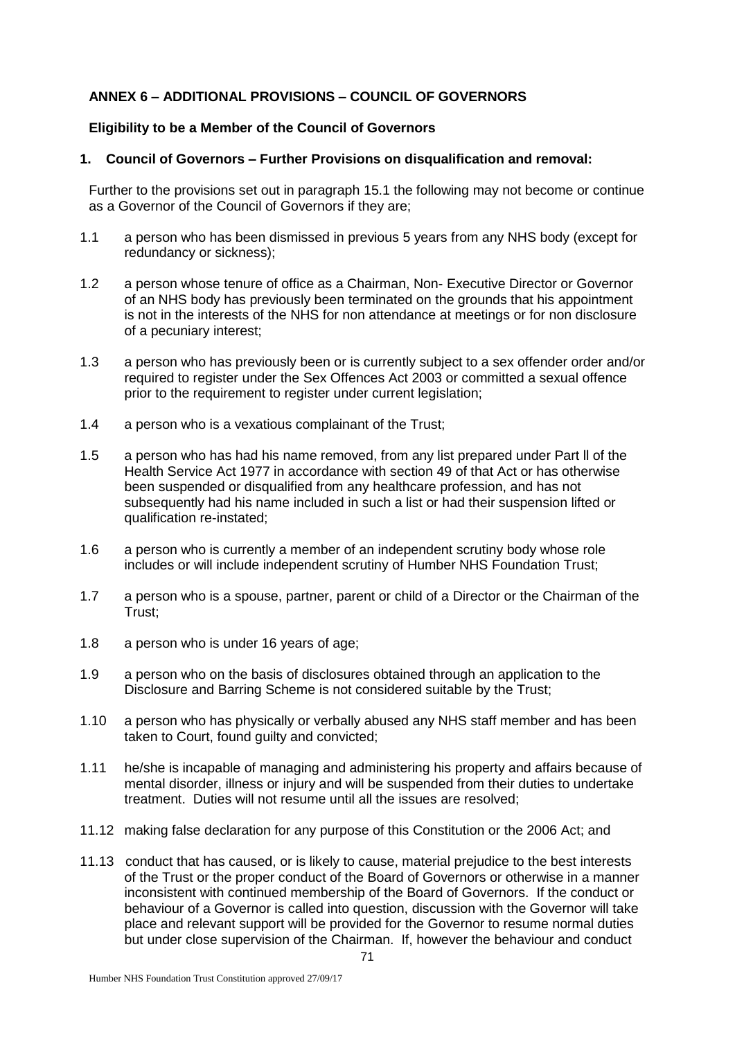## ANNEX 6 – ADDITIONAL PROVISIONS – COUNCIL OF GOVERNORS

### Eligibility to be a Member of the Council of Governors

**1. Council of Governors – Further Provisions on disqualification and removal:**

Further to the provisions set out in paragraph 15.1 the following may not become or continue as a Governor of the Council of Governors if they are;

1.1 a person who has been dismissed in previous 5 years from any NHS body (except for redundancy or sickness);

1.2 a person whose tenure of office as a Chairman, Non- Executive Director or Governor of an NHS body has previously been terminated on the grounds that his appointment is not in the interests of the NHS for non attendance at meetings or for non disclosure of a pecuniary interest;

1.3 a person who has previously been or is currently subject to a sex offender order and/or required to register under the Sex Offences Act 2003 or committed a sexual offence prior to the requirement to register under current legislation;

1.4 a person who is a vexatious complainant of the Trust;

1.5 a person who has had his name removed, from any list prepared under Part ll of the Health Service Act 1977 in accordance with section 49 of that Act or has otherwise been suspended or disqualified from any healthcare profession, and has not subsequently had his name included in such a list or had their suspension lifted or qualification re-instated;

1.6 a person who is currently a member of an independent scrutiny body whose role includes or will include independent scrutiny of Humber NHS Foundation Trust;

1.7 a person who is a spouse, partner, parent or child of a Director or the Chairman of the Trust;

1.8 a person who is under 16 years of age;

1.9 a person who on the basis of disclosures obtained through an application to the Disclosure and Barring Scheme is not considered suitable by the Trust;

1.10 a person who has physically or verbally abused any NHS staff member and has been taken to Court, found guilty and convicted;

1.11 he/she is incapable of managing and administering his property and affairs because of mental disorder, illness or injury and will be suspended from their duties to undertake treatment. Duties will not resume until all the issues are resolved;

11.12 making false declaration for any purpose of this Constitution or the 2006 Act; and

11.13 conduct that has caused, or is likely to cause, material prejudice to the best interests of the Trust or the proper conduct of the Board of Governors or otherwise in a manner inconsistent with continued membership of the Board of Governors. If the conduct or behaviour of a Governor is called into question, discussion with the Governor will take place and relevant support will be provided for the Governor to resume normal duties but under close supervision of the Chairman. If, however the behaviour and conduct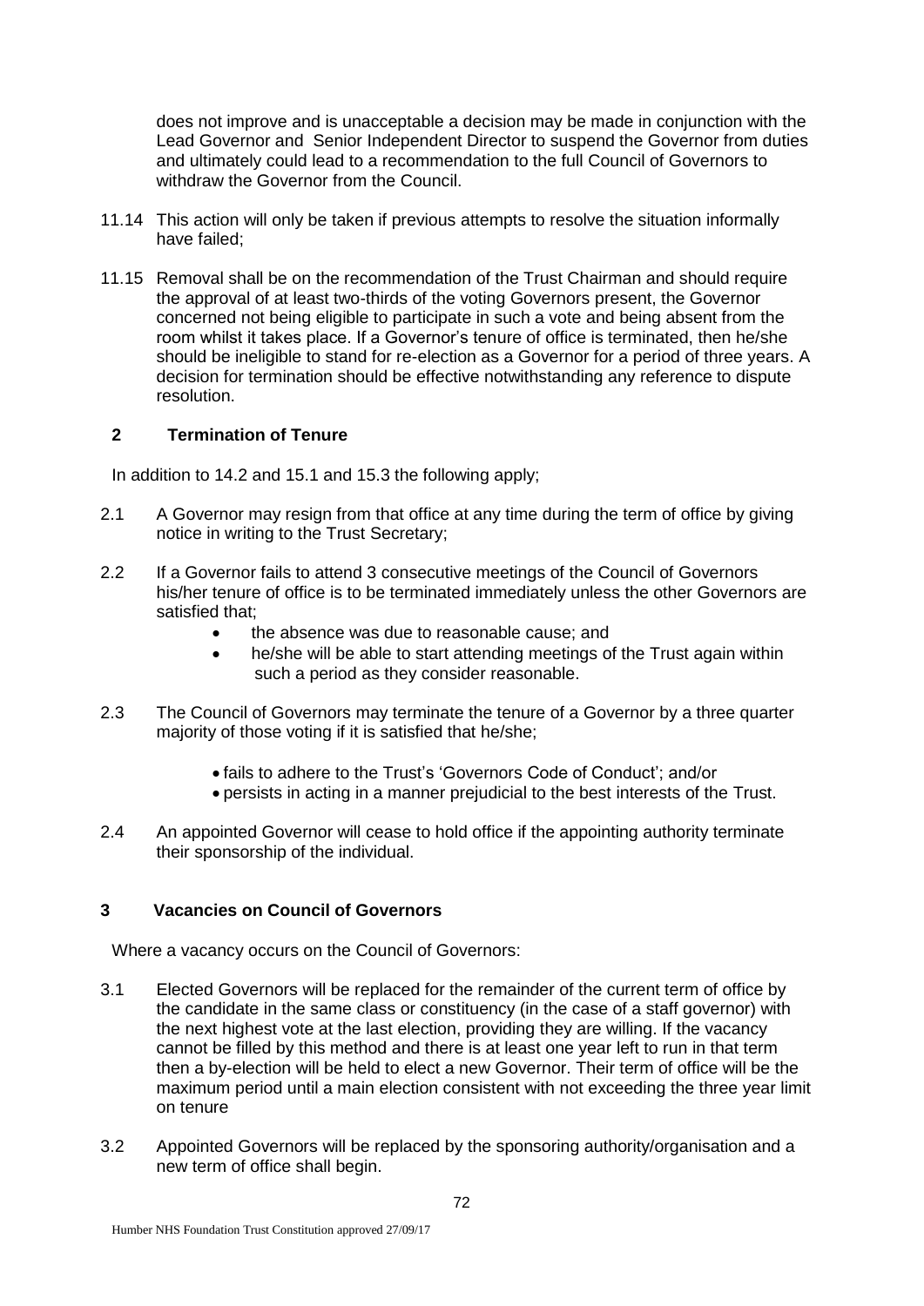does not improve and is unacceptable a decision may be made in conjunction with the Lead Governor and Senior Independent Director to suspend the Governor from duties and ultimately could lead to a recommendation to the full Council of Governors to withdraw the Governor from the Council.

11.14 This action will only be taken if previous attempts to resolve the situation informally have failed;

11.15 Removal shall be on the recommendation of the Trust Chairman and should require the approval of at least two-thirds of the voting Governors present, the Governor concerned not being eligible to participate in such a vote and being absent from the room whilst it takes place. If a Governor's tenure of office is terminated, then he/she should be ineligible to stand for re-election as a Governor for a period of three years. A decision for termination should be effective notwithstanding any reference to dispute resolution.

## 2 Termination of Tenure

In addition to 14.2 and 15.1 and 15.3 the following apply;

2.1 A Governor may resign from that office at any time during the term of office by giving notice in writing to the Trust Secretary;

2.2 If a Governor fails to attend 3 consecutive meetings of the Council of Governors his/her tenure of office is to be terminated immediately unless the other Governors are satisfied that;

- the absence was due to reasonable cause; and
- he/she will be able to start attending meetings of the Trust again within such a period as they consider reasonable.

2.3 The Council of Governors may terminate the tenure of a Governor by a three quarter majority of those voting if it is satisfied that he/she;

- fails to adhere to the Trust's 'Governors Code of Conduct'; and/or
- persists in acting in a manner prejudicial to the best interests of the Trust.

2.4 An appointed Governor will cease to hold office if the appointing authority terminate their sponsorship of the individual.

## 3 Vacancies on Council of Governors

Where a vacancy occurs on the Council of Governors:

3.1 Elected Governors will be replaced for the remainder of the current term of office by the candidate in the same class or constituency (in the case of a staff governor) with the next highest vote at the last election, providing they are willing. If the vacancy cannot be filled by this method and there is at least one year left to run in that term then a by-election will be held to elect a new Governor. Their term of office will be the maximum period until a main election consistent with not exceeding the three year limit on tenure

3.2 Appointed Governors will be replaced by the sponsoring authority/organisation and a new term of office shall begin.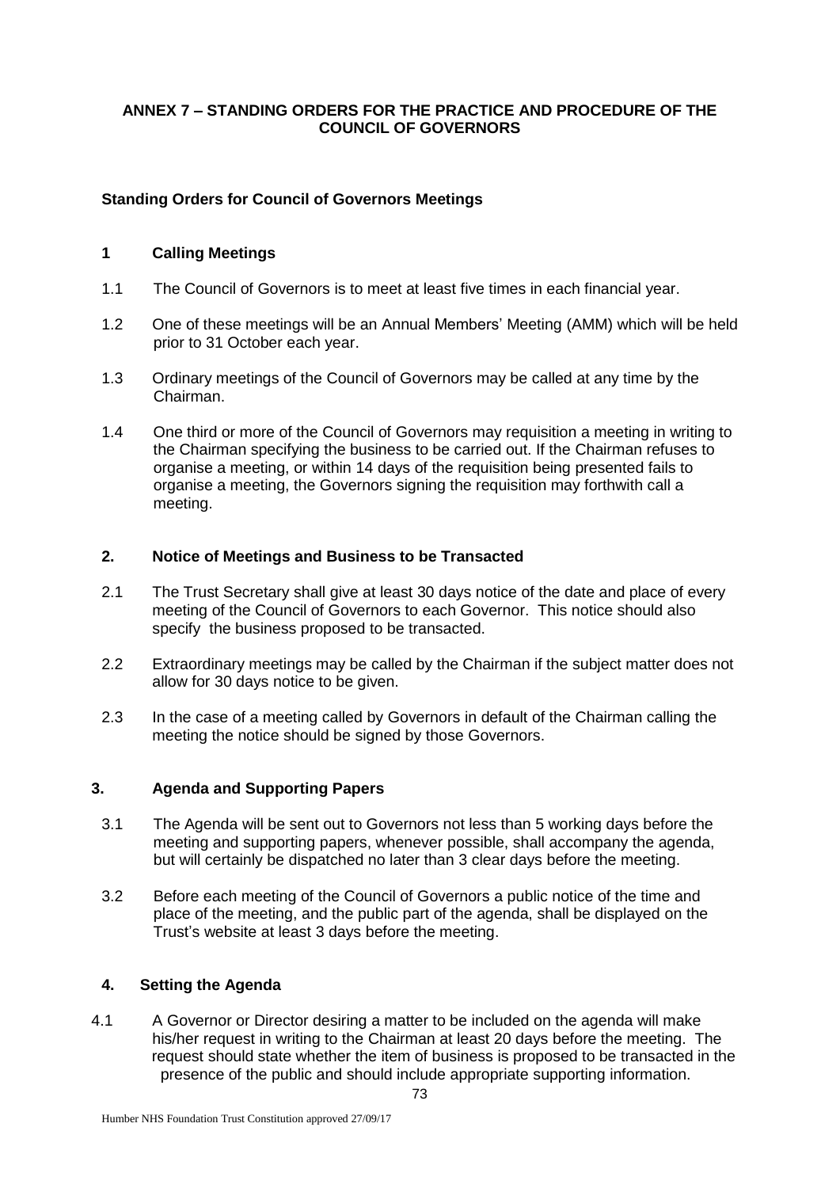## ANNEX 7 – STANDING ORDERS FOR THE PRACTICE AND PROCEDURE OF THE COUNCIL OF GOVERNORS

### Standing Orders for Council of Governors Meetings

#### 1 Calling Meetings

1.1 The Council of Governors is to meet at least five times in each financial year.

1.2 One of these meetings will be an Annual Members' Meeting (AMM) which will be held prior to 31 October each year.

1.3 Ordinary meetings of the Council of Governors may be called at any time by the Chairman.

1.4 One third or more of the Council of Governors may requisition a meeting in writing to the Chairman specifying the business to be carried out. If the Chairman refuses to organise a meeting, or within 14 days of the requisition being presented fails to organise a meeting, the Governors signing the requisition may forthwith call a meeting.

#### 2. Notice of Meetings and Business to be Transacted

2.1 The Trust Secretary shall give at least 30 days notice of the date and place of every meeting of the Council of Governors to each Governor. This notice should also specify the business proposed to be transacted.

2.2 Extraordinary meetings may be called by the Chairman if the subject matter does not allow for 30 days notice to be given.

2.3 In the case of a meeting called by Governors in default of the Chairman calling the meeting the notice should be signed by those Governors.

#### 3. Agenda and Supporting Papers

3.1 The Agenda will be sent out to Governors not less than 5 working days before the meeting and supporting papers, whenever possible, shall accompany the agenda, but will certainly be dispatched no later than 3 clear days before the meeting.

3.2 Before each meeting of the Council of Governors a public notice of the time and place of the meeting, and the public part of the agenda, shall be displayed on the Trust's website at least 3 days before the meeting.

#### 4. Setting the Agenda

4.1 A Governor or Director desiring a matter to be included on the agenda will make his/her request in writing to the Chairman at least 20 days before the meeting. The request should state whether the item of business is proposed to be transacted in the presence of the public and should include appropriate supporting information.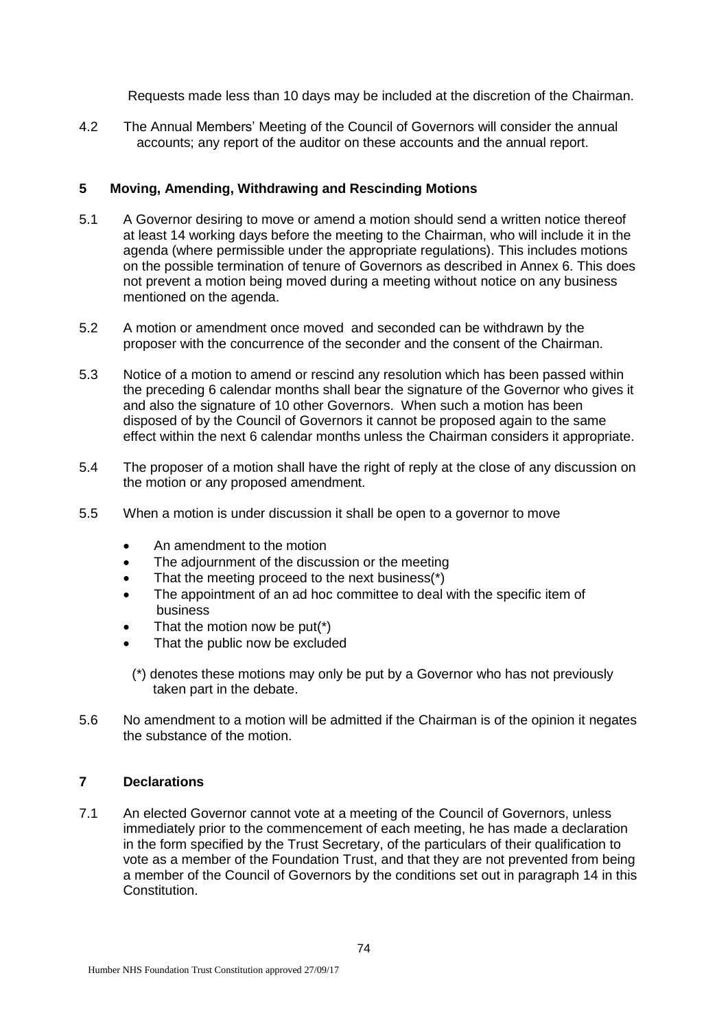Requests made less than 10 days may be included at the discretion of the Chairman.

4.2 The Annual Members' Meeting of the Council of Governors will consider the annual accounts; any report of the auditor on these accounts and the annual report.

## 5 Moving, Amending, Withdrawing and Rescinding Motions

5.1 A Governor desiring to move or amend a motion should send a written notice thereof at least 14 working days before the meeting to the Chairman, who will include it in the agenda (where permissible under the appropriate regulations). This includes motions on the possible termination of tenure of Governors as described in Annex 6. This does not prevent a motion being moved during a meeting without notice on any business mentioned on the agenda.

5.2 A motion or amendment once moved and seconded can be withdrawn by the proposer with the concurrence of the seconder and the consent of the Chairman.

5.3 Notice of a motion to amend or rescind any resolution which has been passed within the preceding 6 calendar months shall bear the signature of the Governor who gives it and also the signature of 10 other Governors. When such a motion has been disposed of by the Council of Governors it cannot be proposed again to the same effect within the next 6 calendar months unless the Chairman considers it appropriate.

5.4 The proposer of a motion shall have the right of reply at the close of any discussion on the motion or any proposed amendment.

5.5 When a motion is under discussion it shall be open to a governor to move

- An amendment to the motion
- The adjournment of the discussion or the meeting
- That the meeting proceed to the next business(*)
- The appointment of an ad hoc committee to deal with the specific item of business
- That the motion now be put(*)
- That the public now be excluded

(*) denotes these motions may only be put by a Governor who has not previously taken part in the debate.

5.6 No amendment to a motion will be admitted if the Chairman is of the opinion it negates the substance of the motion.

## 7 Declarations

7.1 An elected Governor cannot vote at a meeting of the Council of Governors, unless immediately prior to the commencement of each meeting, he has made a declaration in the form specified by the Trust Secretary, of the particulars of their qualification to vote as a member of the Foundation Trust, and that they are not prevented from being a member of the Council of Governors by the conditions set out in paragraph 14 in this Constitution.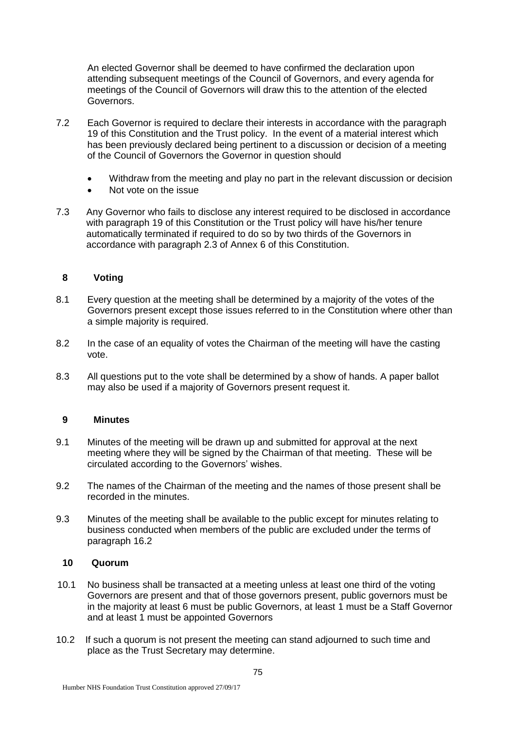An elected Governor shall be deemed to have confirmed the declaration upon attending subsequent meetings of the Council of Governors, and every agenda for meetings of the Council of Governors will draw this to the attention of the elected Governors.

7.2 Each Governor is required to declare their interests in accordance with the paragraph 19 of this Constitution and the Trust policy. In the event of a material interest which has been previously declared being pertinent to a discussion or decision of a meeting of the Council of Governors the Governor in question should

- Withdraw from the meeting and play no part in the relevant discussion or decision
- Not vote on the issue

7.3 Any Governor who fails to disclose any interest required to be disclosed in accordance with paragraph 19 of this Constitution or the Trust policy will have his/her tenure automatically terminated if required to do so by two thirds of the Governors in accordance with paragraph 2.3 of Annex 6 of this Constitution.

## 8 Voting

8.1 Every question at the meeting shall be determined by a majority of the votes of the Governors present except those issues referred to in the Constitution where other than a simple majority is required.

8.2 In the case of an equality of votes the Chairman of the meeting will have the casting vote.

8.3 All questions put to the vote shall be determined by a show of hands. A paper ballot may also be used if a majority of Governors present request it.

## 9 Minutes

9.1 Minutes of the meeting will be drawn up and submitted for approval at the next meeting where they will be signed by the Chairman of that meeting. These will be circulated according to the Governors' wishes.

9.2 The names of the Chairman of the meeting and the names of those present shall be recorded in the minutes.

9.3 Minutes of the meeting shall be available to the public except for minutes relating to business conducted when members of the public are excluded under the terms of paragraph 16.2

## 10 Quorum

10.1 No business shall be transacted at a meeting unless at least one third of the voting Governors are present and that of those governors present, public governors must be in the majority at least 6 must be public Governors, at least 1 must be a Staff Governor and at least 1 must be appointed Governors

10.2 If such a quorum is not present the meeting can stand adjourned to such time and place as the Trust Secretary may determine.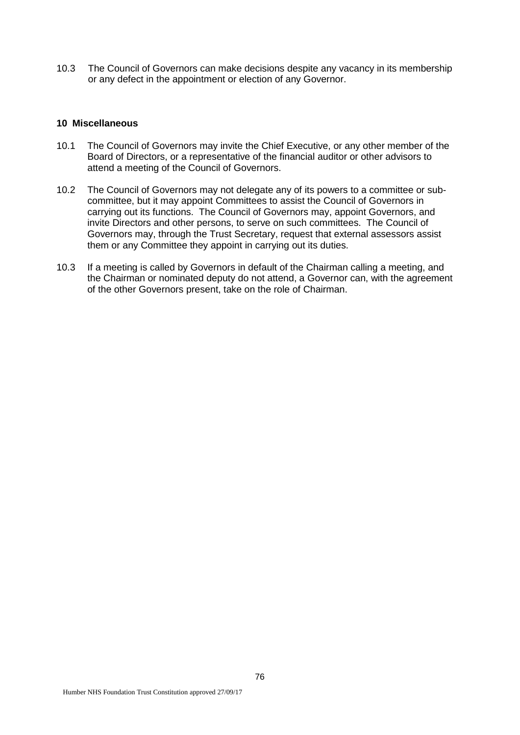10.3 The Council of Governors can make decisions despite any vacancy in its membership or any defect in the appointment or election of any Governor.

**10 Miscellaneous**

10.1 The Council of Governors may invite the Chief Executive, or any other member of the Board of Directors, or a representative of the financial auditor or other advisors to attend a meeting of the Council of Governors.

10.2 The Council of Governors may not delegate any of its powers to a committee or sub-committee, but it may appoint Committees to assist the Council of Governors in carrying out its functions. The Council of Governors may, appoint Governors, and invite Directors and other persons, to serve on such committees. The Council of Governors may, through the Trust Secretary, request that external assessors assist them or any Committee they appoint in carrying out its duties.

10.3 If a meeting is called by Governors in default of the Chairman calling a meeting, and the Chairman or nominated deputy do not attend, a Governor can, with the agreement of the other Governors present, take on the role of Chairman.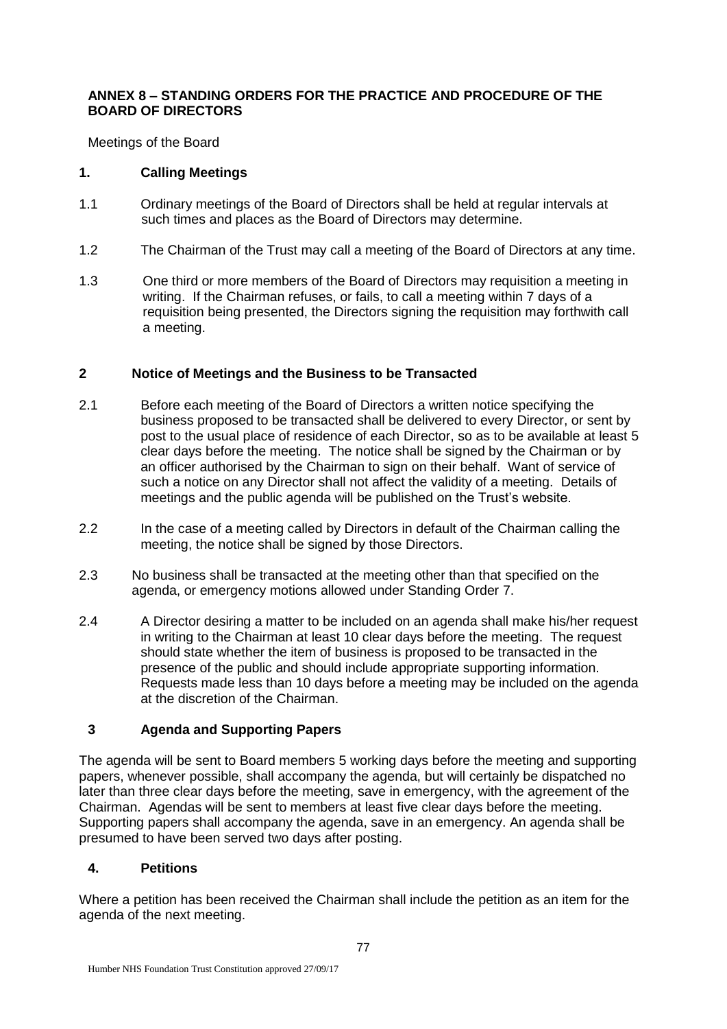## ANNEX 8 – STANDING ORDERS FOR THE PRACTICE AND PROCEDURE OF THE BOARD OF DIRECTORS

Meetings of the Board

### 1. Calling Meetings

1.1 Ordinary meetings of the Board of Directors shall be held at regular intervals at such times and places as the Board of Directors may determine.

1.2 The Chairman of the Trust may call a meeting of the Board of Directors at any time.

1.3 One third or more members of the Board of Directors may requisition a meeting in writing. If the Chairman refuses, or fails, to call a meeting within 7 days of a requisition being presented, the Directors signing the requisition may forthwith call a meeting.

### 2 Notice of Meetings and the Business to be Transacted

2.1 Before each meeting of the Board of Directors a written notice specifying the business proposed to be transacted shall be delivered to every Director, or sent by post to the usual place of residence of each Director, so as to be available at least 5 clear days before the meeting. The notice shall be signed by the Chairman or by an officer authorised by the Chairman to sign on their behalf. Want of service of such a notice on any Director shall not affect the validity of a meeting. Details of meetings and the public agenda will be published on the Trust's website.

2.2 In the case of a meeting called by Directors in default of the Chairman calling the meeting, the notice shall be signed by those Directors.

2.3 No business shall be transacted at the meeting other than that specified on the agenda, or emergency motions allowed under Standing Order 7.

2.4 A Director desiring a matter to be included on an agenda shall make his/her request in writing to the Chairman at least 10 clear days before the meeting. The request should state whether the item of business is proposed to be transacted in the presence of the public and should include appropriate supporting information. Requests made less than 10 days before a meeting may be included on the agenda at the discretion of the Chairman.

### 3 Agenda and Supporting Papers

The agenda will be sent to Board members 5 working days before the meeting and supporting papers, whenever possible, shall accompany the agenda, but will certainly be dispatched no later than three clear days before the meeting, save in emergency, with the agreement of the Chairman. Agendas will be sent to members at least five clear days before the meeting. Supporting papers shall accompany the agenda, save in an emergency. An agenda shall be presumed to have been served two days after posting.

### 4. Petitions

Where a petition has been received the Chairman shall include the petition as an item for the agenda of the next meeting.

Humber NHS Foundation Trust Constitution approved 27/09/17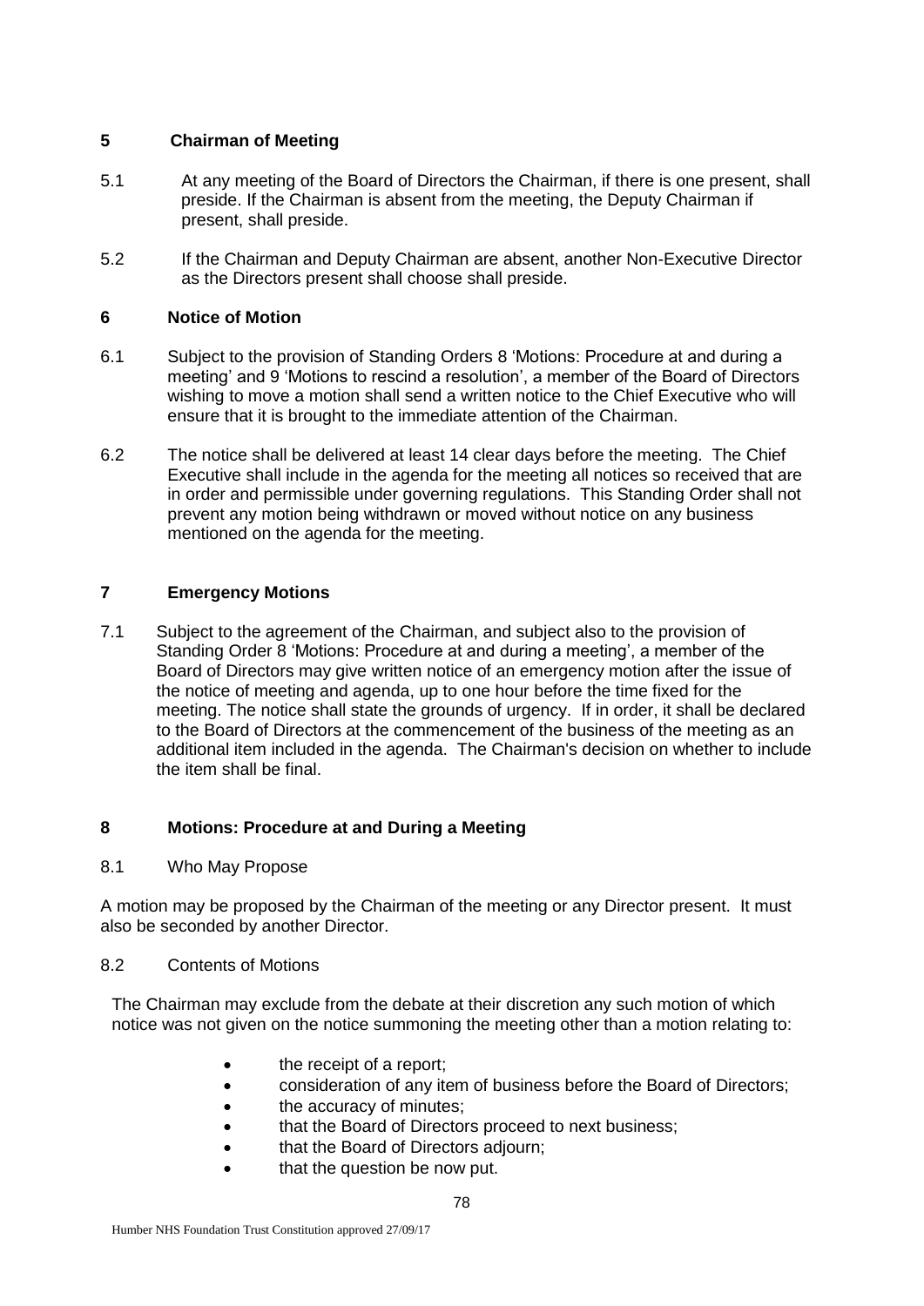## 5 Chairman of Meeting

5.1 At any meeting of the Board of Directors the Chairman, if there is one present, shall preside. If the Chairman is absent from the meeting, the Deputy Chairman if present, shall preside.

5.2 If the Chairman and Deputy Chairman are absent, another Non-Executive Director as the Directors present shall choose shall preside.

## 6 Notice of Motion

6.1 Subject to the provision of Standing Orders 8 'Motions: Procedure at and during a meeting' and 9 'Motions to rescind a resolution', a member of the Board of Directors wishing to move a motion shall send a written notice to the Chief Executive who will ensure that it is brought to the immediate attention of the Chairman.

6.2 The notice shall be delivered at least 14 clear days before the meeting. The Chief Executive shall include in the agenda for the meeting all notices so received that are in order and permissible under governing regulations. This Standing Order shall not prevent any motion being withdrawn or moved without notice on any business mentioned on the agenda for the meeting.

## 7 Emergency Motions

7.1 Subject to the agreement of the Chairman, and subject also to the provision of Standing Order 8 'Motions: Procedure at and during a meeting', a member of the Board of Directors may give written notice of an emergency motion after the issue of the notice of meeting and agenda, up to one hour before the time fixed for the meeting. The notice shall state the grounds of urgency. If in order, it shall be declared to the Board of Directors at the commencement of the business of the meeting as an additional item included in the agenda. The Chairman's decision on whether to include the item shall be final.

## 8 Motions: Procedure at and During a Meeting

8.1 Who May Propose

A motion may be proposed by the Chairman of the meeting or any Director present. It must also be seconded by another Director.

8.2 Contents of Motions

The Chairman may exclude from the debate at their discretion any such motion of which notice was not given on the notice summoning the meeting other than a motion relating to:

- the receipt of a report;
- consideration of any item of business before the Board of Directors;
- the accuracy of minutes;
- that the Board of Directors proceed to next business;
- that the Board of Directors adjourn;
- that the question be now put.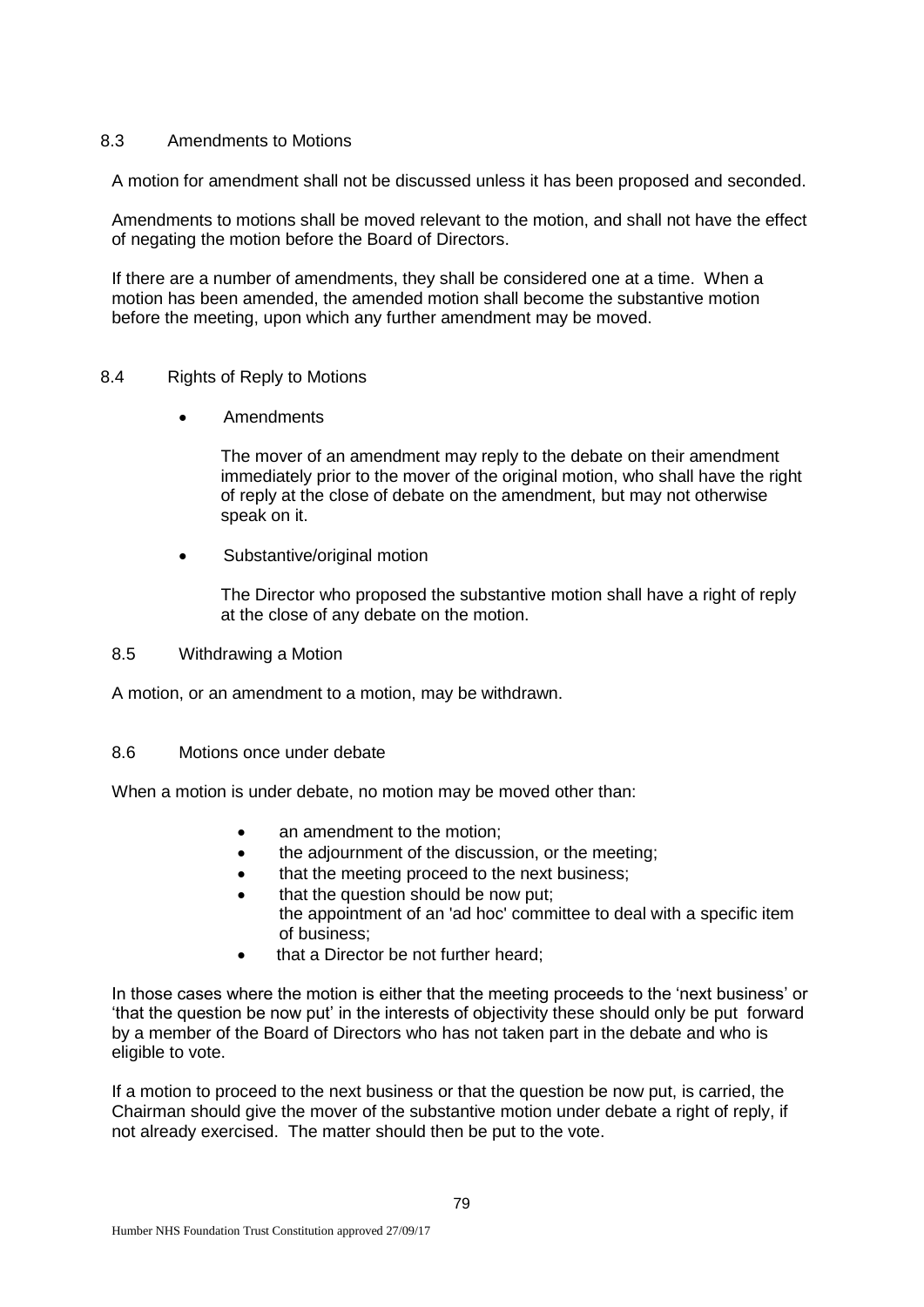### 8.3 Amendments to Motions

A motion for amendment shall not be discussed unless it has been proposed and seconded.

Amendments to motions shall be moved relevant to the motion, and shall not have the effect of negating the motion before the Board of Directors.

If there are a number of amendments, they shall be considered one at a time. When a motion has been amended, the amended motion shall become the substantive motion before the meeting, upon which any further amendment may be moved.

### 8.4 Rights of Reply to Motions

- Amendments

  The mover of an amendment may reply to the debate on their amendment immediately prior to the mover of the original motion, who shall have the right of reply at the close of debate on the amendment, but may not otherwise speak on it.

- Substantive/original motion

  The Director who proposed the substantive motion shall have a right of reply at the close of any debate on the motion.

### 8.5 Withdrawing a Motion

A motion, or an amendment to a motion, may be withdrawn.

### 8.6 Motions once under debate

When a motion is under debate, no motion may be moved other than:

- an amendment to the motion;
- the adjournment of the discussion, or the meeting;
- that the meeting proceed to the next business;
- that the question should be now put;
  the appointment of an 'ad hoc' committee to deal with a specific item of business;
- that a Director be not further heard;

In those cases where the motion is either that the meeting proceeds to the 'next business' or 'that the question be now put' in the interests of objectivity these should only be put forward by a member of the Board of Directors who has not taken part in the debate and who is eligible to vote.

If a motion to proceed to the next business or that the question be now put, is carried, the Chairman should give the mover of the substantive motion under debate a right of reply, if not already exercised. The matter should then be put to the vote.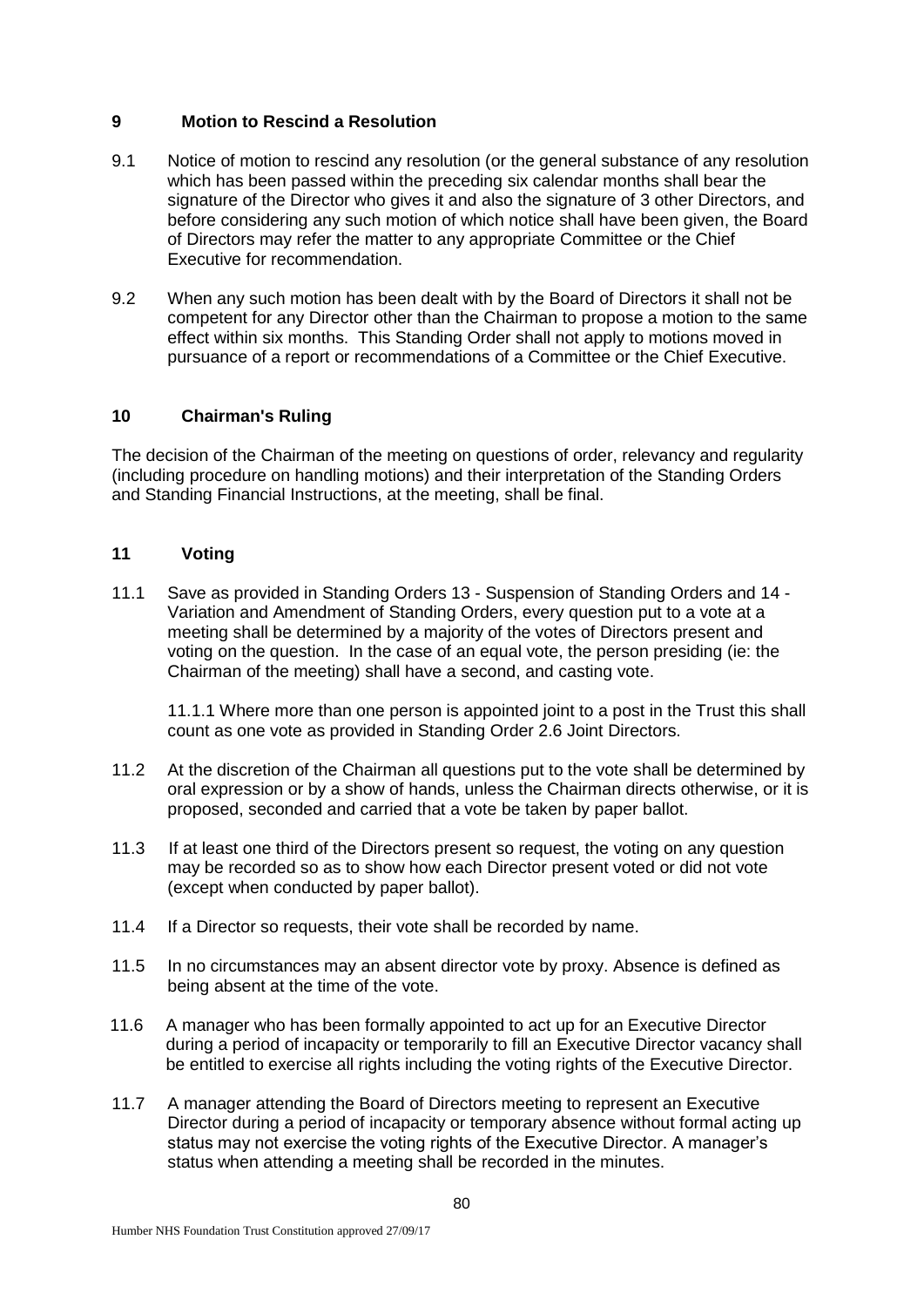## 9 Motion to Rescind a Resolution

9.1 Notice of motion to rescind any resolution (or the general substance of any resolution which has been passed within the preceding six calendar months shall bear the signature of the Director who gives it and also the signature of 3 other Directors, and before considering any such motion of which notice shall have been given, the Board of Directors may refer the matter to any appropriate Committee or the Chief Executive for recommendation.

9.2 When any such motion has been dealt with by the Board of Directors it shall not be competent for any Director other than the Chairman to propose a motion to the same effect within six months. This Standing Order shall not apply to motions moved in pursuance of a report or recommendations of a Committee or the Chief Executive.

## 10 Chairman's Ruling

The decision of the Chairman of the meeting on questions of order, relevancy and regularity (including procedure on handling motions) and their interpretation of the Standing Orders and Standing Financial Instructions, at the meeting, shall be final.

## 11 Voting

11.1 Save as provided in Standing Orders 13 - Suspension of Standing Orders and 14 - Variation and Amendment of Standing Orders, every question put to a vote at a meeting shall be determined by a majority of the votes of Directors present and voting on the question. In the case of an equal vote, the person presiding (ie: the Chairman of the meeting) shall have a second, and casting vote.

11.1.1 Where more than one person is appointed joint to a post in the Trust this shall count as one vote as provided in Standing Order 2.6 Joint Directors.

11.2 At the discretion of the Chairman all questions put to the vote shall be determined by oral expression or by a show of hands, unless the Chairman directs otherwise, or it is proposed, seconded and carried that a vote be taken by paper ballot.

11.3 If at least one third of the Directors present so request, the voting on any question may be recorded so as to show how each Director present voted or did not vote (except when conducted by paper ballot).

11.4 If a Director so requests, their vote shall be recorded by name.

11.5 In no circumstances may an absent director vote by proxy. Absence is defined as being absent at the time of the vote.

11.6 A manager who has been formally appointed to act up for an Executive Director during a period of incapacity or temporarily to fill an Executive Director vacancy shall be entitled to exercise all rights including the voting rights of the Executive Director.

11.7 A manager attending the Board of Directors meeting to represent an Executive Director during a period of incapacity or temporary absence without formal acting up status may not exercise the voting rights of the Executive Director. A manager's status when attending a meeting shall be recorded in the minutes.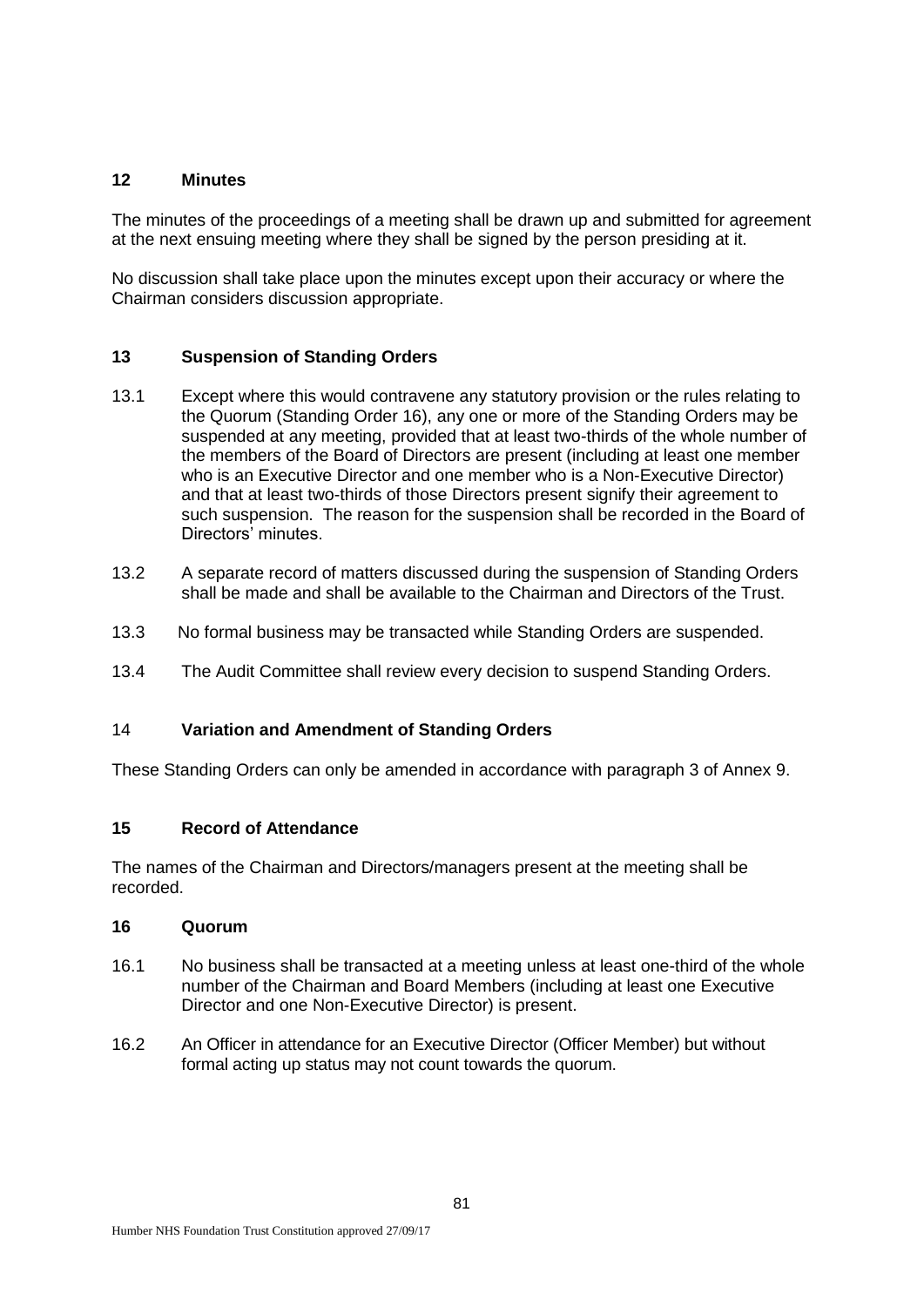## 12 Minutes

The minutes of the proceedings of a meeting shall be drawn up and submitted for agreement at the next ensuing meeting where they shall be signed by the person presiding at it.

No discussion shall take place upon the minutes except upon their accuracy or where the Chairman considers discussion appropriate.

## 13 Suspension of Standing Orders

13.1 Except where this would contravene any statutory provision or the rules relating to the Quorum (Standing Order 16), any one or more of the Standing Orders may be suspended at any meeting, provided that at least two-thirds of the whole number of the members of the Board of Directors are present (including at least one member who is an Executive Director and one member who is a Non-Executive Director) and that at least two-thirds of those Directors present signify their agreement to such suspension. The reason for the suspension shall be recorded in the Board of Directors' minutes.

13.2 A separate record of matters discussed during the suspension of Standing Orders shall be made and shall be available to the Chairman and Directors of the Trust.

13.3 No formal business may be transacted while Standing Orders are suspended.

13.4 The Audit Committee shall review every decision to suspend Standing Orders.

## 14 Variation and Amendment of Standing Orders

These Standing Orders can only be amended in accordance with paragraph 3 of Annex 9.

## 15 Record of Attendance

The names of the Chairman and Directors/managers present at the meeting shall be recorded.

## 16 Quorum

16.1 No business shall be transacted at a meeting unless at least one-third of the whole number of the Chairman and Board Members (including at least one Executive Director and one Non-Executive Director) is present.

16.2 An Officer in attendance for an Executive Director (Officer Member) but without formal acting up status may not count towards the quorum.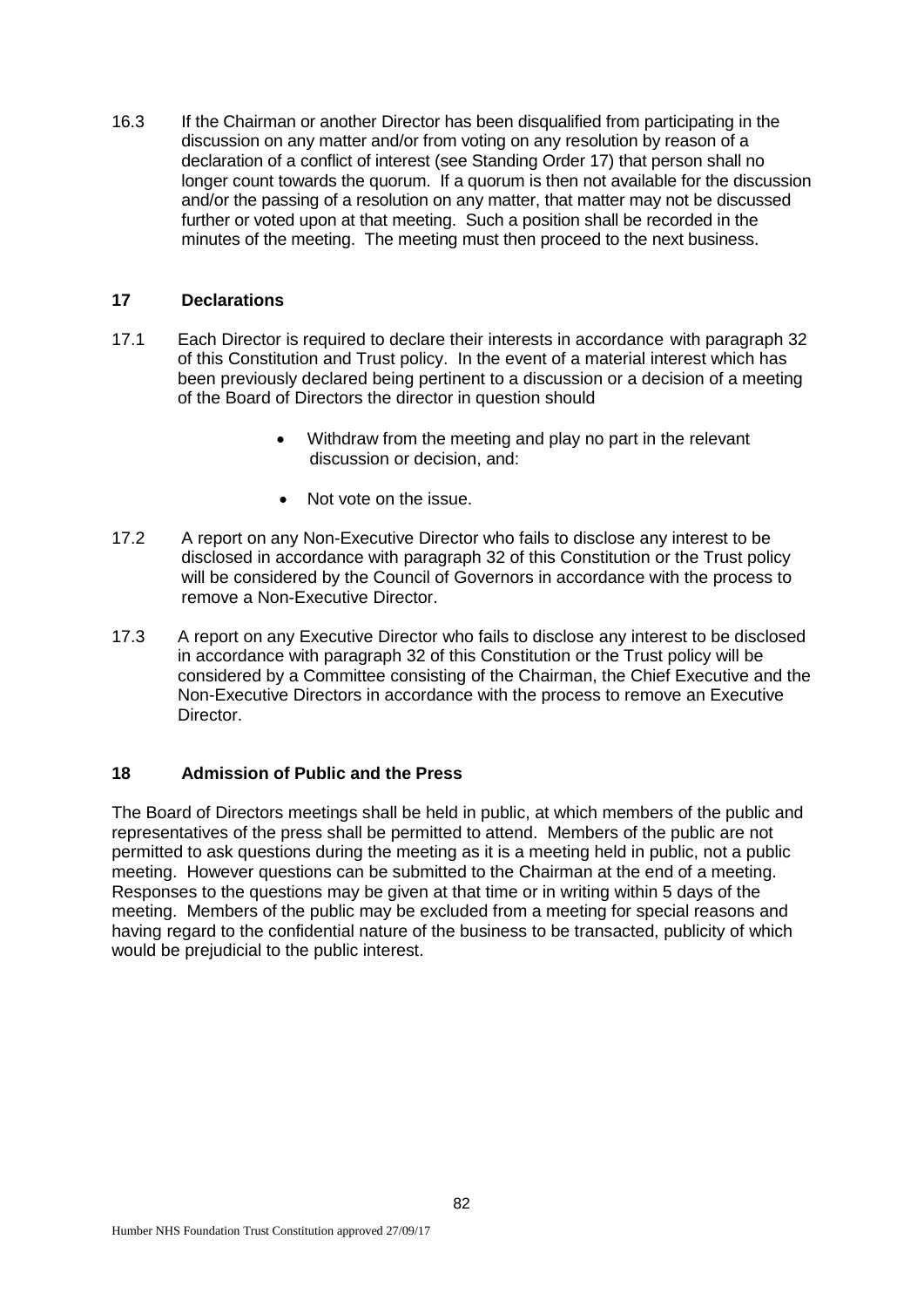16.3 If the Chairman or another Director has been disqualified from participating in the discussion on any matter and/or from voting on any resolution by reason of a declaration of a conflict of interest (see Standing Order 17) that person shall no longer count towards the quorum. If a quorum is then not available for the discussion and/or the passing of a resolution on any matter, that matter may not be discussed further or voted upon at that meeting. Such a position shall be recorded in the minutes of the meeting. The meeting must then proceed to the next business.

## 17 Declarations

17.1 Each Director is required to declare their interests in accordance with paragraph 32 of this Constitution and Trust policy. In the event of a material interest which has been previously declared being pertinent to a discussion or a decision of a meeting of the Board of Directors the director in question should

- Withdraw from the meeting and play no part in the relevant discussion or decision, and:
- Not vote on the issue.

17.2 A report on any Non-Executive Director who fails to disclose any interest to be disclosed in accordance with paragraph 32 of this Constitution or the Trust policy will be considered by the Council of Governors in accordance with the process to remove a Non-Executive Director.

17.3 A report on any Executive Director who fails to disclose any interest to be disclosed in accordance with paragraph 32 of this Constitution or the Trust policy will be considered by a Committee consisting of the Chairman, the Chief Executive and the Non-Executive Directors in accordance with the process to remove an Executive Director.

## 18 Admission of Public and the Press

The Board of Directors meetings shall be held in public, at which members of the public and representatives of the press shall be permitted to attend. Members of the public are not permitted to ask questions during the meeting as it is a meeting held in public, not a public meeting. However questions can be submitted to the Chairman at the end of a meeting. Responses to the questions may be given at that time or in writing within 5 days of the meeting. Members of the public may be excluded from a meeting for special reasons and having regard to the confidential nature of the business to be transacted, publicity of which would be prejudicial to the public interest.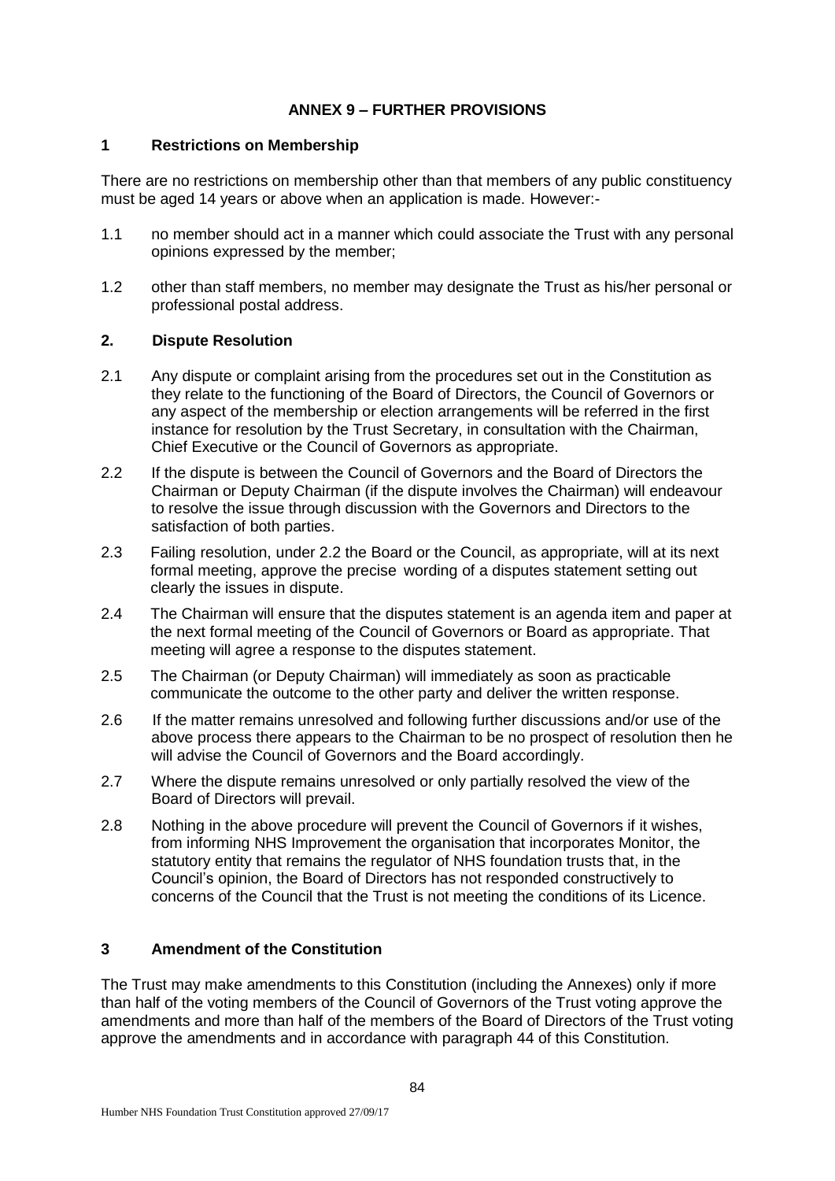## ANNEX 9 – FURTHER PROVISIONS

### 1 Restrictions on Membership

There are no restrictions on membership other than that members of any public constituency must be aged 14 years or above when an application is made. However:-

1.1 no member should act in a manner which could associate the Trust with any personal opinions expressed by the member;

1.2 other than staff members, no member may designate the Trust as his/her personal or professional postal address.

### 2. Dispute Resolution

2.1 Any dispute or complaint arising from the procedures set out in the Constitution as they relate to the functioning of the Board of Directors, the Council of Governors or any aspect of the membership or election arrangements will be referred in the first instance for resolution by the Trust Secretary, in consultation with the Chairman, Chief Executive or the Council of Governors as appropriate.

2.2 If the dispute is between the Council of Governors and the Board of Directors the Chairman or Deputy Chairman (if the dispute involves the Chairman) will endeavour to resolve the issue through discussion with the Governors and Directors to the satisfaction of both parties.

2.3 Failing resolution, under 2.2 the Board or the Council, as appropriate, will at its next formal meeting, approve the precise wording of a disputes statement setting out clearly the issues in dispute.

2.4 The Chairman will ensure that the disputes statement is an agenda item and paper at the next formal meeting of the Council of Governors or Board as appropriate. That meeting will agree a response to the disputes statement.

2.5 The Chairman (or Deputy Chairman) will immediately as soon as practicable communicate the outcome to the other party and deliver the written response.

2.6 If the matter remains unresolved and following further discussions and/or use of the above process there appears to the Chairman to be no prospect of resolution then he will advise the Council of Governors and the Board accordingly.

2.7 Where the dispute remains unresolved or only partially resolved the view of the Board of Directors will prevail.

2.8 Nothing in the above procedure will prevent the Council of Governors if it wishes, from informing NHS Improvement the organisation that incorporates Monitor, the statutory entity that remains the regulator of NHS foundation trusts that, in the Council's opinion, the Board of Directors has not responded constructively to concerns of the Council that the Trust is not meeting the conditions of its Licence.

### 3 Amendment of the Constitution

The Trust may make amendments to this Constitution (including the Annexes) only if more than half of the voting members of the Council of Governors of the Trust voting approve the amendments and more than half of the members of the Board of Directors of the Trust voting approve the amendments and in accordance with paragraph 44 of this Constitution.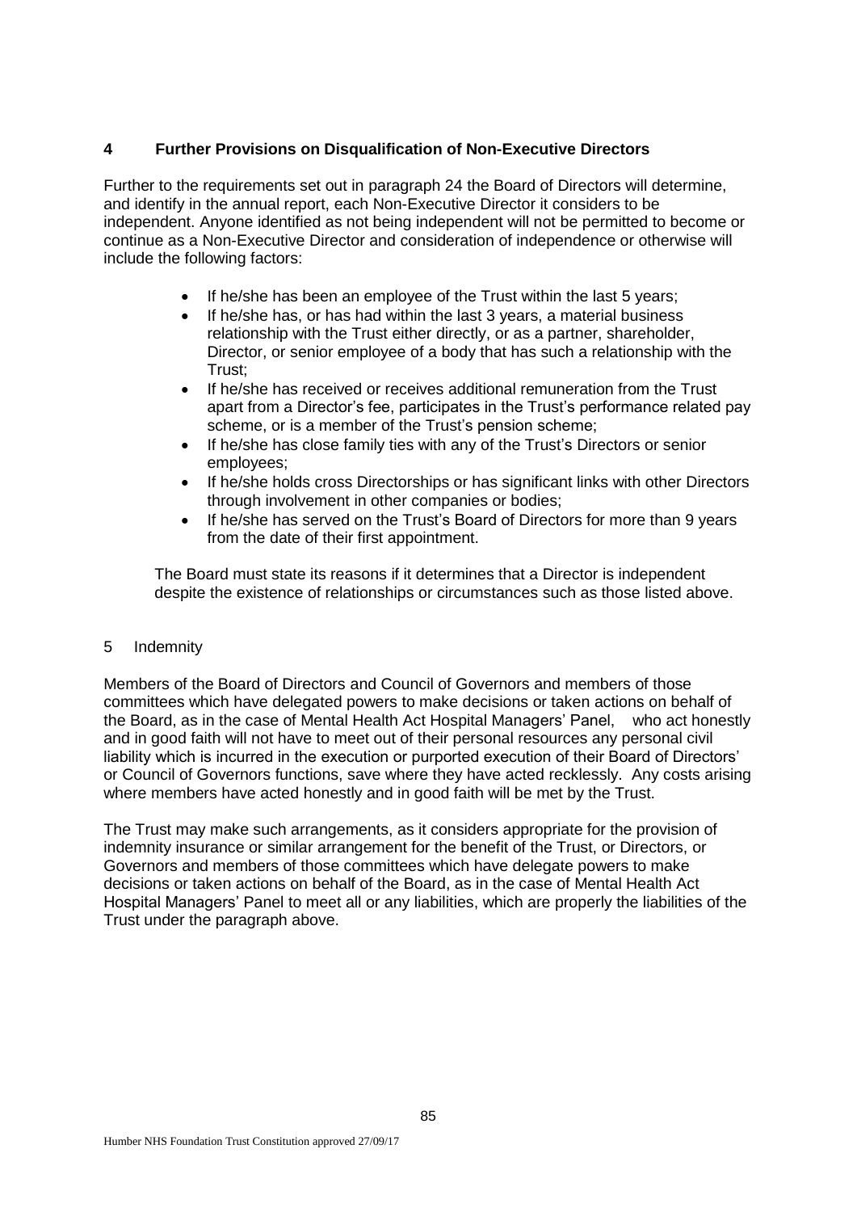## 4 Further Provisions on Disqualification of Non-Executive Directors

Further to the requirements set out in paragraph 24 the Board of Directors will determine, and identify in the annual report, each Non-Executive Director it considers to be independent. Anyone identified as not being independent will not be permitted to become or continue as a Non-Executive Director and consideration of independence or otherwise will include the following factors:

- If he/she has been an employee of the Trust within the last 5 years;
- If he/she has, or has had within the last 3 years, a material business relationship with the Trust either directly, or as a partner, shareholder, Director, or senior employee of a body that has such a relationship with the Trust;
- If he/she has received or receives additional remuneration from the Trust apart from a Director's fee, participates in the Trust's performance related pay scheme, or is a member of the Trust's pension scheme;
- If he/she has close family ties with any of the Trust's Directors or senior employees;
- If he/she holds cross Directorships or has significant links with other Directors through involvement in other companies or bodies;
- If he/she has served on the Trust's Board of Directors for more than 9 years from the date of their first appointment.

The Board must state its reasons if it determines that a Director is independent despite the existence of relationships or circumstances such as those listed above.

## 5 Indemnity

Members of the Board of Directors and Council of Governors and members of those committees which have delegated powers to make decisions or taken actions on behalf of the Board, as in the case of Mental Health Act Hospital Managers' Panel, who act honestly and in good faith will not have to meet out of their personal resources any personal civil liability which is incurred in the execution or purported execution of their Board of Directors' or Council of Governors functions, save where they have acted recklessly. Any costs arising where members have acted honestly and in good faith will be met by the Trust.

The Trust may make such arrangements, as it considers appropriate for the provision of indemnity insurance or similar arrangement for the benefit of the Trust, or Directors, or Governors and members of those committees which have delegate powers to make decisions or taken actions on behalf of the Board, as in the case of Mental Health Act Hospital Managers' Panel to meet all or any liabilities, which are properly the liabilities of the Trust under the paragraph above.